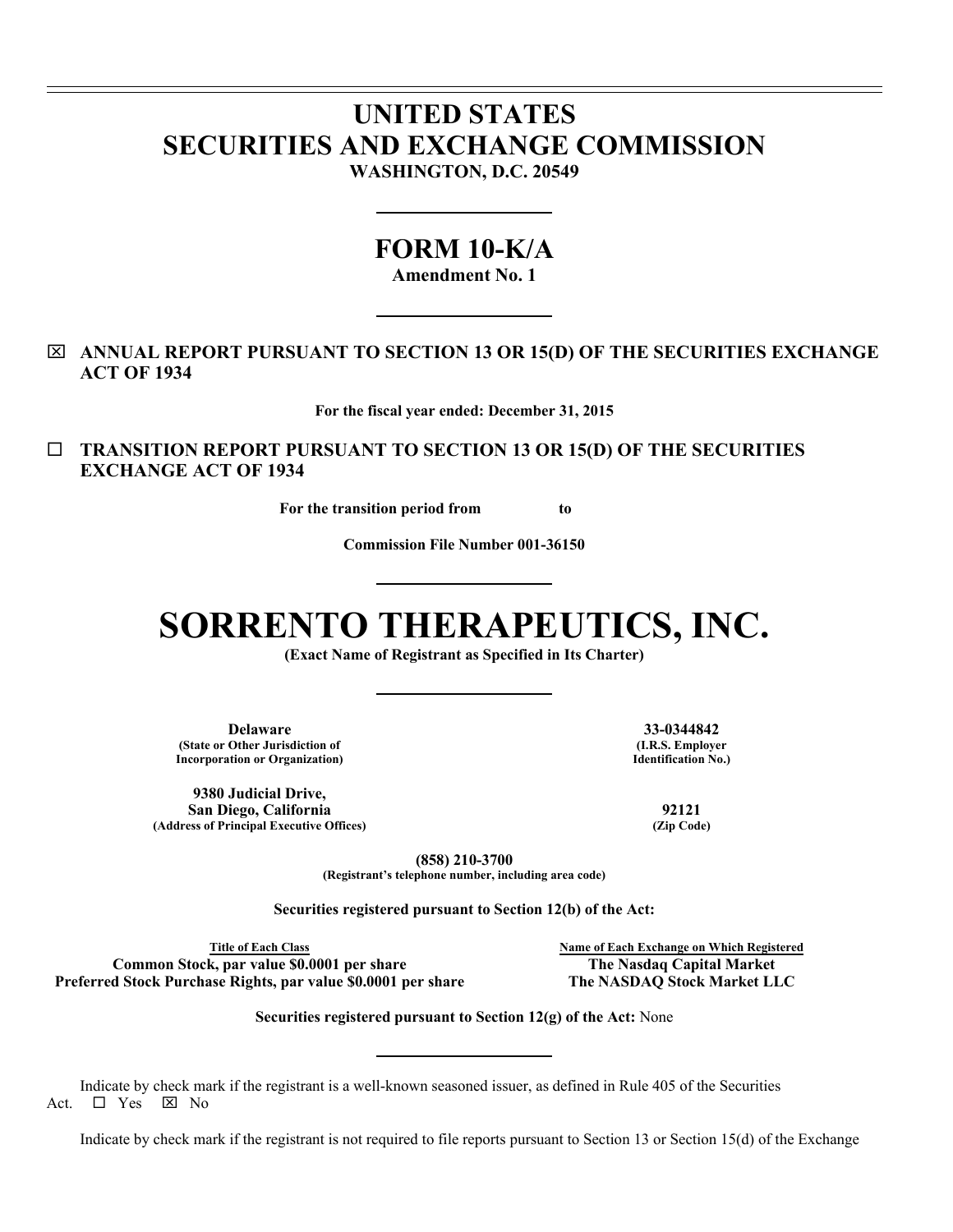# UNITED STATES
# SECURITIES AND EXCHANGE COMMISSION

**WASHINGTON, D.C. 20549**

---

# FORM 10-K/A

**Amendment No. 1**

---

☒ **ANNUAL REPORT PURSUANT TO SECTION 13 OR 15(D) OF THE SECURITIES EXCHANGE ACT OF 1934**

**For the fiscal year ended: December 31, 2015**

☐ **TRANSITION REPORT PURSUANT TO SECTION 13 OR 15(D) OF THE SECURITIES EXCHANGE ACT OF 1934**

**For the transition period from to**

**Commission File Number 001-36150**

---

# SORRENTO THERAPEUTICS, INC.

**(Exact Name of Registrant as Specified in Its Charter)**

---

| | |
|---|---|
| **Delaware**<br>**(State or Other Jurisdiction of Incorporation or Organization)** | **33-0344842**<br>**(I.R.S. Employer Identification No.)** |
| **9380 Judicial Drive, San Diego, California**<br>**(Address of Principal Executive Offices)** | **92121**<br>**(Zip Code)** |

**(858) 210-3700**
**(Registrant's telephone number, including area code)**

**Securities registered pursuant to Section 12(b) of the Act:**

| Title of Each Class | Name of Each Exchange on Which Registered |
|---|---|
| **Common Stock, par value $0.0001 per share** | **The Nasdaq Capital Market** |
| **Preferred Stock Purchase Rights, par value $0.0001 per share** | **The NASDAQ Stock Market LLC** |

**Securities registered pursuant to Section 12(g) of the Act:** None

---

Indicate by check mark if the registrant is a well-known seasoned issuer, as defined in Rule 405 of the Securities Act. ☐ Yes ☒ No

Indicate by check mark if the registrant is not required to file reports pursuant to Section 13 or Section 15(d) of the Exchange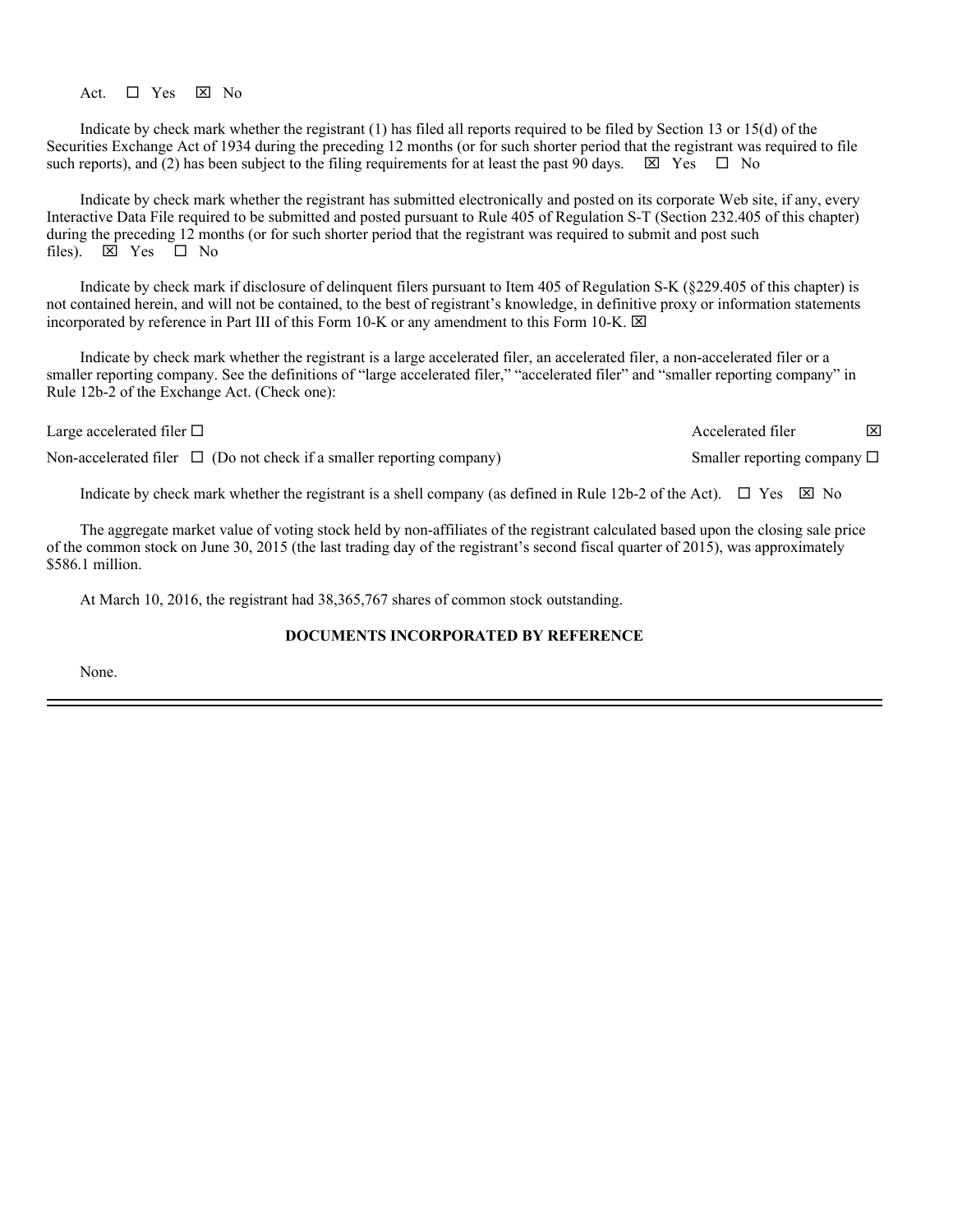Act. ☐ Yes ☒ No

Indicate by check mark whether the registrant (1) has filed all reports required to be filed by Section 13 or 15(d) of the Securities Exchange Act of 1934 during the preceding 12 months (or for such shorter period that the registrant was required to file such reports), and (2) has been subject to the filing requirements for at least the past 90 days. ☒ Yes ☐ No

Indicate by check mark whether the registrant has submitted electronically and posted on its corporate Web site, if any, every Interactive Data File required to be submitted and posted pursuant to Rule 405 of Regulation S-T (Section 232.405 of this chapter) during the preceding 12 months (or for such shorter period that the registrant was required to submit and post such files). ☒ Yes ☐ No

Indicate by check mark if disclosure of delinquent filers pursuant to Item 405 of Regulation S-K (§229.405 of this chapter) is not contained herein, and will not be contained, to the best of registrant's knowledge, in definitive proxy or information statements incorporated by reference in Part III of this Form 10-K or any amendment to this Form 10-K. ☒

Indicate by check mark whether the registrant is a large accelerated filer, an accelerated filer, a non-accelerated filer or a smaller reporting company. See the definitions of "large accelerated filer," "accelerated filer" and "smaller reporting company" in Rule 12b-2 of the Exchange Act. (Check one):

| | |
|---|---|
| Large accelerated filer ☐ | Accelerated filer ☒ |
| Non-accelerated filer ☐ (Do not check if a smaller reporting company) | Smaller reporting company ☐ |

Indicate by check mark whether the registrant is a shell company (as defined in Rule 12b-2 of the Act). ☐ Yes ☒ No

The aggregate market value of voting stock held by non-affiliates of the registrant calculated based upon the closing sale price of the common stock on June 30, 2015 (the last trading day of the registrant's second fiscal quarter of 2015), was approximately $586.1 million.

At March 10, 2016, the registrant had 38,365,767 shares of common stock outstanding.

**DOCUMENTS INCORPORATED BY REFERENCE**

None.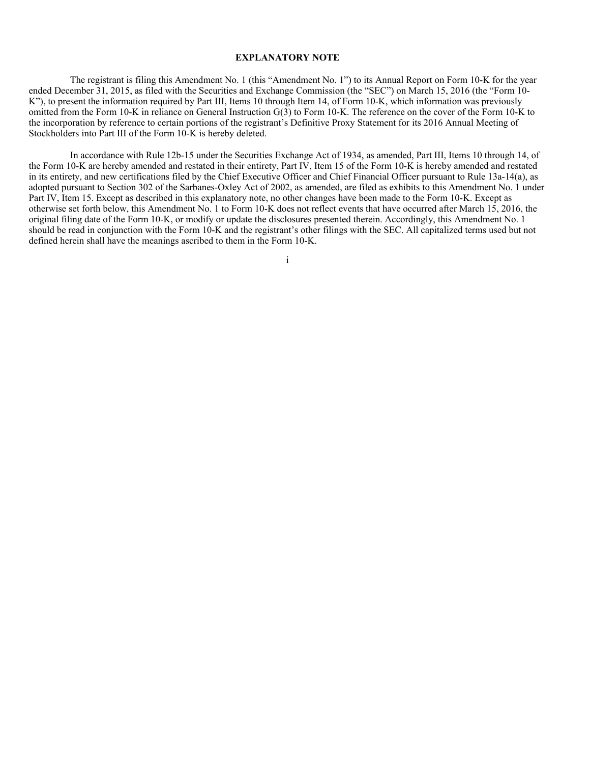## EXPLANATORY NOTE

The registrant is filing this Amendment No. 1 (this "Amendment No. 1") to its Annual Report on Form 10-K for the year ended December 31, 2015, as filed with the Securities and Exchange Commission (the "SEC") on March 15, 2016 (the "Form 10-K"), to present the information required by Part III, Items 10 through Item 14, of Form 10-K, which information was previously omitted from the Form 10-K in reliance on General Instruction G(3) to Form 10-K. The reference on the cover of the Form 10-K to the incorporation by reference to certain portions of the registrant's Definitive Proxy Statement for its 2016 Annual Meeting of Stockholders into Part III of the Form 10-K is hereby deleted.

In accordance with Rule 12b-15 under the Securities Exchange Act of 1934, as amended, Part III, Items 10 through 14, of the Form 10-K are hereby amended and restated in their entirety, Part IV, Item 15 of the Form 10-K is hereby amended and restated in its entirety, and new certifications filed by the Chief Executive Officer and Chief Financial Officer pursuant to Rule 13a-14(a), as adopted pursuant to Section 302 of the Sarbanes-Oxley Act of 2002, as amended, are filed as exhibits to this Amendment No. 1 under Part IV, Item 15. Except as described in this explanatory note, no other changes have been made to the Form 10-K. Except as otherwise set forth below, this Amendment No. 1 to Form 10-K does not reflect events that have occurred after March 15, 2016, the original filing date of the Form 10-K, or modify or update the disclosures presented therein. Accordingly, this Amendment No. 1 should be read in conjunction with the Form 10-K and the registrant's other filings with the SEC. All capitalized terms used but not defined herein shall have the meanings ascribed to them in the Form 10-K.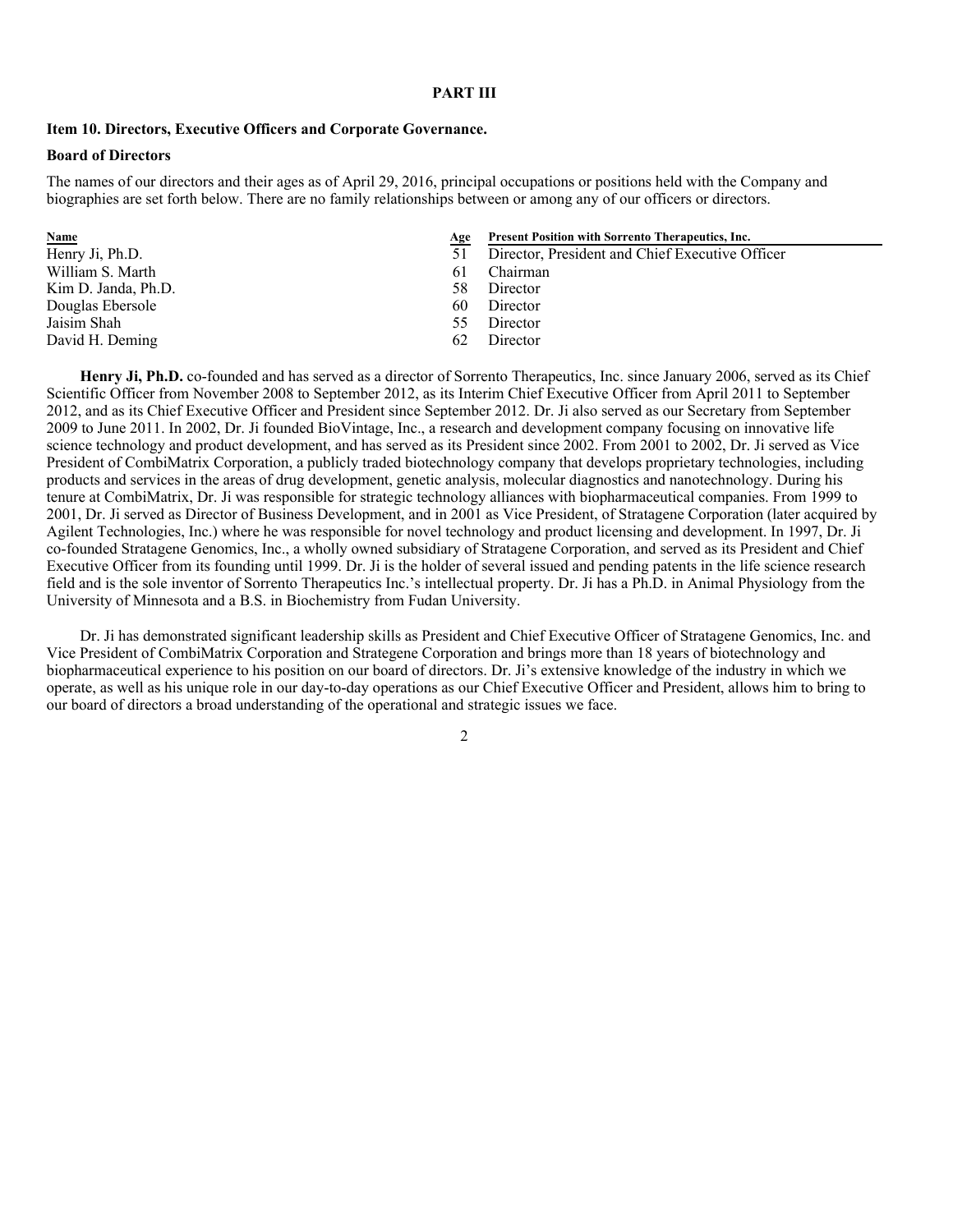# PART III

## Item 10. Directors, Executive Officers and Corporate Governance.

### Board of Directors

The names of our directors and their ages as of April 29, 2016, principal occupations or positions held with the Company and biographies are set forth below. There are no family relationships between or among any of our officers or directors.

| Name | Age | Present Position with Sorrento Therapeutics, Inc. |
|---|---|---|
| Henry Ji, Ph.D. | 51 | Director, President and Chief Executive Officer |
| William S. Marth | 61 | Chairman |
| Kim D. Janda, Ph.D. | 58 | Director |
| Douglas Ebersole | 60 | Director |
| Jaisim Shah | 55 | Director |
| David H. Deming | 62 | Director |

**Henry Ji, Ph.D.** co-founded and has served as a director of Sorrento Therapeutics, Inc. since January 2006, served as its Chief Scientific Officer from November 2008 to September 2012, as its Interim Chief Executive Officer from April 2011 to September 2012, and as its Chief Executive Officer and President since September 2012. Dr. Ji also served as our Secretary from September 2009 to June 2011. In 2002, Dr. Ji founded BioVintage, Inc., a research and development company focusing on innovative life science technology and product development, and has served as its President since 2002. From 2001 to 2002, Dr. Ji served as Vice President of CombiMatrix Corporation, a publicly traded biotechnology company that develops proprietary technologies, including products and services in the areas of drug development, genetic analysis, molecular diagnostics and nanotechnology. During his tenure at CombiMatrix, Dr. Ji was responsible for strategic technology alliances with biopharmaceutical companies. From 1999 to 2001, Dr. Ji served as Director of Business Development, and in 2001 as Vice President, of Stratagene Corporation (later acquired by Agilent Technologies, Inc.) where he was responsible for novel technology and product licensing and development. In 1997, Dr. Ji co-founded Stratagene Genomics, Inc., a wholly owned subsidiary of Stratagene Corporation, and served as its President and Chief Executive Officer from its founding until 1999. Dr. Ji is the holder of several issued and pending patents in the life science research field and is the sole inventor of Sorrento Therapeutics Inc.'s intellectual property. Dr. Ji has a Ph.D. in Animal Physiology from the University of Minnesota and a B.S. in Biochemistry from Fudan University.

Dr. Ji has demonstrated significant leadership skills as President and Chief Executive Officer of Stratagene Genomics, Inc. and Vice President of CombiMatrix Corporation and Strategene Corporation and brings more than 18 years of biotechnology and biopharmaceutical experience to his position on our board of directors. Dr. Ji's extensive knowledge of the industry in which we operate, as well as his unique role in our day-to-day operations as our Chief Executive Officer and President, allows him to bring to our board of directors a broad understanding of the operational and strategic issues we face.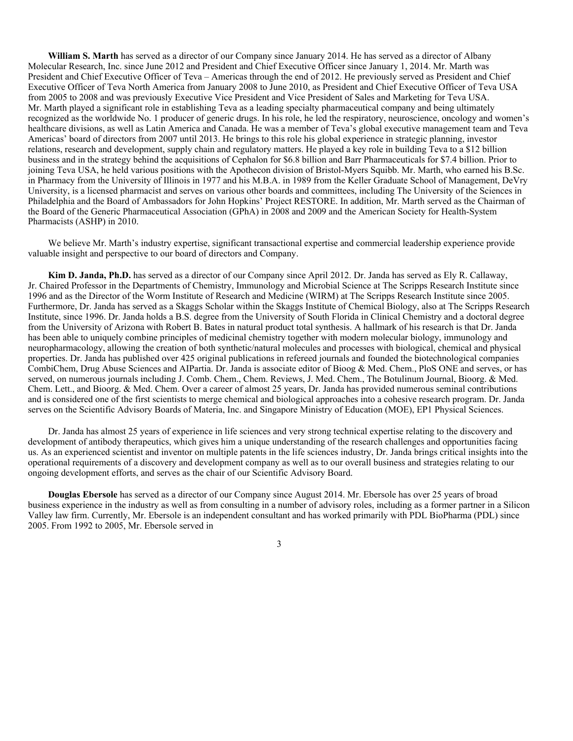**William S. Marth** has served as a director of our Company since January 2014. He has served as a director of Albany Molecular Research, Inc. since June 2012 and President and Chief Executive Officer since January 1, 2014. Mr. Marth was President and Chief Executive Officer of Teva – Americas through the end of 2012. He previously served as President and Chief Executive Officer of Teva North America from January 2008 to June 2010, as President and Chief Executive Officer of Teva USA from 2005 to 2008 and was previously Executive Vice President and Vice President of Sales and Marketing for Teva USA. Mr. Marth played a significant role in establishing Teva as a leading specialty pharmaceutical company and being ultimately recognized as the worldwide No. 1 producer of generic drugs. In his role, he led the respiratory, neuroscience, oncology and women's healthcare divisions, as well as Latin America and Canada. He was a member of Teva's global executive management team and Teva Americas' board of directors from 2007 until 2013. He brings to this role his global experience in strategic planning, investor relations, research and development, supply chain and regulatory matters. He played a key role in building Teva to a $12 billion business and in the strategy behind the acquisitions of Cephalon for $6.8 billion and Barr Pharmaceuticals for $7.4 billion. Prior to joining Teva USA, he held various positions with the Apothecon division of Bristol-Myers Squibb. Mr. Marth, who earned his B.Sc. in Pharmacy from the University of Illinois in 1977 and his M.B.A. in 1989 from the Keller Graduate School of Management, DeVry University, is a licensed pharmacist and serves on various other boards and committees, including The University of the Sciences in Philadelphia and the Board of Ambassadors for John Hopkins' Project RESTORE. In addition, Mr. Marth served as the Chairman of the Board of the Generic Pharmaceutical Association (GPhA) in 2008 and 2009 and the American Society for Health-System Pharmacists (ASHP) in 2010.

We believe Mr. Marth's industry expertise, significant transactional expertise and commercial leadership experience provide valuable insight and perspective to our board of directors and Company.

**Kim D. Janda, Ph.D.** has served as a director of our Company since April 2012. Dr. Janda has served as Ely R. Callaway, Jr. Chaired Professor in the Departments of Chemistry, Immunology and Microbial Science at The Scripps Research Institute since 1996 and as the Director of the Worm Institute of Research and Medicine (WIRM) at The Scripps Research Institute since 2005. Furthermore, Dr. Janda has served as a Skaggs Scholar within the Skaggs Institute of Chemical Biology, also at The Scripps Research Institute, since 1996. Dr. Janda holds a B.S. degree from the University of South Florida in Clinical Chemistry and a doctoral degree from the University of Arizona with Robert B. Bates in natural product total synthesis. A hallmark of his research is that Dr. Janda has been able to uniquely combine principles of medicinal chemistry together with modern molecular biology, immunology and neuropharmacology, allowing the creation of both synthetic/natural molecules and processes with biological, chemical and physical properties. Dr. Janda has published over 425 original publications in refereed journals and founded the biotechnological companies CombiChem, Drug Abuse Sciences and AIPartia. Dr. Janda is associate editor of Bioog & Med. Chem., PloS ONE and serves, or has served, on numerous journals including J. Comb. Chem., Chem. Reviews, J. Med. Chem., The Botulinum Journal, Bioorg. & Med. Chem. Lett., and Bioorg. & Med. Chem. Over a career of almost 25 years, Dr. Janda has provided numerous seminal contributions and is considered one of the first scientists to merge chemical and biological approaches into a cohesive research program. Dr. Janda serves on the Scientific Advisory Boards of Materia, Inc. and Singapore Ministry of Education (MOE), EP1 Physical Sciences.

Dr. Janda has almost 25 years of experience in life sciences and very strong technical expertise relating to the discovery and development of antibody therapeutics, which gives him a unique understanding of the research challenges and opportunities facing us. As an experienced scientist and inventor on multiple patents in the life sciences industry, Dr. Janda brings critical insights into the operational requirements of a discovery and development company as well as to our overall business and strategies relating to our ongoing development efforts, and serves as the chair of our Scientific Advisory Board.

**Douglas Ebersole** has served as a director of our Company since August 2014. Mr. Ebersole has over 25 years of broad business experience in the industry as well as from consulting in a number of advisory roles, including as a former partner in a Silicon Valley law firm. Currently, Mr. Ebersole is an independent consultant and has worked primarily with PDL BioPharma (PDL) since 2005. From 1992 to 2005, Mr. Ebersole served in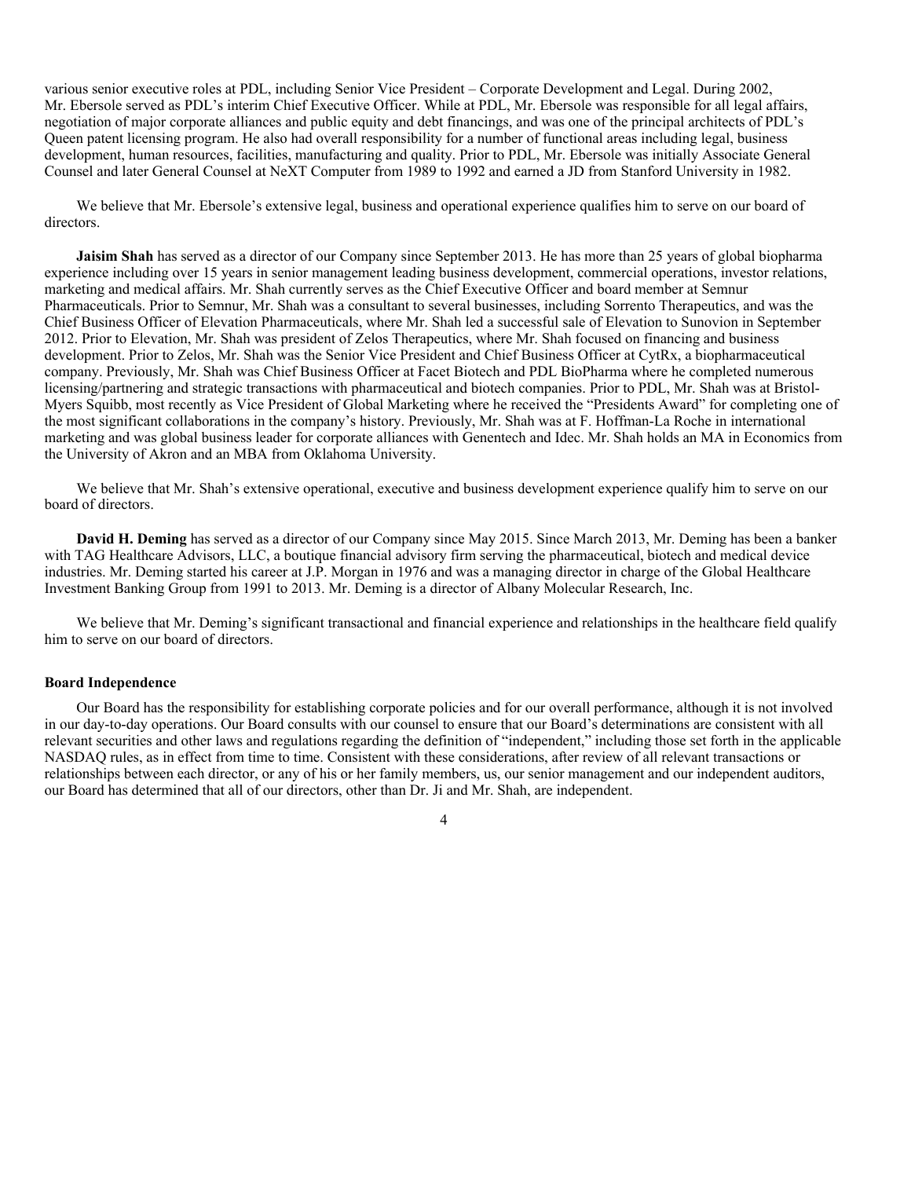various senior executive roles at PDL, including Senior Vice President – Corporate Development and Legal. During 2002, Mr. Ebersole served as PDL's interim Chief Executive Officer. While at PDL, Mr. Ebersole was responsible for all legal affairs, negotiation of major corporate alliances and public equity and debt financings, and was one of the principal architects of PDL's Queen patent licensing program. He also had overall responsibility for a number of functional areas including legal, business development, human resources, facilities, manufacturing and quality. Prior to PDL, Mr. Ebersole was initially Associate General Counsel and later General Counsel at NeXT Computer from 1989 to 1992 and earned a JD from Stanford University in 1982.

We believe that Mr. Ebersole's extensive legal, business and operational experience qualifies him to serve on our board of directors.

**Jaisim Shah** has served as a director of our Company since September 2013. He has more than 25 years of global biopharma experience including over 15 years in senior management leading business development, commercial operations, investor relations, marketing and medical affairs. Mr. Shah currently serves as the Chief Executive Officer and board member at Semnur Pharmaceuticals. Prior to Semnur, Mr. Shah was a consultant to several businesses, including Sorrento Therapeutics, and was the Chief Business Officer of Elevation Pharmaceuticals, where Mr. Shah led a successful sale of Elevation to Sunovion in September 2012. Prior to Elevation, Mr. Shah was president of Zelos Therapeutics, where Mr. Shah focused on financing and business development. Prior to Zelos, Mr. Shah was the Senior Vice President and Chief Business Officer at CytRx, a biopharmaceutical company. Previously, Mr. Shah was Chief Business Officer at Facet Biotech and PDL BioPharma where he completed numerous licensing/partnering and strategic transactions with pharmaceutical and biotech companies. Prior to PDL, Mr. Shah was at Bristol-Myers Squibb, most recently as Vice President of Global Marketing where he received the "Presidents Award" for completing one of the most significant collaborations in the company's history. Previously, Mr. Shah was at F. Hoffman-La Roche in international marketing and was global business leader for corporate alliances with Genentech and Idec. Mr. Shah holds an MA in Economics from the University of Akron and an MBA from Oklahoma University.

We believe that Mr. Shah's extensive operational, executive and business development experience qualify him to serve on our board of directors.

**David H. Deming** has served as a director of our Company since May 2015. Since March 2013, Mr. Deming has been a banker with TAG Healthcare Advisors, LLC, a boutique financial advisory firm serving the pharmaceutical, biotech and medical device industries. Mr. Deming started his career at J.P. Morgan in 1976 and was a managing director in charge of the Global Healthcare Investment Banking Group from 1991 to 2013. Mr. Deming is a director of Albany Molecular Research, Inc.

We believe that Mr. Deming's significant transactional and financial experience and relationships in the healthcare field qualify him to serve on our board of directors.

**Board Independence**

Our Board has the responsibility for establishing corporate policies and for our overall performance, although it is not involved in our day-to-day operations. Our Board consults with our counsel to ensure that our Board's determinations are consistent with all relevant securities and other laws and regulations regarding the definition of "independent," including those set forth in the applicable NASDAQ rules, as in effect from time to time. Consistent with these considerations, after review of all relevant transactions or relationships between each director, or any of his or her family members, us, our senior management and our independent auditors, our Board has determined that all of our directors, other than Dr. Ji and Mr. Shah, are independent.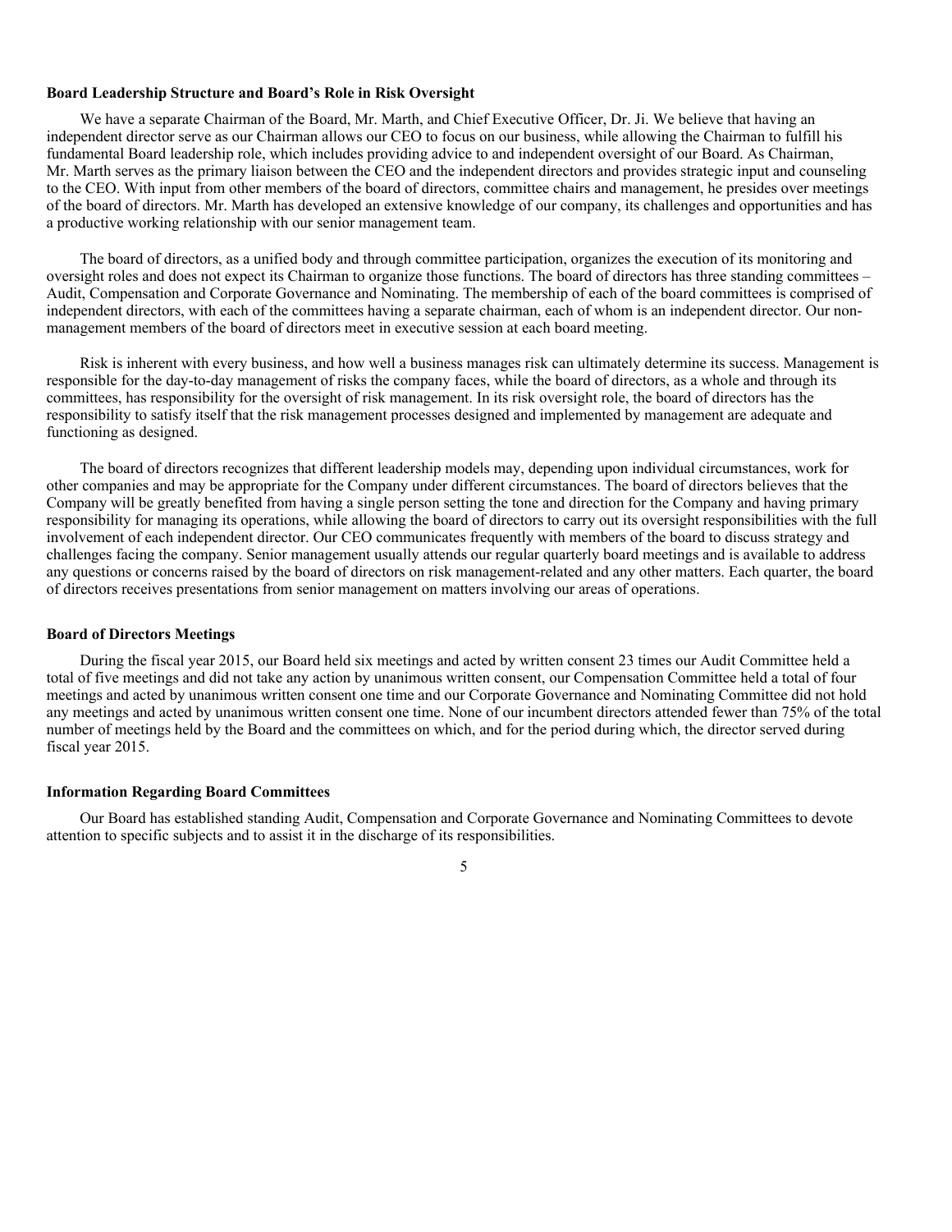**Board Leadership Structure and Board's Role in Risk Oversight**

We have a separate Chairman of the Board, Mr. Marth, and Chief Executive Officer, Dr. Ji. We believe that having an independent director serve as our Chairman allows our CEO to focus on our business, while allowing the Chairman to fulfill his fundamental Board leadership role, which includes providing advice to and independent oversight of our Board. As Chairman, Mr. Marth serves as the primary liaison between the CEO and the independent directors and provides strategic input and counseling to the CEO. With input from other members of the board of directors, committee chairs and management, he presides over meetings of the board of directors. Mr. Marth has developed an extensive knowledge of our company, its challenges and opportunities and has a productive working relationship with our senior management team.

The board of directors, as a unified body and through committee participation, organizes the execution of its monitoring and oversight roles and does not expect its Chairman to organize those functions. The board of directors has three standing committees – Audit, Compensation and Corporate Governance and Nominating. The membership of each of the board committees is comprised of independent directors, with each of the committees having a separate chairman, each of whom is an independent director. Our non-management members of the board of directors meet in executive session at each board meeting.

Risk is inherent with every business, and how well a business manages risk can ultimately determine its success. Management is responsible for the day-to-day management of risks the company faces, while the board of directors, as a whole and through its committees, has responsibility for the oversight of risk management. In its risk oversight role, the board of directors has the responsibility to satisfy itself that the risk management processes designed and implemented by management are adequate and functioning as designed.

The board of directors recognizes that different leadership models may, depending upon individual circumstances, work for other companies and may be appropriate for the Company under different circumstances. The board of directors believes that the Company will be greatly benefited from having a single person setting the tone and direction for the Company and having primary responsibility for managing its operations, while allowing the board of directors to carry out its oversight responsibilities with the full involvement of each independent director. Our CEO communicates frequently with members of the board to discuss strategy and challenges facing the company. Senior management usually attends our regular quarterly board meetings and is available to address any questions or concerns raised by the board of directors on risk management-related and any other matters. Each quarter, the board of directors receives presentations from senior management on matters involving our areas of operations.

**Board of Directors Meetings**

During the fiscal year 2015, our Board held six meetings and acted by written consent 23 times our Audit Committee held a total of five meetings and did not take any action by unanimous written consent, our Compensation Committee held a total of four meetings and acted by unanimous written consent one time and our Corporate Governance and Nominating Committee did not hold any meetings and acted by unanimous written consent one time. None of our incumbent directors attended fewer than 75% of the total number of meetings held by the Board and the committees on which, and for the period during which, the director served during fiscal year 2015.

**Information Regarding Board Committees**

Our Board has established standing Audit, Compensation and Corporate Governance and Nominating Committees to devote attention to specific subjects and to assist it in the discharge of its responsibilities.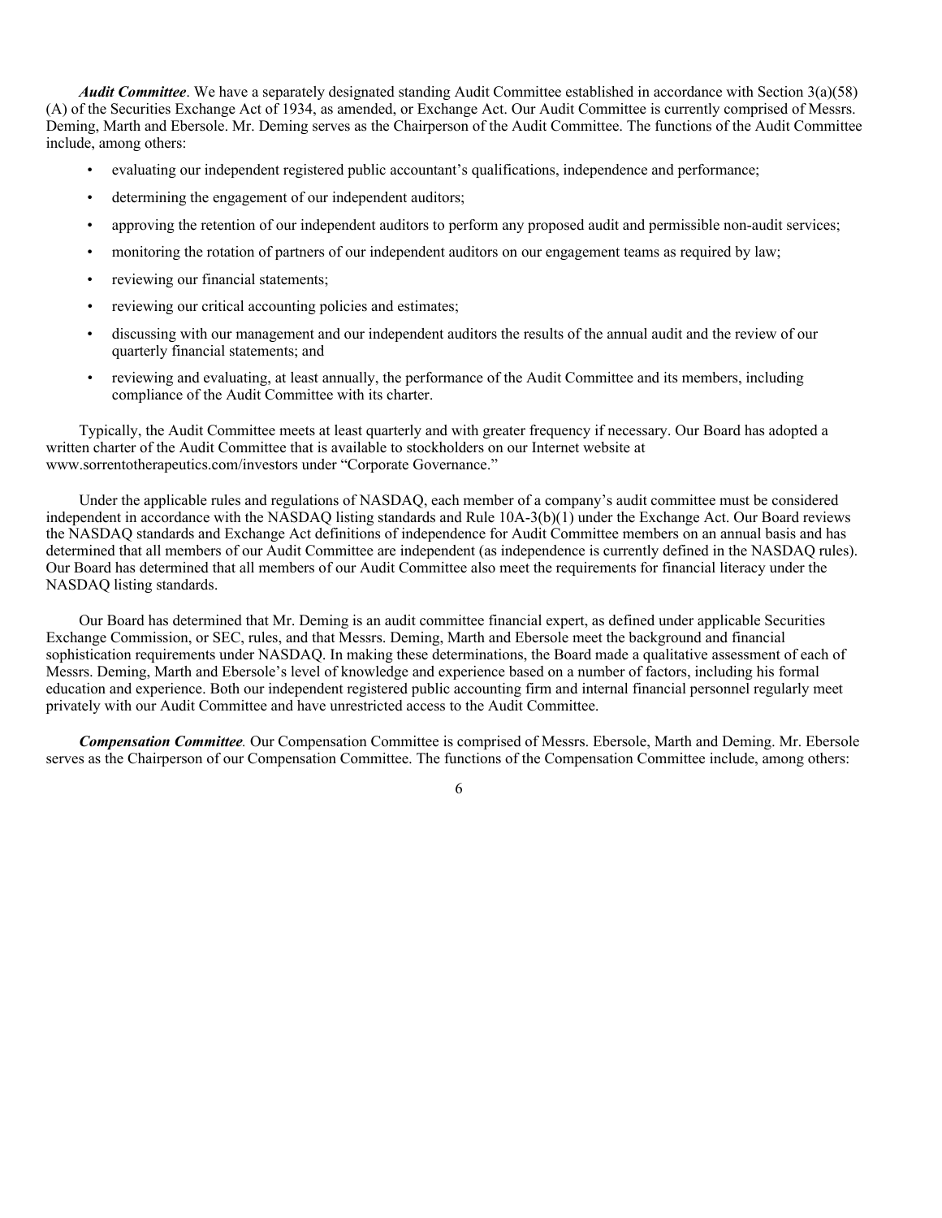***Audit Committee***. We have a separately designated standing Audit Committee established in accordance with Section 3(a)(58)(A) of the Securities Exchange Act of 1934, as amended, or Exchange Act. Our Audit Committee is currently comprised of Messrs. Deming, Marth and Ebersole. Mr. Deming serves as the Chairperson of the Audit Committee. The functions of the Audit Committee include, among others:

- evaluating our independent registered public accountant's qualifications, independence and performance;
- determining the engagement of our independent auditors;
- approving the retention of our independent auditors to perform any proposed audit and permissible non-audit services;
- monitoring the rotation of partners of our independent auditors on our engagement teams as required by law;
- reviewing our financial statements;
- reviewing our critical accounting policies and estimates;
- discussing with our management and our independent auditors the results of the annual audit and the review of our quarterly financial statements; and
- reviewing and evaluating, at least annually, the performance of the Audit Committee and its members, including compliance of the Audit Committee with its charter.

Typically, the Audit Committee meets at least quarterly and with greater frequency if necessary. Our Board has adopted a written charter of the Audit Committee that is available to stockholders on our Internet website at www.sorrentotherapeutics.com/investors under "Corporate Governance."

Under the applicable rules and regulations of NASDAQ, each member of a company's audit committee must be considered independent in accordance with the NASDAQ listing standards and Rule 10A-3(b)(1) under the Exchange Act. Our Board reviews the NASDAQ standards and Exchange Act definitions of independence for Audit Committee members on an annual basis and has determined that all members of our Audit Committee are independent (as independence is currently defined in the NASDAQ rules). Our Board has determined that all members of our Audit Committee also meet the requirements for financial literacy under the NASDAQ listing standards.

Our Board has determined that Mr. Deming is an audit committee financial expert, as defined under applicable Securities Exchange Commission, or SEC, rules, and that Messrs. Deming, Marth and Ebersole meet the background and financial sophistication requirements under NASDAQ. In making these determinations, the Board made a qualitative assessment of each of Messrs. Deming, Marth and Ebersole's level of knowledge and experience based on a number of factors, including his formal education and experience. Both our independent registered public accounting firm and internal financial personnel regularly meet privately with our Audit Committee and have unrestricted access to the Audit Committee.

***Compensation Committee.*** Our Compensation Committee is comprised of Messrs. Ebersole, Marth and Deming. Mr. Ebersole serves as the Chairperson of our Compensation Committee. The functions of the Compensation Committee include, among others: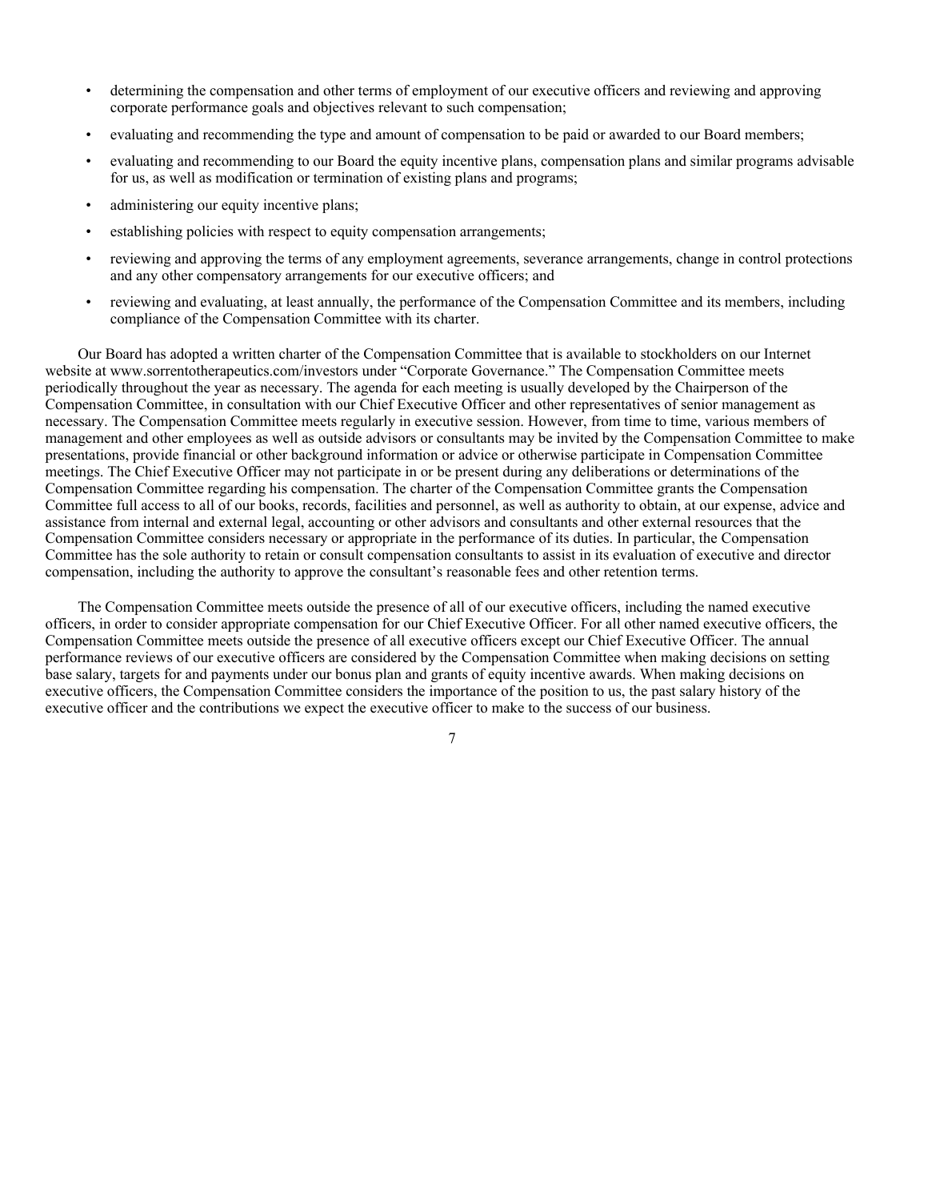- determining the compensation and other terms of employment of our executive officers and reviewing and approving corporate performance goals and objectives relevant to such compensation;
- evaluating and recommending the type and amount of compensation to be paid or awarded to our Board members;
- evaluating and recommending to our Board the equity incentive plans, compensation plans and similar programs advisable for us, as well as modification or termination of existing plans and programs;
- administering our equity incentive plans;
- establishing policies with respect to equity compensation arrangements;
- reviewing and approving the terms of any employment agreements, severance arrangements, change in control protections and any other compensatory arrangements for our executive officers; and
- reviewing and evaluating, at least annually, the performance of the Compensation Committee and its members, including compliance of the Compensation Committee with its charter.

Our Board has adopted a written charter of the Compensation Committee that is available to stockholders on our Internet website at www.sorrentotherapeutics.com/investors under "Corporate Governance." The Compensation Committee meets periodically throughout the year as necessary. The agenda for each meeting is usually developed by the Chairperson of the Compensation Committee, in consultation with our Chief Executive Officer and other representatives of senior management as necessary. The Compensation Committee meets regularly in executive session. However, from time to time, various members of management and other employees as well as outside advisors or consultants may be invited by the Compensation Committee to make presentations, provide financial or other background information or advice or otherwise participate in Compensation Committee meetings. The Chief Executive Officer may not participate in or be present during any deliberations or determinations of the Compensation Committee regarding his compensation. The charter of the Compensation Committee grants the Compensation Committee full access to all of our books, records, facilities and personnel, as well as authority to obtain, at our expense, advice and assistance from internal and external legal, accounting or other advisors and consultants and other external resources that the Compensation Committee considers necessary or appropriate in the performance of its duties. In particular, the Compensation Committee has the sole authority to retain or consult compensation consultants to assist in its evaluation of executive and director compensation, including the authority to approve the consultant's reasonable fees and other retention terms.

The Compensation Committee meets outside the presence of all of our executive officers, including the named executive officers, in order to consider appropriate compensation for our Chief Executive Officer. For all other named executive officers, the Compensation Committee meets outside the presence of all executive officers except our Chief Executive Officer. The annual performance reviews of our executive officers are considered by the Compensation Committee when making decisions on setting base salary, targets for and payments under our bonus plan and grants of equity incentive awards. When making decisions on executive officers, the Compensation Committee considers the importance of the position to us, the past salary history of the executive officer and the contributions we expect the executive officer to make to the success of our business.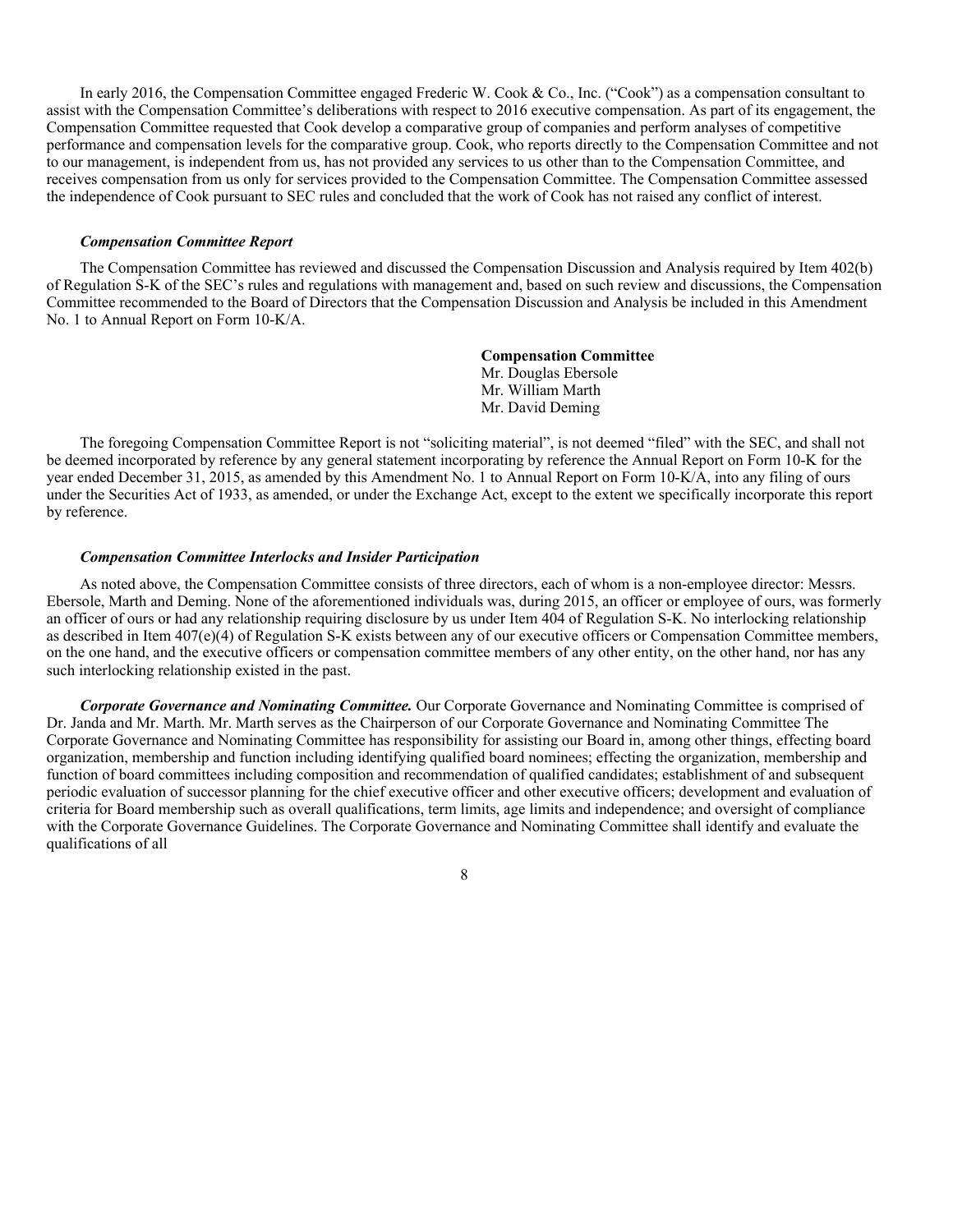In early 2016, the Compensation Committee engaged Frederic W. Cook & Co., Inc. ("Cook") as a compensation consultant to assist with the Compensation Committee's deliberations with respect to 2016 executive compensation. As part of its engagement, the Compensation Committee requested that Cook develop a comparative group of companies and perform analyses of competitive performance and compensation levels for the comparative group. Cook, who reports directly to the Compensation Committee and not to our management, is independent from us, has not provided any services to us other than to the Compensation Committee, and receives compensation from us only for services provided to the Compensation Committee. The Compensation Committee assessed the independence of Cook pursuant to SEC rules and concluded that the work of Cook has not raised any conflict of interest.

***Compensation Committee Report***

The Compensation Committee has reviewed and discussed the Compensation Discussion and Analysis required by Item 402(b) of Regulation S-K of the SEC's rules and regulations with management and, based on such review and discussions, the Compensation Committee recommended to the Board of Directors that the Compensation Discussion and Analysis be included in this Amendment No. 1 to Annual Report on Form 10-K/A.

**Compensation Committee**
Mr. Douglas Ebersole
Mr. William Marth
Mr. David Deming

The foregoing Compensation Committee Report is not "soliciting material", is not deemed "filed" with the SEC, and shall not be deemed incorporated by reference by any general statement incorporating by reference the Annual Report on Form 10-K for the year ended December 31, 2015, as amended by this Amendment No. 1 to Annual Report on Form 10-K/A, into any filing of ours under the Securities Act of 1933, as amended, or under the Exchange Act, except to the extent we specifically incorporate this report by reference.

***Compensation Committee Interlocks and Insider Participation***

As noted above, the Compensation Committee consists of three directors, each of whom is a non-employee director: Messrs. Ebersole, Marth and Deming. None of the aforementioned individuals was, during 2015, an officer or employee of ours, was formerly an officer of ours or had any relationship requiring disclosure by us under Item 404 of Regulation S-K. No interlocking relationship as described in Item 407(e)(4) of Regulation S-K exists between any of our executive officers or Compensation Committee members, on the one hand, and the executive officers or compensation committee members of any other entity, on the other hand, nor has any such interlocking relationship existed in the past.

***Corporate Governance and Nominating Committee.*** Our Corporate Governance and Nominating Committee is comprised of Dr. Janda and Mr. Marth. Mr. Marth serves as the Chairperson of our Corporate Governance and Nominating Committee The Corporate Governance and Nominating Committee has responsibility for assisting our Board in, among other things, effecting board organization, membership and function including identifying qualified board nominees; effecting the organization, membership and function of board committees including composition and recommendation of qualified candidates; establishment of and subsequent periodic evaluation of successor planning for the chief executive officer and other executive officers; development and evaluation of criteria for Board membership such as overall qualifications, term limits, age limits and independence; and oversight of compliance with the Corporate Governance Guidelines. The Corporate Governance and Nominating Committee shall identify and evaluate the qualifications of all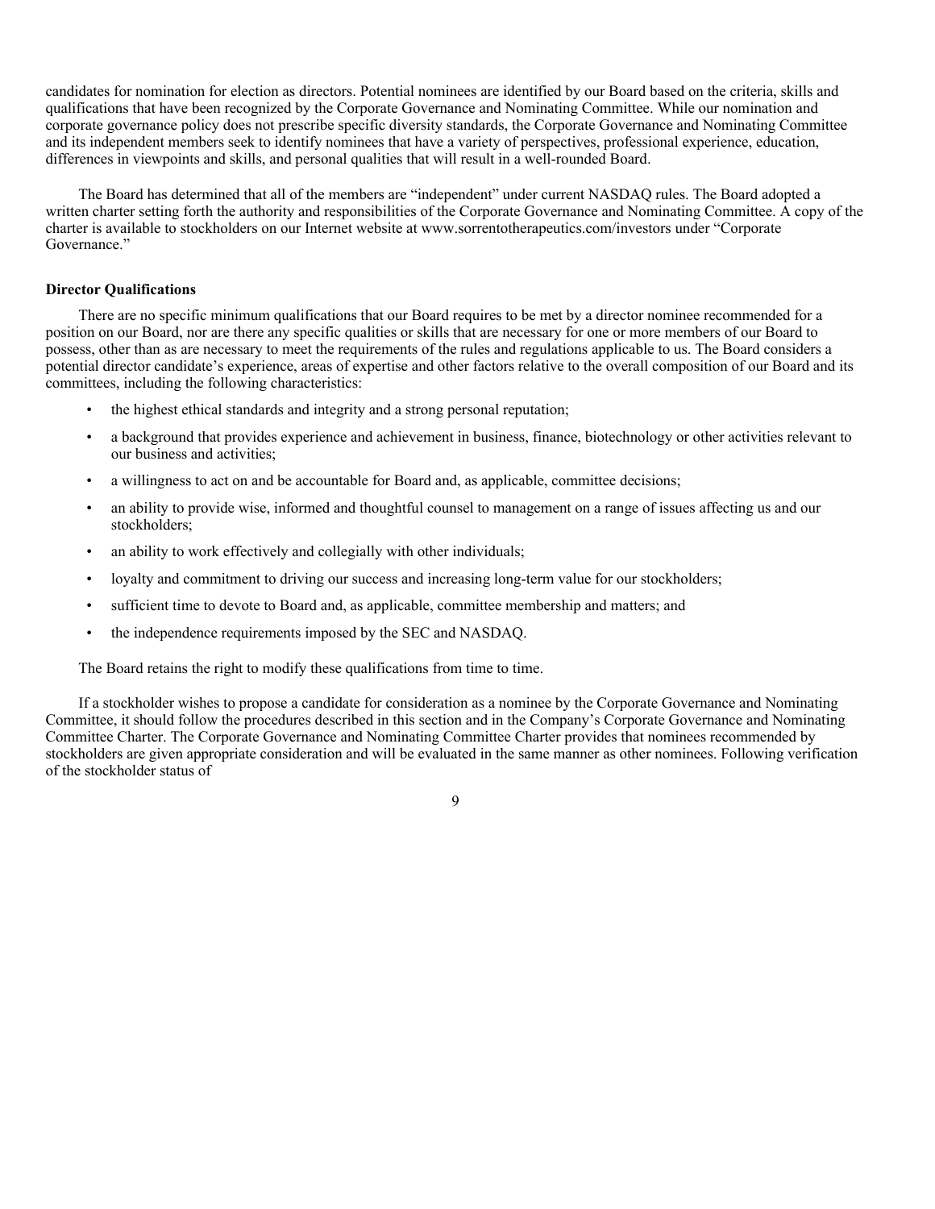candidates for nomination for election as directors. Potential nominees are identified by our Board based on the criteria, skills and qualifications that have been recognized by the Corporate Governance and Nominating Committee. While our nomination and corporate governance policy does not prescribe specific diversity standards, the Corporate Governance and Nominating Committee and its independent members seek to identify nominees that have a variety of perspectives, professional experience, education, differences in viewpoints and skills, and personal qualities that will result in a well-rounded Board.

The Board has determined that all of the members are "independent" under current NASDAQ rules. The Board adopted a written charter setting forth the authority and responsibilities of the Corporate Governance and Nominating Committee. A copy of the charter is available to stockholders on our Internet website at www.sorrentotherapeutics.com/investors under "Corporate Governance."

**Director Qualifications**

There are no specific minimum qualifications that our Board requires to be met by a director nominee recommended for a position on our Board, nor are there any specific qualities or skills that are necessary for one or more members of our Board to possess, other than as are necessary to meet the requirements of the rules and regulations applicable to us. The Board considers a potential director candidate's experience, areas of expertise and other factors relative to the overall composition of our Board and its committees, including the following characteristics:

- the highest ethical standards and integrity and a strong personal reputation;
- a background that provides experience and achievement in business, finance, biotechnology or other activities relevant to our business and activities;
- a willingness to act on and be accountable for Board and, as applicable, committee decisions;
- an ability to provide wise, informed and thoughtful counsel to management on a range of issues affecting us and our stockholders;
- an ability to work effectively and collegially with other individuals;
- loyalty and commitment to driving our success and increasing long-term value for our stockholders;
- sufficient time to devote to Board and, as applicable, committee membership and matters; and
- the independence requirements imposed by the SEC and NASDAQ.

The Board retains the right to modify these qualifications from time to time.

If a stockholder wishes to propose a candidate for consideration as a nominee by the Corporate Governance and Nominating Committee, it should follow the procedures described in this section and in the Company's Corporate Governance and Nominating Committee Charter. The Corporate Governance and Nominating Committee Charter provides that nominees recommended by stockholders are given appropriate consideration and will be evaluated in the same manner as other nominees. Following verification of the stockholder status of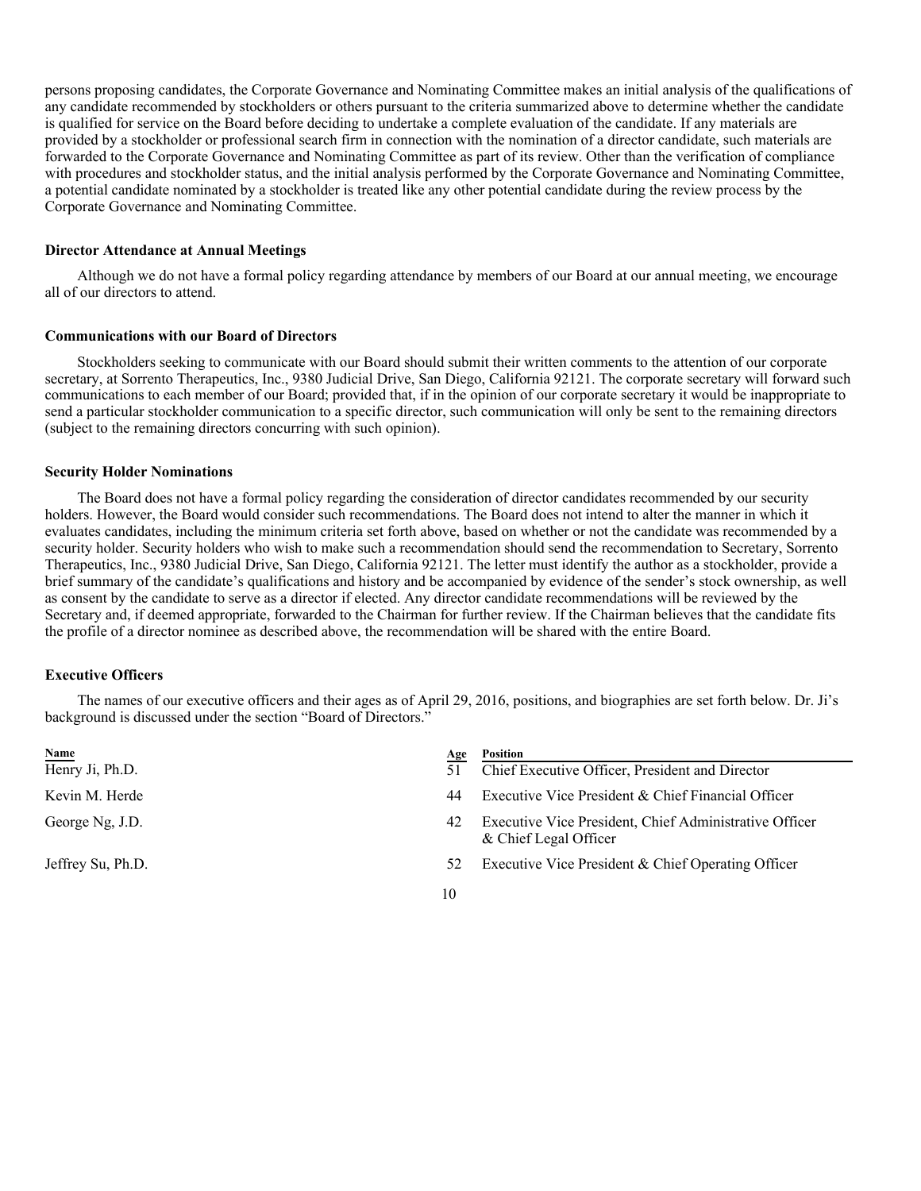persons proposing candidates, the Corporate Governance and Nominating Committee makes an initial analysis of the qualifications of any candidate recommended by stockholders or others pursuant to the criteria summarized above to determine whether the candidate is qualified for service on the Board before deciding to undertake a complete evaluation of the candidate. If any materials are provided by a stockholder or professional search firm in connection with the nomination of a director candidate, such materials are forwarded to the Corporate Governance and Nominating Committee as part of its review. Other than the verification of compliance with procedures and stockholder status, and the initial analysis performed by the Corporate Governance and Nominating Committee, a potential candidate nominated by a stockholder is treated like any other potential candidate during the review process by the Corporate Governance and Nominating Committee.

**Director Attendance at Annual Meetings**

Although we do not have a formal policy regarding attendance by members of our Board at our annual meeting, we encourage all of our directors to attend.

**Communications with our Board of Directors**

Stockholders seeking to communicate with our Board should submit their written comments to the attention of our corporate secretary, at Sorrento Therapeutics, Inc., 9380 Judicial Drive, San Diego, California 92121. The corporate secretary will forward such communications to each member of our Board; provided that, if in the opinion of our corporate secretary it would be inappropriate to send a particular stockholder communication to a specific director, such communication will only be sent to the remaining directors (subject to the remaining directors concurring with such opinion).

**Security Holder Nominations**

The Board does not have a formal policy regarding the consideration of director candidates recommended by our security holders. However, the Board would consider such recommendations. The Board does not intend to alter the manner in which it evaluates candidates, including the minimum criteria set forth above, based on whether or not the candidate was recommended by a security holder. Security holders who wish to make such a recommendation should send the recommendation to Secretary, Sorrento Therapeutics, Inc., 9380 Judicial Drive, San Diego, California 92121. The letter must identify the author as a stockholder, provide a brief summary of the candidate's qualifications and history and be accompanied by evidence of the sender's stock ownership, as well as consent by the candidate to serve as a director if elected. Any director candidate recommendations will be reviewed by the Secretary and, if deemed appropriate, forwarded to the Chairman for further review. If the Chairman believes that the candidate fits the profile of a director nominee as described above, the recommendation will be shared with the entire Board.

**Executive Officers**

The names of our executive officers and their ages as of April 29, 2016, positions, and biographies are set forth below. Dr. Ji's background is discussed under the section "Board of Directors."

| Name | Age | Position |
|---|---|---|
| Henry Ji, Ph.D. | 51 | Chief Executive Officer, President and Director |
| Kevin M. Herde | 44 | Executive Vice President & Chief Financial Officer |
| George Ng, J.D. | 42 | Executive Vice President, Chief Administrative Officer & Chief Legal Officer |
| Jeffrey Su, Ph.D. | 52 | Executive Vice President & Chief Operating Officer |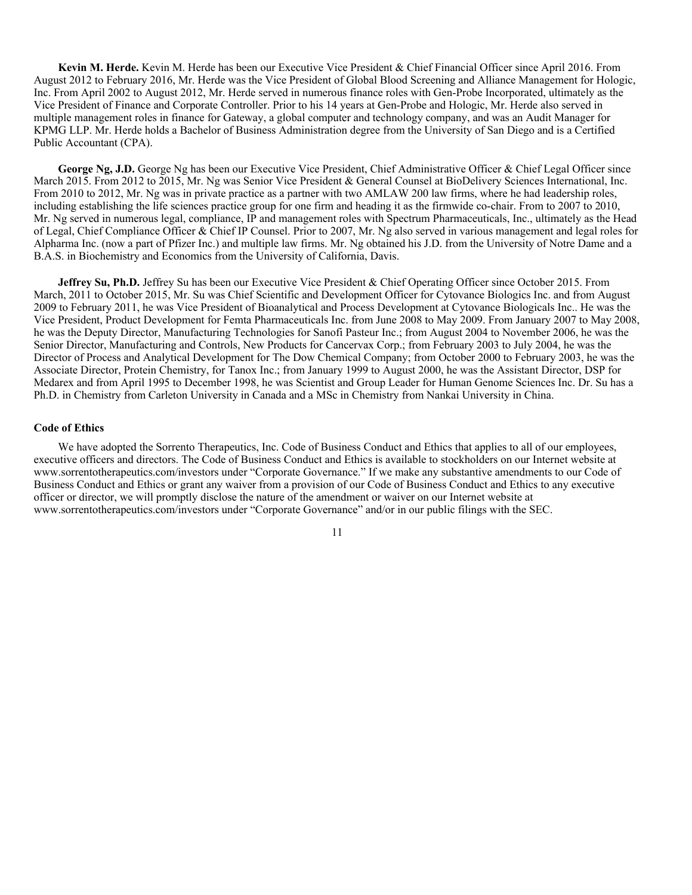**Kevin M. Herde.** Kevin M. Herde has been our Executive Vice President & Chief Financial Officer since April 2016. From August 2012 to February 2016, Mr. Herde was the Vice President of Global Blood Screening and Alliance Management for Hologic, Inc. From April 2002 to August 2012, Mr. Herde served in numerous finance roles with Gen-Probe Incorporated, ultimately as the Vice President of Finance and Corporate Controller. Prior to his 14 years at Gen-Probe and Hologic, Mr. Herde also served in multiple management roles in finance for Gateway, a global computer and technology company, and was an Audit Manager for KPMG LLP. Mr. Herde holds a Bachelor of Business Administration degree from the University of San Diego and is a Certified Public Accountant (CPA).

**George Ng, J.D.** George Ng has been our Executive Vice President, Chief Administrative Officer & Chief Legal Officer since March 2015. From 2012 to 2015, Mr. Ng was Senior Vice President & General Counsel at BioDelivery Sciences International, Inc. From 2010 to 2012, Mr. Ng was in private practice as a partner with two AMLAW 200 law firms, where he had leadership roles, including establishing the life sciences practice group for one firm and heading it as the firmwide co-chair. From 2007 to 2010, Mr. Ng served in numerous legal, compliance, IP and management roles with Spectrum Pharmaceuticals, Inc., ultimately as the Head of Legal, Chief Compliance Officer & Chief IP Counsel. Prior to 2007, Mr. Ng also served in various management and legal roles for Alpharma Inc. (now a part of Pfizer Inc.) and multiple law firms. Mr. Ng obtained his J.D. from the University of Notre Dame and a B.A.S. in Biochemistry and Economics from the University of California, Davis.

**Jeffrey Su, Ph.D.** Jeffrey Su has been our Executive Vice President & Chief Operating Officer since October 2015. From March, 2011 to October 2015, Mr. Su was Chief Scientific and Development Officer for Cytovance Biologics Inc. and from August 2009 to February 2011, he was Vice President of Bioanalytical and Process Development at Cytovance Biologicals Inc.. He was the Vice President, Product Development for Femta Pharmaceuticals Inc. from June 2008 to May 2009. From January 2007 to May 2008, he was the Deputy Director, Manufacturing Technologies for Sanofi Pasteur Inc.; from August 2004 to November 2006, he was the Senior Director, Manufacturing and Controls, New Products for Cancervax Corp.; from February 2003 to July 2004, he was the Director of Process and Analytical Development for The Dow Chemical Company; from October 2000 to February 2003, he was the Associate Director, Protein Chemistry, for Tanox Inc.; from January 1999 to August 2000, he was the Assistant Director, DSP for Medarex and from April 1995 to December 1998, he was Scientist and Group Leader for Human Genome Sciences Inc. Dr. Su has a Ph.D. in Chemistry from Carleton University in Canada and a MSc in Chemistry from Nankai University in China.

### Code of Ethics

We have adopted the Sorrento Therapeutics, Inc. Code of Business Conduct and Ethics that applies to all of our employees, executive officers and directors. The Code of Business Conduct and Ethics is available to stockholders on our Internet website at www.sorrentotherapeutics.com/investors under "Corporate Governance." If we make any substantive amendments to our Code of Business Conduct and Ethics or grant any waiver from a provision of our Code of Business Conduct and Ethics to any executive officer or director, we will promptly disclose the nature of the amendment or waiver on our Internet website at www.sorrentotherapeutics.com/investors under "Corporate Governance" and/or in our public filings with the SEC.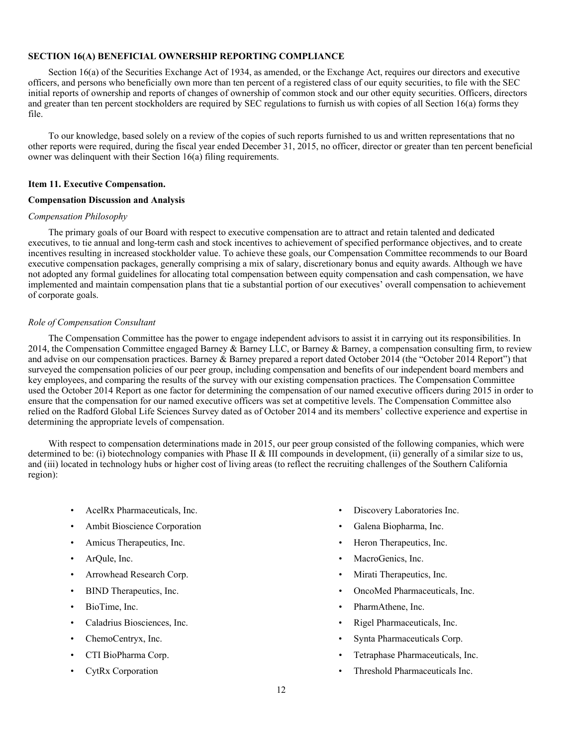## SECTION 16(A) BENEFICIAL OWNERSHIP REPORTING COMPLIANCE

Section 16(a) of the Securities Exchange Act of 1934, as amended, or the Exchange Act, requires our directors and executive officers, and persons who beneficially own more than ten percent of a registered class of our equity securities, to file with the SEC initial reports of ownership and reports of changes of ownership of common stock and our other equity securities. Officers, directors and greater than ten percent stockholders are required by SEC regulations to furnish us with copies of all Section 16(a) forms they file.

To our knowledge, based solely on a review of the copies of such reports furnished to us and written representations that no other reports were required, during the fiscal year ended December 31, 2015, no officer, director or greater than ten percent beneficial owner was delinquent with their Section 16(a) filing requirements.

## Item 11. Executive Compensation.

### Compensation Discussion and Analysis

*Compensation Philosophy*

The primary goals of our Board with respect to executive compensation are to attract and retain talented and dedicated executives, to tie annual and long-term cash and stock incentives to achievement of specified performance objectives, and to create incentives resulting in increased stockholder value. To achieve these goals, our Compensation Committee recommends to our Board executive compensation packages, generally comprising a mix of salary, discretionary bonus and equity awards. Although we have not adopted any formal guidelines for allocating total compensation between equity compensation and cash compensation, we have implemented and maintain compensation plans that tie a substantial portion of our executives' overall compensation to achievement of corporate goals.

*Role of Compensation Consultant*

The Compensation Committee has the power to engage independent advisors to assist it in carrying out its responsibilities. In 2014, the Compensation Committee engaged Barney & Barney LLC, or Barney & Barney, a compensation consulting firm, to review and advise on our compensation practices. Barney & Barney prepared a report dated October 2014 (the "October 2014 Report") that surveyed the compensation policies of our peer group, including compensation and benefits of our independent board members and key employees, and comparing the results of the survey with our existing compensation practices. The Compensation Committee used the October 2014 Report as one factor for determining the compensation of our named executive officers during 2015 in order to ensure that the compensation for our named executive officers was set at competitive levels. The Compensation Committee also relied on the Radford Global Life Sciences Survey dated as of October 2014 and its members' collective experience and expertise in determining the appropriate levels of compensation.

With respect to compensation determinations made in 2015, our peer group consisted of the following companies, which were determined to be: (i) biotechnology companies with Phase II & III compounds in development, (ii) generally of a similar size to us, and (iii) located in technology hubs or higher cost of living areas (to reflect the recruiting challenges of the Southern California region):

- AcelRx Pharmaceuticals, Inc.
- Ambit Bioscience Corporation
- Amicus Therapeutics, Inc.
- ArQule, Inc.
- Arrowhead Research Corp.
- BIND Therapeutics, Inc.
- BioTime, Inc.
- Caladrius Biosciences, Inc.
- ChemoCentryx, Inc.
- CTI BioPharma Corp.
- CytRx Corporation
- Discovery Laboratories Inc.
- Galena Biopharma, Inc.
- Heron Therapeutics, Inc.
- MacroGenics, Inc.
- Mirati Therapeutics, Inc.
- OncoMed Pharmaceuticals, Inc.
- PharmAthene, Inc.
- Rigel Pharmaceuticals, Inc.
- Synta Pharmaceuticals Corp.
- Tetraphase Pharmaceuticals, Inc.
- Threshold Pharmaceuticals Inc.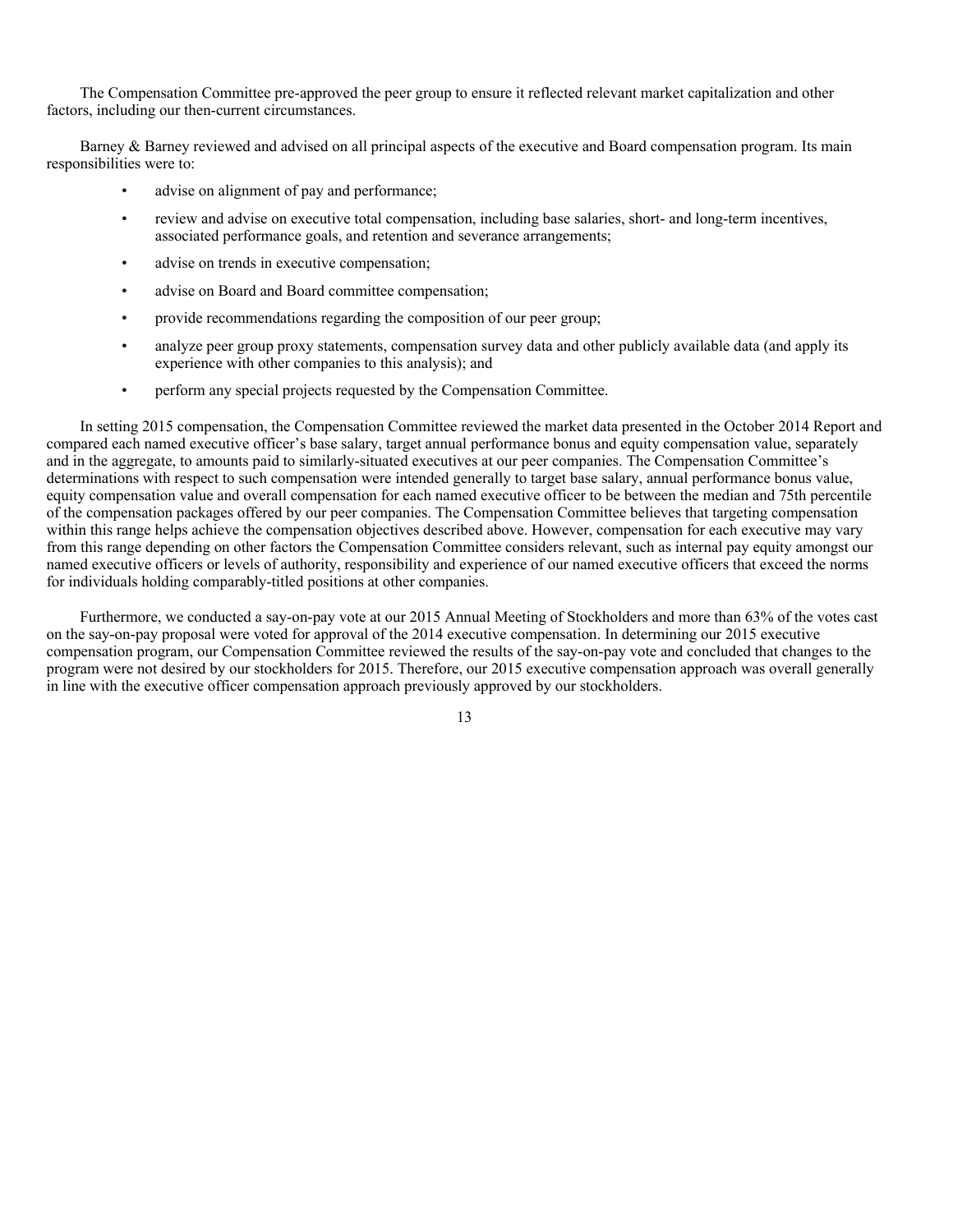The Compensation Committee pre-approved the peer group to ensure it reflected relevant market capitalization and other factors, including our then-current circumstances.

Barney & Barney reviewed and advised on all principal aspects of the executive and Board compensation program. Its main responsibilities were to:

- advise on alignment of pay and performance;
- review and advise on executive total compensation, including base salaries, short- and long-term incentives, associated performance goals, and retention and severance arrangements;
- advise on trends in executive compensation;
- advise on Board and Board committee compensation;
- provide recommendations regarding the composition of our peer group;
- analyze peer group proxy statements, compensation survey data and other publicly available data (and apply its experience with other companies to this analysis); and
- perform any special projects requested by the Compensation Committee.

In setting 2015 compensation, the Compensation Committee reviewed the market data presented in the October 2014 Report and compared each named executive officer's base salary, target annual performance bonus and equity compensation value, separately and in the aggregate, to amounts paid to similarly-situated executives at our peer companies. The Compensation Committee's determinations with respect to such compensation were intended generally to target base salary, annual performance bonus value, equity compensation value and overall compensation for each named executive officer to be between the median and 75th percentile of the compensation packages offered by our peer companies. The Compensation Committee believes that targeting compensation within this range helps achieve the compensation objectives described above. However, compensation for each executive may vary from this range depending on other factors the Compensation Committee considers relevant, such as internal pay equity amongst our named executive officers or levels of authority, responsibility and experience of our named executive officers that exceed the norms for individuals holding comparably-titled positions at other companies.

Furthermore, we conducted a say-on-pay vote at our 2015 Annual Meeting of Stockholders and more than 63% of the votes cast on the say-on-pay proposal were voted for approval of the 2014 executive compensation. In determining our 2015 executive compensation program, our Compensation Committee reviewed the results of the say-on-pay vote and concluded that changes to the program were not desired by our stockholders for 2015. Therefore, our 2015 executive compensation approach was overall generally in line with the executive officer compensation approach previously approved by our stockholders.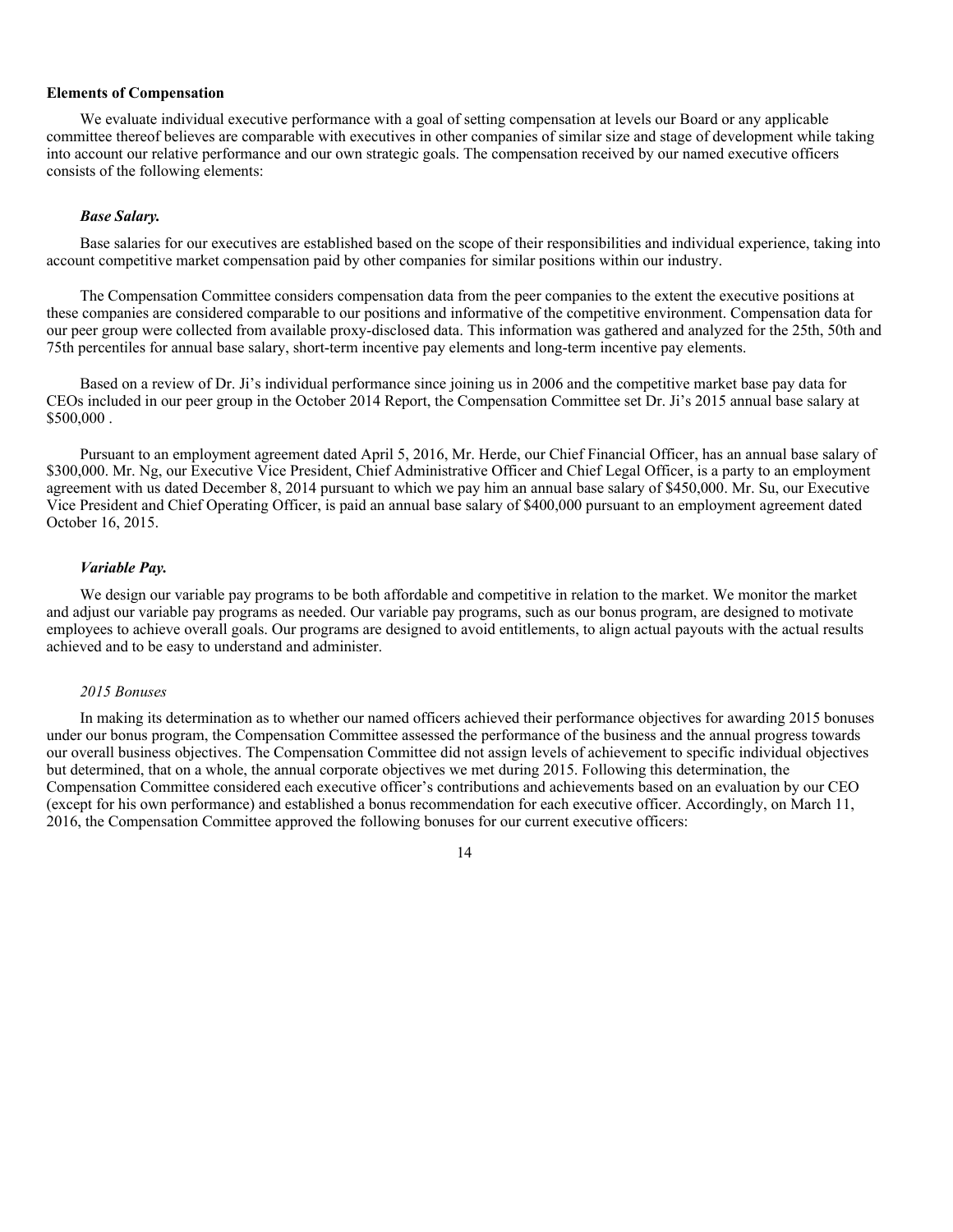**Elements of Compensation**

We evaluate individual executive performance with a goal of setting compensation at levels our Board or any applicable committee thereof believes are comparable with executives in other companies of similar size and stage of development while taking into account our relative performance and our own strategic goals. The compensation received by our named executive officers consists of the following elements:

***Base Salary.***

Base salaries for our executives are established based on the scope of their responsibilities and individual experience, taking into account competitive market compensation paid by other companies for similar positions within our industry.

The Compensation Committee considers compensation data from the peer companies to the extent the executive positions at these companies are considered comparable to our positions and informative of the competitive environment. Compensation data for our peer group were collected from available proxy-disclosed data. This information was gathered and analyzed for the 25th, 50th and 75th percentiles for annual base salary, short-term incentive pay elements and long-term incentive pay elements.

Based on a review of Dr. Ji's individual performance since joining us in 2006 and the competitive market base pay data for CEOs included in our peer group in the October 2014 Report, the Compensation Committee set Dr. Ji's 2015 annual base salary at $500,000 .

Pursuant to an employment agreement dated April 5, 2016, Mr. Herde, our Chief Financial Officer, has an annual base salary of $300,000. Mr. Ng, our Executive Vice President, Chief Administrative Officer and Chief Legal Officer, is a party to an employment agreement with us dated December 8, 2014 pursuant to which we pay him an annual base salary of $450,000. Mr. Su, our Executive Vice President and Chief Operating Officer, is paid an annual base salary of $400,000 pursuant to an employment agreement dated October 16, 2015.

***Variable Pay.***

We design our variable pay programs to be both affordable and competitive in relation to the market. We monitor the market and adjust our variable pay programs as needed. Our variable pay programs, such as our bonus program, are designed to motivate employees to achieve overall goals. Our programs are designed to avoid entitlements, to align actual payouts with the actual results achieved and to be easy to understand and administer.

*2015 Bonuses*

In making its determination as to whether our named officers achieved their performance objectives for awarding 2015 bonuses under our bonus program, the Compensation Committee assessed the performance of the business and the annual progress towards our overall business objectives. The Compensation Committee did not assign levels of achievement to specific individual objectives but determined, that on a whole, the annual corporate objectives we met during 2015. Following this determination, the Compensation Committee considered each executive officer's contributions and achievements based on an evaluation by our CEO (except for his own performance) and established a bonus recommendation for each executive officer. Accordingly, on March 11, 2016, the Compensation Committee approved the following bonuses for our current executive officers: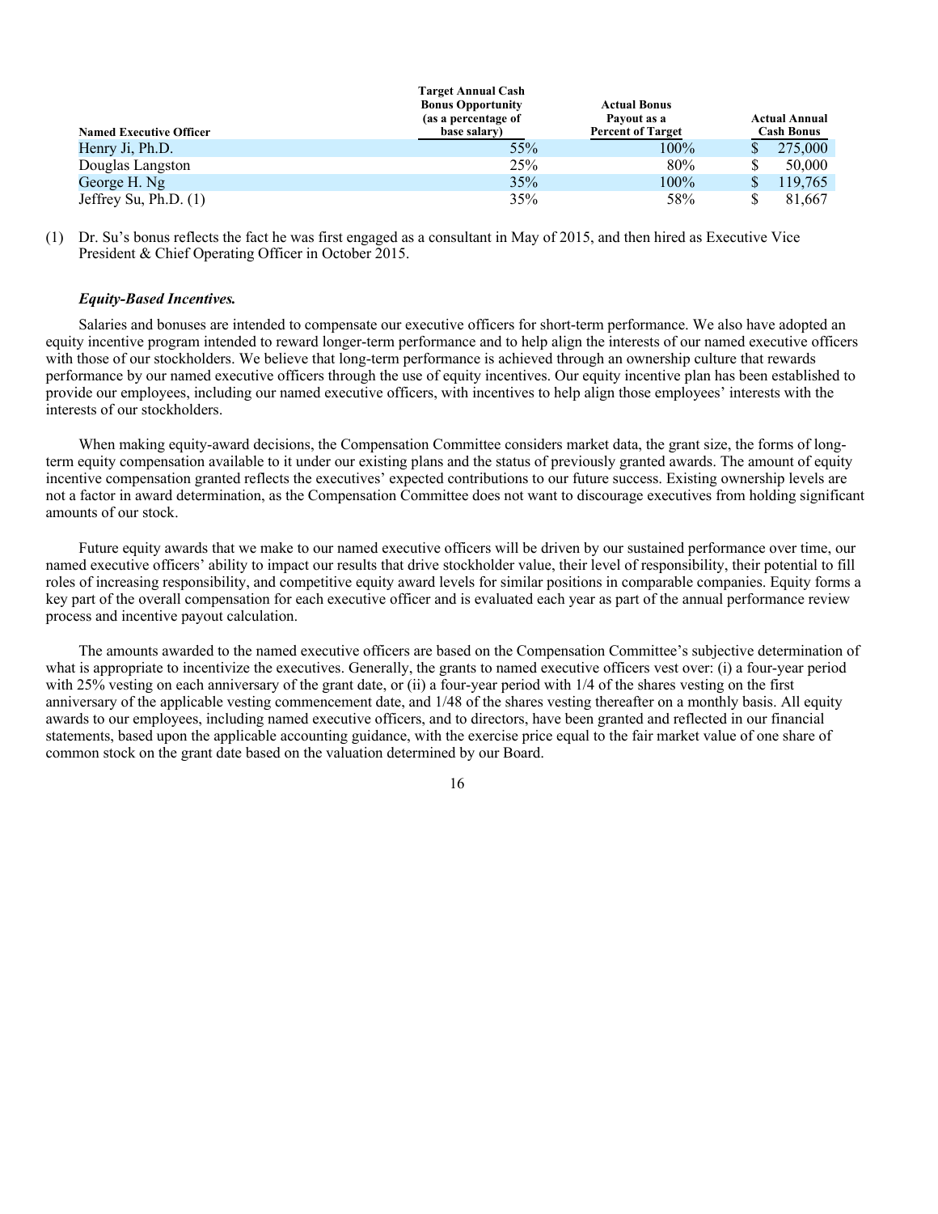| Named Executive Officer | Target Annual Cash Bonus Opportunity (as a percentage of base salary) | Actual Bonus Payout as a Percent of Target | Actual Annual Cash Bonus |
|---|---|---|---|
| Henry Ji, Ph.D. | 55% | 100% | $ 275,000 |
| Douglas Langston | 25% | 80% | $ 50,000 |
| George H. Ng | 35% | 100% | $ 119,765 |
| Jeffrey Su, Ph.D. (1) | 35% | 58% | $ 81,667 |

(1) Dr. Su's bonus reflects the fact he was first engaged as a consultant in May of 2015, and then hired as Executive Vice President & Chief Operating Officer in October 2015.

***Equity-Based Incentives.***

Salaries and bonuses are intended to compensate our executive officers for short-term performance. We also have adopted an equity incentive program intended to reward longer-term performance and to help align the interests of our named executive officers with those of our stockholders. We believe that long-term performance is achieved through an ownership culture that rewards performance by our named executive officers through the use of equity incentives. Our equity incentive plan has been established to provide our employees, including our named executive officers, with incentives to help align those employees' interests with the interests of our stockholders.

When making equity-award decisions, the Compensation Committee considers market data, the grant size, the forms of long-term equity compensation available to it under our existing plans and the status of previously granted awards. The amount of equity incentive compensation granted reflects the executives' expected contributions to our future success. Existing ownership levels are not a factor in award determination, as the Compensation Committee does not want to discourage executives from holding significant amounts of our stock.

Future equity awards that we make to our named executive officers will be driven by our sustained performance over time, our named executive officers' ability to impact our results that drive stockholder value, their level of responsibility, their potential to fill roles of increasing responsibility, and competitive equity award levels for similar positions in comparable companies. Equity forms a key part of the overall compensation for each executive officer and is evaluated each year as part of the annual performance review process and incentive payout calculation.

The amounts awarded to the named executive officers are based on the Compensation Committee's subjective determination of what is appropriate to incentivize the executives. Generally, the grants to named executive officers vest over: (i) a four-year period with 25% vesting on each anniversary of the grant date, or (ii) a four-year period with 1/4 of the shares vesting on the first anniversary of the applicable vesting commencement date, and 1/48 of the shares vesting thereafter on a monthly basis. All equity awards to our employees, including named executive officers, and to directors, have been granted and reflected in our financial statements, based upon the applicable accounting guidance, with the exercise price equal to the fair market value of one share of common stock on the grant date based on the valuation determined by our Board.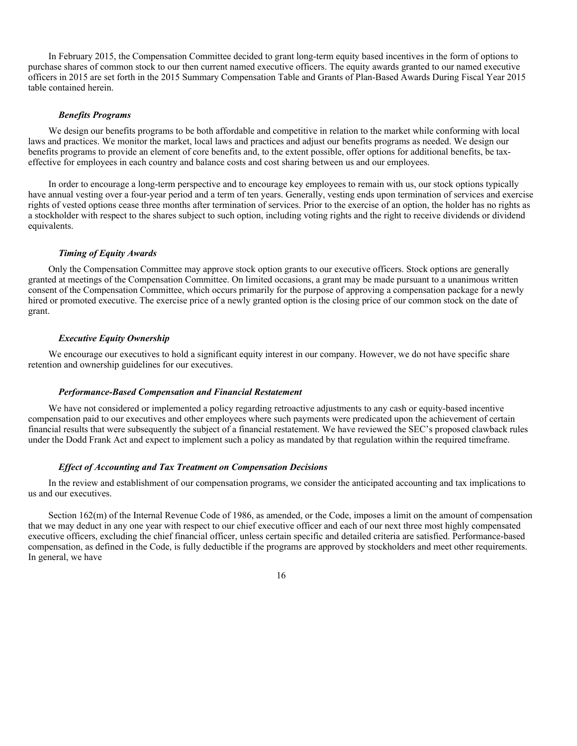In February 2015, the Compensation Committee decided to grant long-term equity based incentives in the form of options to purchase shares of common stock to our then current named executive officers. The equity awards granted to our named executive officers in 2015 are set forth in the 2015 Summary Compensation Table and Grants of Plan-Based Awards During Fiscal Year 2015 table contained herein.

### *Benefits Programs*

We design our benefits programs to be both affordable and competitive in relation to the market while conforming with local laws and practices. We monitor the market, local laws and practices and adjust our benefits programs as needed. We design our benefits programs to provide an element of core benefits and, to the extent possible, offer options for additional benefits, be tax-effective for employees in each country and balance costs and cost sharing between us and our employees.

In order to encourage a long-term perspective and to encourage key employees to remain with us, our stock options typically have annual vesting over a four-year period and a term of ten years. Generally, vesting ends upon termination of services and exercise rights of vested options cease three months after termination of services. Prior to the exercise of an option, the holder has no rights as a stockholder with respect to the shares subject to such option, including voting rights and the right to receive dividends or dividend equivalents.

### *Timing of Equity Awards*

Only the Compensation Committee may approve stock option grants to our executive officers. Stock options are generally granted at meetings of the Compensation Committee. On limited occasions, a grant may be made pursuant to a unanimous written consent of the Compensation Committee, which occurs primarily for the purpose of approving a compensation package for a newly hired or promoted executive. The exercise price of a newly granted option is the closing price of our common stock on the date of grant.

### *Executive Equity Ownership*

We encourage our executives to hold a significant equity interest in our company. However, we do not have specific share retention and ownership guidelines for our executives.

### *Performance-Based Compensation and Financial Restatement*

We have not considered or implemented a policy regarding retroactive adjustments to any cash or equity-based incentive compensation paid to our executives and other employees where such payments were predicated upon the achievement of certain financial results that were subsequently the subject of a financial restatement. We have reviewed the SEC's proposed clawback rules under the Dodd Frank Act and expect to implement such a policy as mandated by that regulation within the required timeframe.

### *Effect of Accounting and Tax Treatment on Compensation Decisions*

In the review and establishment of our compensation programs, we consider the anticipated accounting and tax implications to us and our executives.

Section 162(m) of the Internal Revenue Code of 1986, as amended, or the Code, imposes a limit on the amount of compensation that we may deduct in any one year with respect to our chief executive officer and each of our next three most highly compensated executive officers, excluding the chief financial officer, unless certain specific and detailed criteria are satisfied. Performance-based compensation, as defined in the Code, is fully deductible if the programs are approved by stockholders and meet other requirements. In general, we have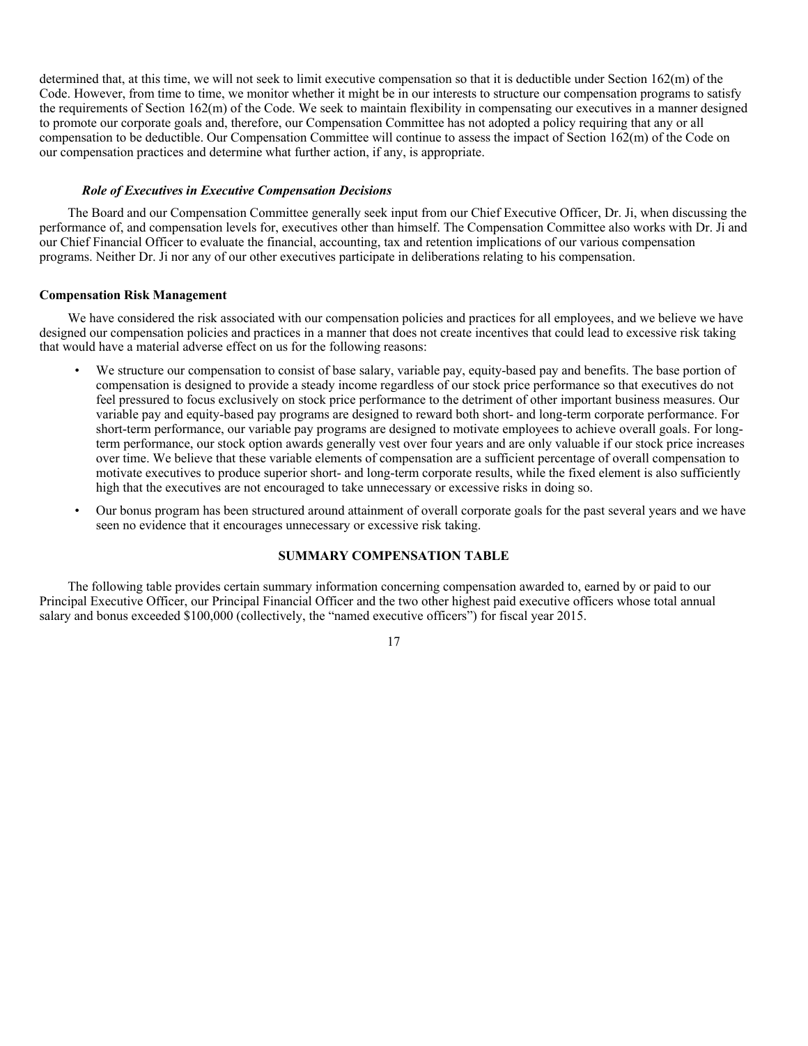determined that, at this time, we will not seek to limit executive compensation so that it is deductible under Section 162(m) of the Code. However, from time to time, we monitor whether it might be in our interests to structure our compensation programs to satisfy the requirements of Section 162(m) of the Code. We seek to maintain flexibility in compensating our executives in a manner designed to promote our corporate goals and, therefore, our Compensation Committee has not adopted a policy requiring that any or all compensation to be deductible. Our Compensation Committee will continue to assess the impact of Section 162(m) of the Code on our compensation practices and determine what further action, if any, is appropriate.

***Role of Executives in Executive Compensation Decisions***

The Board and our Compensation Committee generally seek input from our Chief Executive Officer, Dr. Ji, when discussing the performance of, and compensation levels for, executives other than himself. The Compensation Committee also works with Dr. Ji and our Chief Financial Officer to evaluate the financial, accounting, tax and retention implications of our various compensation programs. Neither Dr. Ji nor any of our other executives participate in deliberations relating to his compensation.

**Compensation Risk Management**

We have considered the risk associated with our compensation policies and practices for all employees, and we believe we have designed our compensation policies and practices in a manner that does not create incentives that could lead to excessive risk taking that would have a material adverse effect on us for the following reasons:

- We structure our compensation to consist of base salary, variable pay, equity-based pay and benefits. The base portion of compensation is designed to provide a steady income regardless of our stock price performance so that executives do not feel pressured to focus exclusively on stock price performance to the detriment of other important business measures. Our variable pay and equity-based pay programs are designed to reward both short- and long-term corporate performance. For short-term performance, our variable pay programs are designed to motivate employees to achieve overall goals. For long-term performance, our stock option awards generally vest over four years and are only valuable if our stock price increases over time. We believe that these variable elements of compensation are a sufficient percentage of overall compensation to motivate executives to produce superior short- and long-term corporate results, while the fixed element is also sufficiently high that the executives are not encouraged to take unnecessary or excessive risks in doing so.
- Our bonus program has been structured around attainment of overall corporate goals for the past several years and we have seen no evidence that it encourages unnecessary or excessive risk taking.

**SUMMARY COMPENSATION TABLE**

The following table provides certain summary information concerning compensation awarded to, earned by or paid to our Principal Executive Officer, our Principal Financial Officer and the two other highest paid executive officers whose total annual salary and bonus exceeded $100,000 (collectively, the "named executive officers") for fiscal year 2015.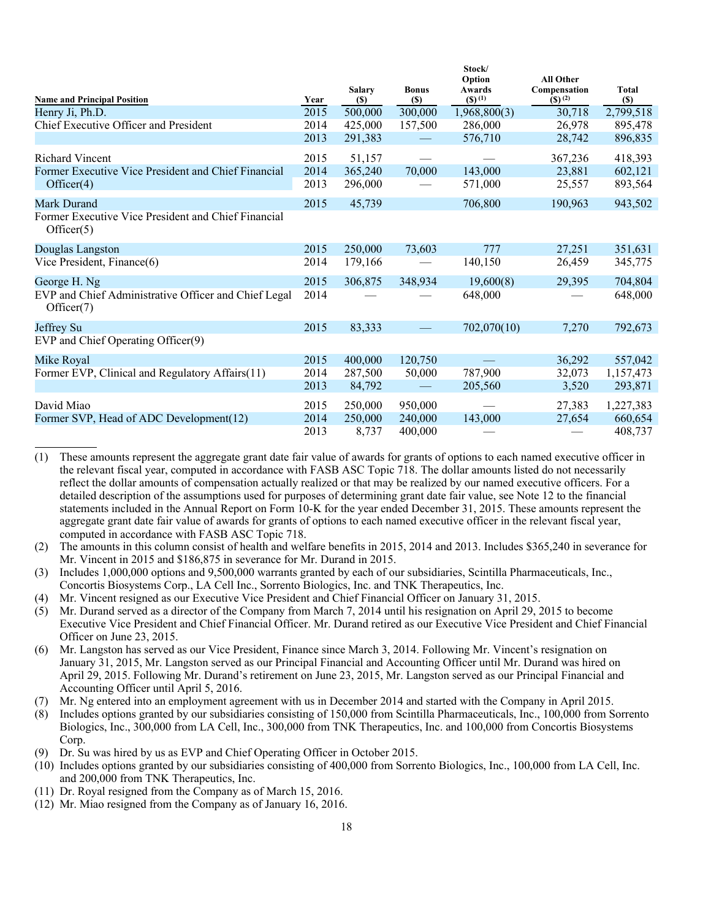| Name and Principal Position | Year | Salary ($) | Bonus ($) | Stock/ Option Awards ($) (1) | All Other Compensation ($) (2) | Total ($) |
|---|---|---|---|---|---|---|
| Henry Ji, Ph.D. | 2015 | 500,000 | 300,000 | 1,968,800(3) | 30,718 | 2,799,518 |
| Chief Executive Officer and President | 2014 | 425,000 | 157,500 | 286,000 | 26,978 | 895,478 |
| | 2013 | 291,383 | — | 576,710 | 28,742 | 896,835 |
| Richard Vincent | 2015 | 51,157 | — | — | 367,236 | 418,393 |
| Former Executive Vice President and Chief Financial Officer(4) | 2014 | 365,240 | 70,000 | 143,000 | 23,881 | 602,121 |
| | 2013 | 296,000 | — | 571,000 | 25,557 | 893,564 |
| Mark Durand | 2015 | 45,739 | | 706,800 | 190,963 | 943,502 |
| Former Executive Vice President and Chief Financial Officer(5) | | | | | | |
| Douglas Langston | 2015 | 250,000 | 73,603 | 777 | 27,251 | 351,631 |
| Vice President, Finance(6) | 2014 | 179,166 | — | 140,150 | 26,459 | 345,775 |
| George H. Ng | 2015 | 306,875 | 348,934 | 19,600(8) | 29,395 | 704,804 |
| EVP and Chief Administrative Officer and Chief Legal Officer(7) | 2014 | — | — | 648,000 | — | 648,000 |
| Jeffrey Su | 2015 | 83,333 | — | 702,070(10) | 7,270 | 792,673 |
| EVP and Chief Operating Officer(9) | | | | | | |
| Mike Royal | 2015 | 400,000 | 120,750 | — | 36,292 | 557,042 |
| Former EVP, Clinical and Regulatory Affairs(11) | 2014 | 287,500 | 50,000 | 787,900 | 32,073 | 1,157,473 |
| | 2013 | 84,792 | — | 205,560 | 3,520 | 293,871 |
| David Miao | 2015 | 250,000 | 950,000 | — | 27,383 | 1,227,383 |
| Former SVP, Head of ADC Development(12) | 2014 | 250,000 | 240,000 | 143,000 | 27,654 | 660,654 |
| | 2013 | 8,737 | 400,000 | — | — | 408,737 |

(1) These amounts represent the aggregate grant date fair value of awards for grants of options to each named executive officer in the relevant fiscal year, computed in accordance with FASB ASC Topic 718. The dollar amounts listed do not necessarily reflect the dollar amounts of compensation actually realized or that may be realized by our named executive officers. For a detailed description of the assumptions used for purposes of determining grant date fair value, see Note 12 to the financial statements included in the Annual Report on Form 10-K for the year ended December 31, 2015. These amounts represent the aggregate grant date fair value of awards for grants of options to each named executive officer in the relevant fiscal year, computed in accordance with FASB ASC Topic 718.

(2) The amounts in this column consist of health and welfare benefits in 2015, 2014 and 2013. Includes $365,240 in severance for Mr. Vincent in 2015 and $186,875 in severance for Mr. Durand in 2015.

(3) Includes 1,000,000 options and 9,500,000 warrants granted by each of our subsidiaries, Scintilla Pharmaceuticals, Inc., Concortis Biosystems Corp., LA Cell Inc., Sorrento Biologics, Inc. and TNK Therapeutics, Inc.

(4) Mr. Vincent resigned as our Executive Vice President and Chief Financial Officer on January 31, 2015.

(5) Mr. Durand served as a director of the Company from March 7, 2014 until his resignation on April 29, 2015 to become Executive Vice President and Chief Financial Officer. Mr. Durand retired as our Executive Vice President and Chief Financial Officer on June 23, 2015.

(6) Mr. Langston has served as our Vice President, Finance since March 3, 2014. Following Mr. Vincent's resignation on January 31, 2015, Mr. Langston served as our Principal Financial and Accounting Officer until Mr. Durand was hired on April 29, 2015. Following Mr. Durand's retirement on June 23, 2015, Mr. Langston served as our Principal Financial and Accounting Officer until April 5, 2016.

(7) Mr. Ng entered into an employment agreement with us in December 2014 and started with the Company in April 2015.

(8) Includes options granted by our subsidiaries consisting of 150,000 from Scintilla Pharmaceuticals, Inc., 100,000 from Sorrento Biologics, Inc., 300,000 from LA Cell, Inc., 300,000 from TNK Therapeutics, Inc. and 100,000 from Concortis Biosystems Corp.

(9) Dr. Su was hired by us as EVP and Chief Operating Officer in October 2015.

(10) Includes options granted by our subsidiaries consisting of 400,000 from Sorrento Biologics, Inc., 100,000 from LA Cell, Inc and 200,000 from TNK Therapeutics, Inc.

(11) Dr. Royal resigned from the Company as of March 15, 2016.

(12) Mr. Miao resigned from the Company as of January 16, 2016.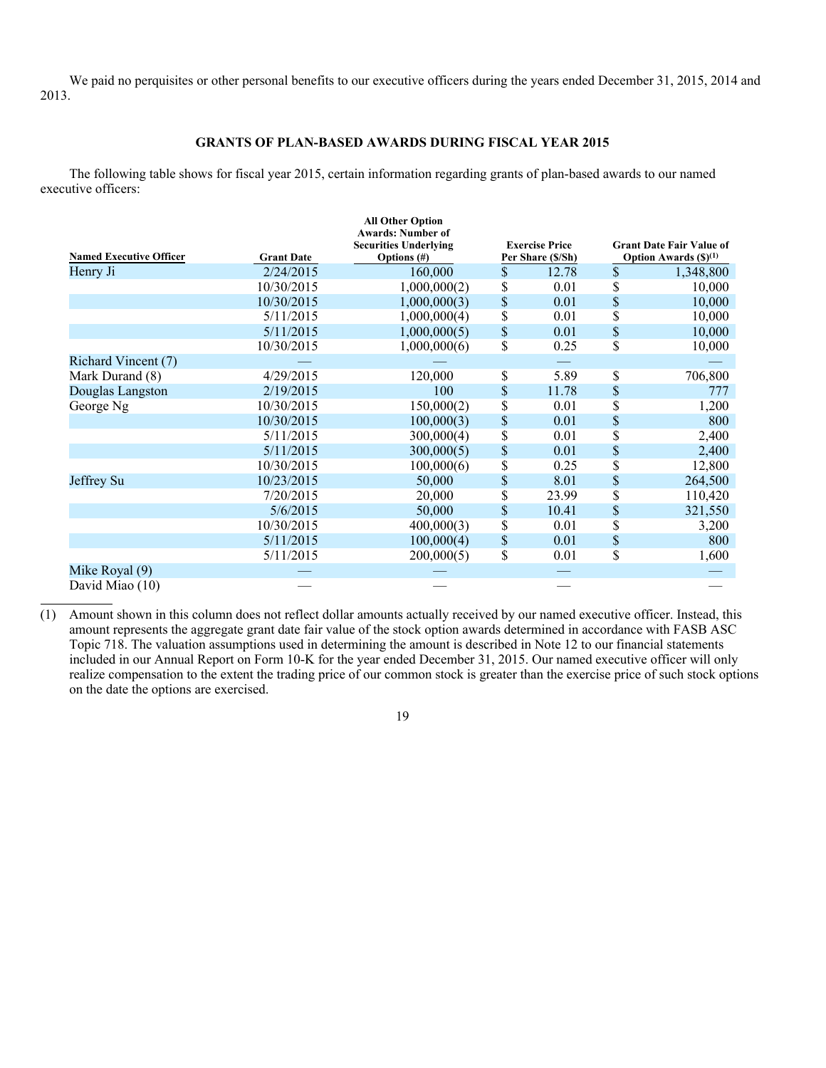We paid no perquisites or other personal benefits to our executive officers during the years ended December 31, 2015, 2014 and 2013.

## GRANTS OF PLAN-BASED AWARDS DURING FISCAL YEAR 2015

The following table shows for fiscal year 2015, certain information regarding grants of plan-based awards to our named executive officers:

| Named Executive Officer | Grant Date | All Other Option Awards: Number of Securities Underlying Options (#) | Exercise Price Per Share ($/Sh) | Grant Date Fair Value of Option Awards ($)[1] |
|---|---|---|---|---|
| Henry Ji | 2/24/2015 | 160,000 | $ 12.78 | $ 1,348,800 |
| | 10/30/2015 | 1,000,000(2) | $ 0.01 | $ 10,000 |
| | 10/30/2015 | 1,000,000(3) | $ 0.01 | $ 10,000 |
| | 5/11/2015 | 1,000,000(4) | $ 0.01 | $ 10,000 |
| | 5/11/2015 | 1,000,000(5) | $ 0.01 | $ 10,000 |
| | 10/30/2015 | 1,000,000(6) | $ 0.25 | $ 10,000 |
| Richard Vincent (7) | — | — | — | — |
| Mark Durand (8) | 4/29/2015 | 120,000 | $ 5.89 | $ 706,800 |
| Douglas Langston | 2/19/2015 | 100 | $ 11.78 | $ 777 |
| George Ng | 10/30/2015 | 150,000(2) | $ 0.01 | $ 1,200 |
| | 10/30/2015 | 100,000(3) | $ 0.01 | $ 800 |
| | 5/11/2015 | 300,000(4) | $ 0.01 | $ 2,400 |
| | 5/11/2015 | 300,000(5) | $ 0.01 | $ 2,400 |
| | 10/30/2015 | 100,000(6) | $ 0.25 | $ 12,800 |
| Jeffrey Su | 10/23/2015 | 50,000 | $ 8.01 | $ 264,500 |
| | 7/20/2015 | 20,000 | $ 23.99 | $ 110,420 |
| | 5/6/2015 | 50,000 | $ 10.41 | $ 321,550 |
| | 10/30/2015 | 400,000(3) | $ 0.01 | $ 3,200 |
| | 5/11/2015 | 100,000(4) | $ 0.01 | $ 800 |
| | 5/11/2015 | 200,000(5) | $ 0.01 | $ 1,600 |
| Mike Royal (9) | — | — | — | — |
| David Miao (10) | — | — | — | — |

(1) Amount shown in this column does not reflect dollar amounts actually received by our named executive officer. Instead, this amount represents the aggregate grant date fair value of the stock option awards determined in accordance with FASB ASC Topic 718. The valuation assumptions used in determining the amount is described in Note 12 to our financial statements included in our Annual Report on Form 10-K for the year ended December 31, 2015. Our named executive officer will only realize compensation to the extent the trading price of our common stock is greater than the exercise price of such stock options on the date the options are exercised.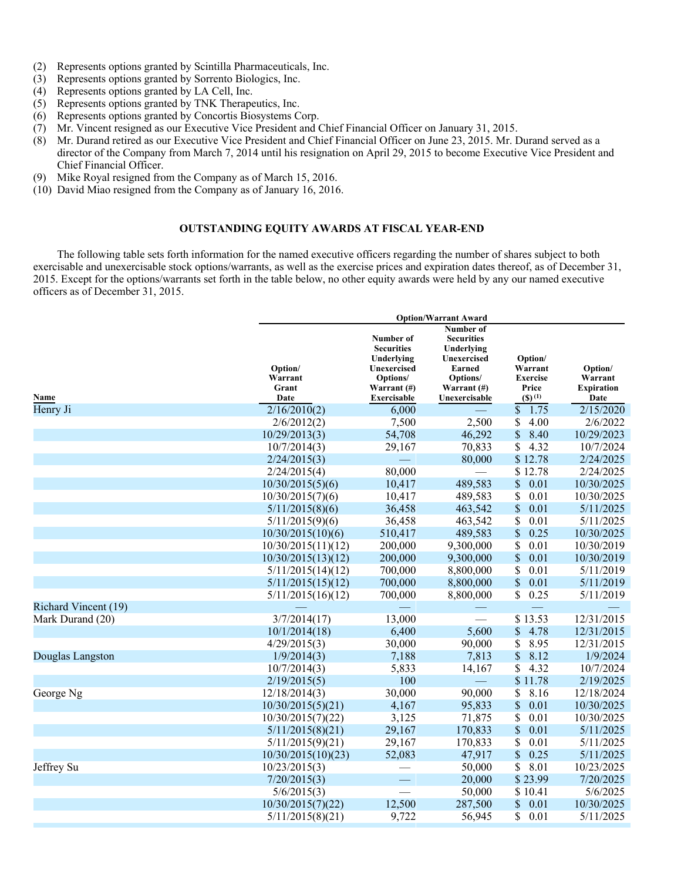(2) Represents options granted by Scintilla Pharmaceuticals, Inc.
(3) Represents options granted by Sorrento Biologics, Inc.
(4) Represents options granted by LA Cell, Inc.
(5) Represents options granted by TNK Therapeutics, Inc.
(6) Represents options granted by Concortis Biosystems Corp.
(7) Mr. Vincent resigned as our Executive Vice President and Chief Financial Officer on January 31, 2015.
(8) Mr. Durand retired as our Executive Vice President and Chief Financial Officer on June 23, 2015. Mr. Durand served as a director of the Company from March 7, 2014 until his resignation on April 29, 2015 to become Executive Vice President and Chief Financial Officer.
(9) Mike Royal resigned from the Company as of March 15, 2016.
(10) David Miao resigned from the Company as of January 16, 2016.

## OUTSTANDING EQUITY AWARDS AT FISCAL YEAR-END

The following table sets forth information for the named executive officers regarding the number of shares subject to both exercisable and unexercisable stock options/warrants, as well as the exercise prices and expiration dates thereof, as of December 31, 2015. Except for the options/warrants set forth in the table below, no other equity awards were held by any our named executive officers as of December 31, 2015.

| | Option/Warrant Award | | | | |
|---|---|---|---|---|---|
| Name | Option/ Warrant Grant Date | Number of Securities Underlying Unexercised Options/ Warrant (#) Exercisable | Number of Securities Underlying Unexercised Earned Options/ Warrant (#) Unexercisable | Option/ Warrant Exercise Price ($) (1) | Option/ Warrant Expiration Date |
| Henry Ji | 2/16/2010(2) | 6,000 | — | $ 1.75 | 2/15/2020 |
| | 2/6/2012(2) | 7,500 | 2,500 | $ 4.00 | 2/6/2022 |
| | 10/29/2013(3) | 54,708 | 46,292 | $ 8.40 | 10/29/2023 |
| | 10/7/2014(3) | 29,167 | 70,833 | $ 4.32 | 10/7/2024 |
| | 2/24/2015(3) | — | 80,000 | $ 12.78 | 2/24/2025 |
| | 2/24/2015(4) | 80,000 | — | $ 12.78 | 2/24/2025 |
| | 10/30/2015(5)(6) | 10,417 | 489,583 | $ 0.01 | 10/30/2025 |
| | 10/30/2015(7)(6) | 10,417 | 489,583 | $ 0.01 | 10/30/2025 |
| | 5/11/2015(8)(6) | 36,458 | 463,542 | $ 0.01 | 5/11/2025 |
| | 5/11/2015(9)(6) | 36,458 | 463,542 | $ 0.01 | 5/11/2025 |
| | 10/30/2015(10)(6) | 510,417 | 489,583 | $ 0.25 | 10/30/2025 |
| | 10/30/2015(11)(12) | 200,000 | 9,300,000 | $ 0.01 | 10/30/2019 |
| | 10/30/2015(13)(12) | 200,000 | 9,300,000 | $ 0.01 | 10/30/2019 |
| | 5/11/2015(14)(12) | 700,000 | 8,800,000 | $ 0.01 | 5/11/2019 |
| | 5/11/2015(15)(12) | 700,000 | 8,800,000 | $ 0.01 | 5/11/2019 |
| | 5/11/2015(16)(12) | 700,000 | 8,800,000 | $ 0.25 | 5/11/2019 |
| Richard Vincent (19) | — | — | — | — | — |
| Mark Durand (20) | 3/7/2014(17) | 13,000 | — | $ 13.53 | 12/31/2015 |
| | 10/1/2014(18) | 6,400 | 5,600 | $ 4.78 | 12/31/2015 |
| | 4/29/2015(3) | 30,000 | 90,000 | $ 8.95 | 12/31/2015 |
| Douglas Langston | 1/9/2014(3) | 7,188 | 7,813 | $ 8.12 | 1/9/2024 |
| | 10/7/2014(3) | 5,833 | 14,167 | $ 4.32 | 10/7/2024 |
| | 2/19/2015(5) | 100 | — | $ 11.78 | 2/19/2025 |
| George Ng | 12/18/2014(3) | 30,000 | 90,000 | $ 8.16 | 12/18/2024 |
| | 10/30/2015(5)(21) | 4,167 | 95,833 | $ 0.01 | 10/30/2025 |
| | 10/30/2015(7)(22) | 3,125 | 71,875 | $ 0.01 | 10/30/2025 |
| | 5/11/2015(8)(21) | 29,167 | 170,833 | $ 0.01 | 5/11/2025 |
| | 5/11/2015(9)(21) | 29,167 | 170,833 | $ 0.01 | 5/11/2025 |
| | 10/30/2015(10)(23) | 52,083 | 47,917 | $ 0.25 | 5/11/2025 |
| Jeffrey Su | 10/23/2015(3) | — | 50,000 | $ 8.01 | 10/23/2025 |
| | 7/20/2015(3) | — | 20,000 | $ 23.99 | 7/20/2025 |
| | 5/6/2015(3) | — | 50,000 | $ 10.41 | 5/6/2025 |
| | 10/30/2015(7)(22) | 12,500 | 287,500 | $ 0.01 | 10/30/2025 |
| | 5/11/2015(8)(21) | 9,722 | 56,945 | $ 0.01 | 5/11/2025 |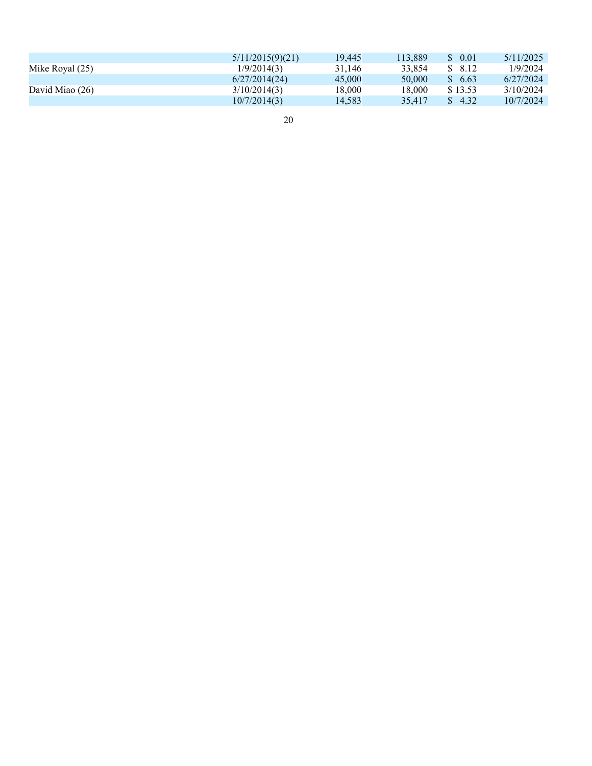| | | | | | |
|---|---|---|---|---|---|
| | 5/11/2015(9)(21) | 19,445 | 113,889 | $ 0.01 | 5/11/2025 |
| Mike Royal (25) | 1/9/2014(3) | 31,146 | 33,854 | $ 8.12 | 1/9/2024 |
| | 6/27/2014(24) | 45,000 | 50,000 | $ 6.63 | 6/27/2024 |
| David Miao (26) | 3/10/2014(3) | 18,000 | 18,000 | $ 13.53 | 3/10/2024 |
| | 10/7/2014(3) | 14,583 | 35,417 | $ 4.32 | 10/7/2024 |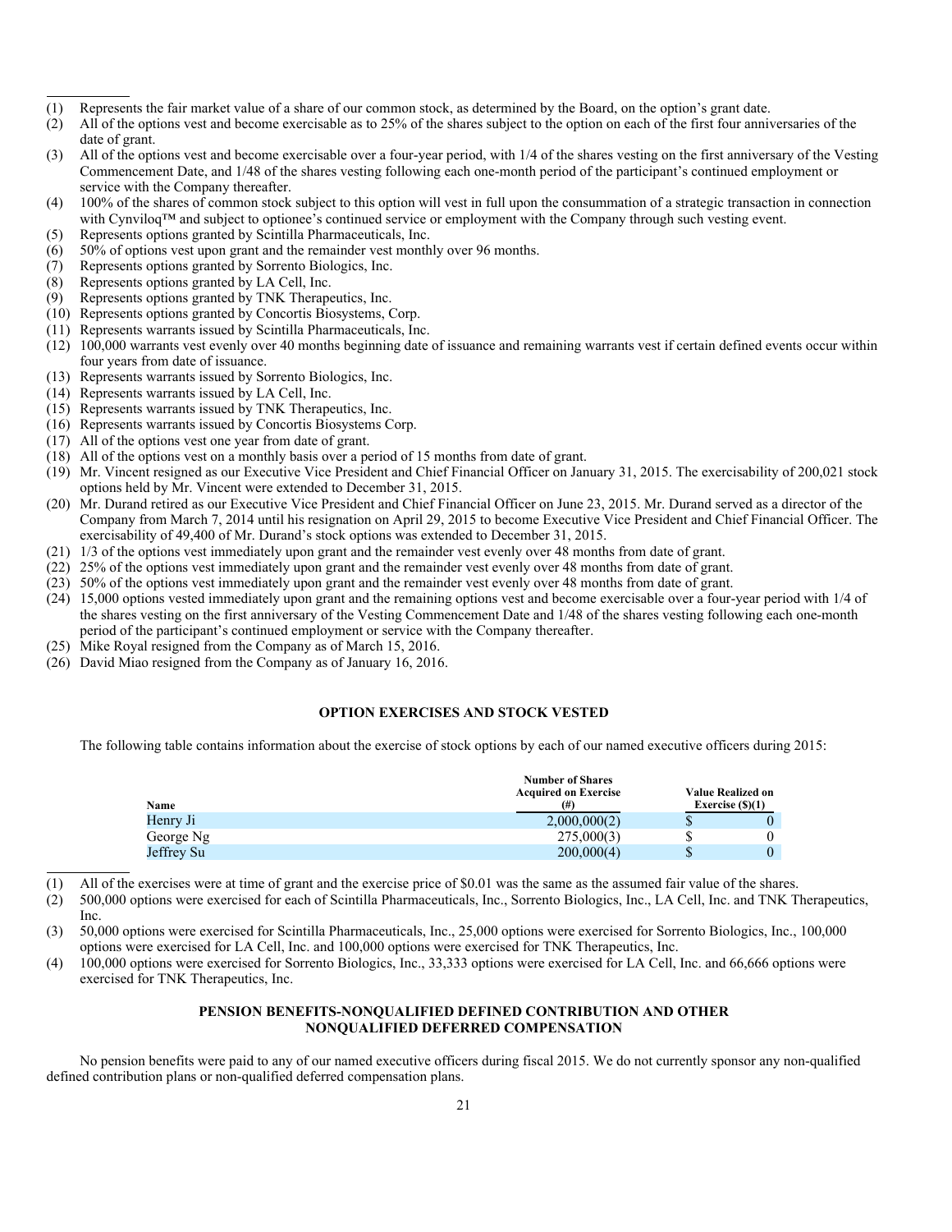(1) Represents the fair market value of a share of our common stock, as determined by the Board, on the option's grant date.
(2) All of the options vest and become exercisable as to 25% of the shares subject to the option on each of the first four anniversaries of the date of grant.
(3) All of the options vest and become exercisable over a four-year period, with 1/4 of the shares vesting on the first anniversary of the Vesting Commencement Date, and 1/48 of the shares vesting following each one-month period of the participant's continued employment or service with the Company thereafter.
(4) 100% of the shares of common stock subject to this option will vest in full upon the consummation of a strategic transaction in connection with Cynviloq™ and subject to optionee's continued service or employment with the Company through such vesting event.
(5) Represents options granted by Scintilla Pharmaceuticals, Inc.
(6) 50% of options vest upon grant and the remainder vest monthly over 96 months.
(7) Represents options granted by Sorrento Biologics, Inc.
(8) Represents options granted by LA Cell, Inc.
(9) Represents options granted by TNK Therapeutics, Inc.
(10) Represents options granted by Concortis Biosystems, Corp.
(11) Represents warrants issued by Scintilla Pharmaceuticals, Inc.
(12) 100,000 warrants vest evenly over 40 months beginning date of issuance and remaining warrants vest if certain defined events occur within four years from date of issuance.
(13) Represents warrants issued by Sorrento Biologics, Inc.
(14) Represents warrants issued by LA Cell, Inc.
(15) Represents warrants issued by TNK Therapeutics, Inc.
(16) Represents warrants issued by Concortis Biosystems Corp.
(17) All of the options vest one year from date of grant.
(18) All of the options vest on a monthly basis over a period of 15 months from date of grant.
(19) Mr. Vincent resigned as our Executive Vice President and Chief Financial Officer on January 31, 2015. The exercisability of 200,021 stock options held by Mr. Vincent were extended to December 31, 2015.
(20) Mr. Durand retired as our Executive Vice President and Chief Financial Officer on June 23, 2015. Mr. Durand served as a director of the Company from March 7, 2014 until his resignation on April 29, 2015 to become Executive Vice President and Chief Financial Officer. The exercisability of 49,400 of Mr. Durand's stock options was extended to December 31, 2015.
(21) 1/3 of the options vest immediately upon grant and the remainder vest evenly over 48 months from date of grant.
(22) 25% of the options vest immediately upon grant and the remainder vest evenly over 48 months from date of grant.
(23) 50% of the options vest immediately upon grant and the remainder vest evenly over 48 months from date of grant.
(24) 15,000 options vested immediately upon grant and the remaining options vest and become exercisable over a four-year period with 1/4 of the shares vesting on the first anniversary of the Vesting Commencement Date and 1/48 of the shares vesting following each one-month period of the participant's continued employment or service with the Company thereafter.
(25) Mike Royal resigned from the Company as of March 15, 2016.
(26) David Miao resigned from the Company as of January 16, 2016.

## OPTION EXERCISES AND STOCK VESTED

The following table contains information about the exercise of stock options by each of our named executive officers during 2015:

| Name | Number of Shares Acquired on Exercise (#) | Value Realized on Exercise ($)(1) |
|---|---|---|
| Henry Ji | 2,000,000(2) | $ 0 |
| George Ng | 275,000(3) | $ 0 |
| Jeffrey Su | 200,000(4) | $ 0 |

(1) All of the exercises were at time of grant and the exercise price of $0.01 was the same as the assumed fair value of the shares.
(2) 500,000 options were exercised for each of Scintilla Pharmaceuticals, Inc., Sorrento Biologics, Inc., LA Cell, Inc. and TNK Therapeutics, Inc.
(3) 50,000 options were exercised for Scintilla Pharmaceuticals, Inc., 25,000 options were exercised for Sorrento Biologics, Inc., 100,000 options were exercised for LA Cell, Inc. and 100,000 options were exercised for TNK Therapeutics, Inc.
(4) 100,000 options were exercised for Sorrento Biologics, Inc., 33,333 options were exercised for LA Cell, Inc. and 66,666 options were exercised for TNK Therapeutics, Inc.

## PENSION BENEFITS-NONQUALIFIED DEFINED CONTRIBUTION AND OTHER NONQUALIFIED DEFERRED COMPENSATION

No pension benefits were paid to any of our named executive officers during fiscal 2015. We do not currently sponsor any non-qualified defined contribution plans or non-qualified deferred compensation plans.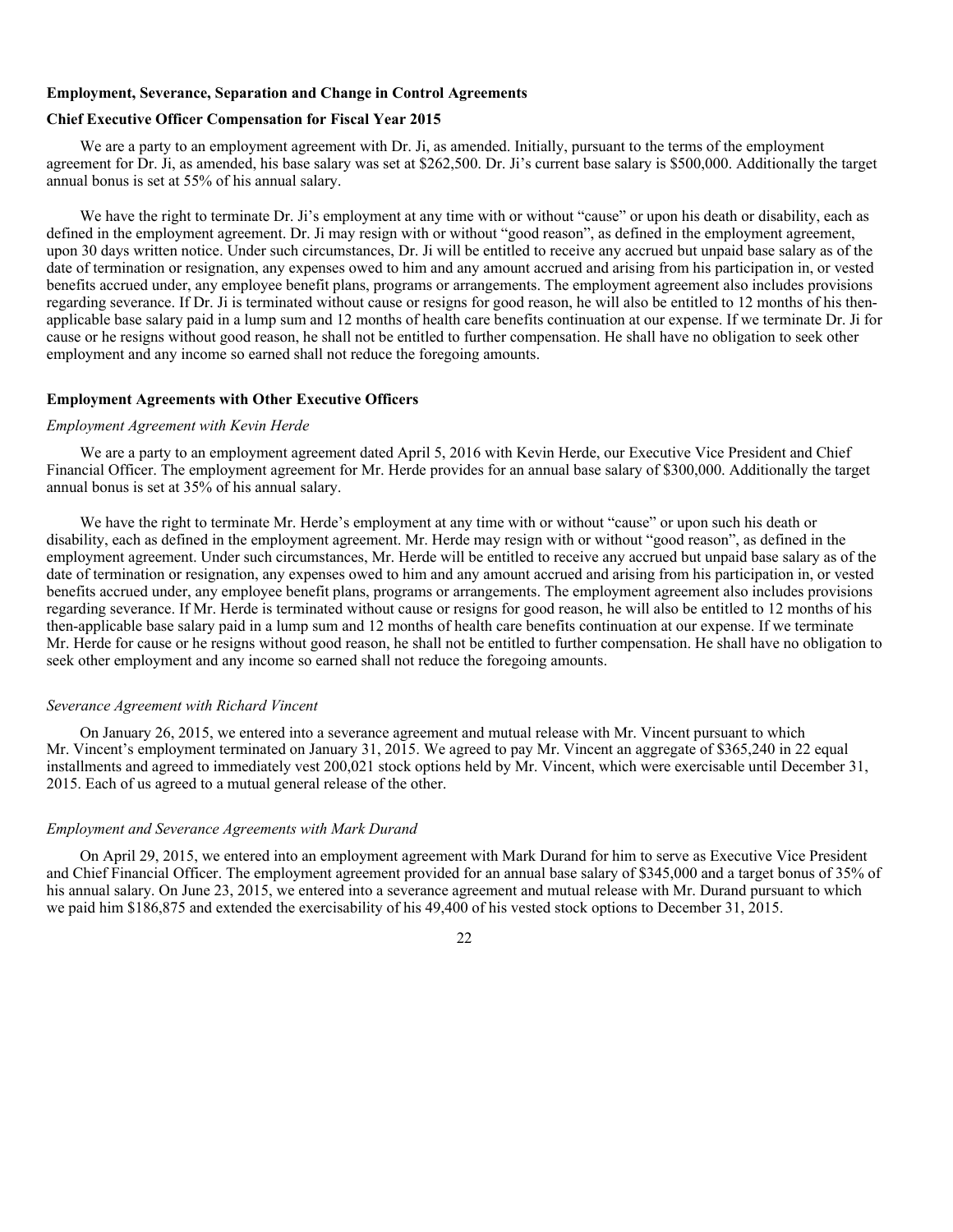## Employment, Severance, Separation and Change in Control Agreements

### Chief Executive Officer Compensation for Fiscal Year 2015

We are a party to an employment agreement with Dr. Ji, as amended. Initially, pursuant to the terms of the employment agreement for Dr. Ji, as amended, his base salary was set at $262,500. Dr. Ji's current base salary is $500,000. Additionally the target annual bonus is set at 55% of his annual salary.

We have the right to terminate Dr. Ji's employment at any time with or without "cause" or upon his death or disability, each as defined in the employment agreement. Dr. Ji may resign with or without "good reason", as defined in the employment agreement, upon 30 days written notice. Under such circumstances, Dr. Ji will be entitled to receive any accrued but unpaid base salary as of the date of termination or resignation, any expenses owed to him and any amount accrued and arising from his participation in, or vested benefits accrued under, any employee benefit plans, programs or arrangements. The employment agreement also includes provisions regarding severance. If Dr. Ji is terminated without cause or resigns for good reason, he will also be entitled to 12 months of his then-applicable base salary paid in a lump sum and 12 months of health care benefits continuation at our expense. If we terminate Dr. Ji for cause or he resigns without good reason, he shall not be entitled to further compensation. He shall have no obligation to seek other employment and any income so earned shall not reduce the foregoing amounts.

### Employment Agreements with Other Executive Officers

*Employment Agreement with Kevin Herde*

We are a party to an employment agreement dated April 5, 2016 with Kevin Herde, our Executive Vice President and Chief Financial Officer. The employment agreement for Mr. Herde provides for an annual base salary of $300,000. Additionally the target annual bonus is set at 35% of his annual salary.

We have the right to terminate Mr. Herde's employment at any time with or without "cause" or upon such his death or disability, each as defined in the employment agreement. Mr. Herde may resign with or without "good reason", as defined in the employment agreement. Under such circumstances, Mr. Herde will be entitled to receive any accrued but unpaid base salary as of the date of termination or resignation, any expenses owed to him and any amount accrued and arising from his participation in, or vested benefits accrued under, any employee benefit plans, programs or arrangements. The employment agreement also includes provisions regarding severance. If Mr. Herde is terminated without cause or resigns for good reason, he will also be entitled to 12 months of his then-applicable base salary paid in a lump sum and 12 months of health care benefits continuation at our expense. If we terminate Mr. Herde for cause or he resigns without good reason, he shall not be entitled to further compensation. He shall have no obligation to seek other employment and any income so earned shall not reduce the foregoing amounts.

*Severance Agreement with Richard Vincent*

On January 26, 2015, we entered into a severance agreement and mutual release with Mr. Vincent pursuant to which Mr. Vincent's employment terminated on January 31, 2015. We agreed to pay Mr. Vincent an aggregate of $365,240 in 22 equal installments and agreed to immediately vest 200,021 stock options held by Mr. Vincent, which were exercisable until December 31, 2015. Each of us agreed to a mutual general release of the other.

*Employment and Severance Agreements with Mark Durand*

On April 29, 2015, we entered into an employment agreement with Mark Durand for him to serve as Executive Vice President and Chief Financial Officer. The employment agreement provided for an annual base salary of $345,000 and a target bonus of 35% of his annual salary. On June 23, 2015, we entered into a severance agreement and mutual release with Mr. Durand pursuant to which we paid him $186,875 and extended the exercisability of his 49,400 of his vested stock options to December 31, 2015.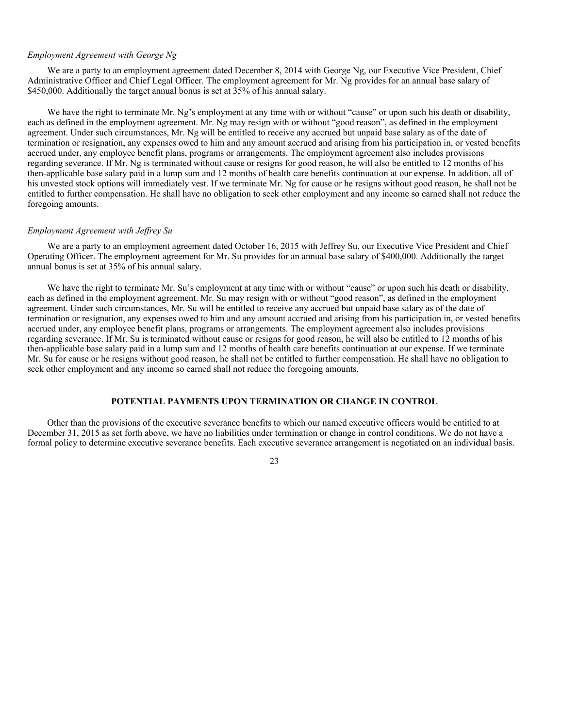*Employment Agreement with George Ng*

We are a party to an employment agreement dated December 8, 2014 with George Ng, our Executive Vice President, Chief Administrative Officer and Chief Legal Officer. The employment agreement for Mr. Ng provides for an annual base salary of \$450,000. Additionally the target annual bonus is set at 35% of his annual salary.

We have the right to terminate Mr. Ng's employment at any time with or without "cause" or upon such his death or disability, each as defined in the employment agreement. Mr. Ng may resign with or without "good reason", as defined in the employment agreement. Under such circumstances, Mr. Ng will be entitled to receive any accrued but unpaid base salary as of the date of termination or resignation, any expenses owed to him and any amount accrued and arising from his participation in, or vested benefits accrued under, any employee benefit plans, programs or arrangements. The employment agreement also includes provisions regarding severance. If Mr. Ng is terminated without cause or resigns for good reason, he will also be entitled to 12 months of his then-applicable base salary paid in a lump sum and 12 months of health care benefits continuation at our expense. In addition, all of his unvested stock options will immediately vest. If we terminate Mr. Ng for cause or he resigns without good reason, he shall not be entitled to further compensation. He shall have no obligation to seek other employment and any income so earned shall not reduce the foregoing amounts.

*Employment Agreement with Jeffrey Su*

We are a party to an employment agreement dated October 16, 2015 with Jeffrey Su, our Executive Vice President and Chief Operating Officer. The employment agreement for Mr. Su provides for an annual base salary of \$400,000. Additionally the target annual bonus is set at 35% of his annual salary.

We have the right to terminate Mr. Su's employment at any time with or without "cause" or upon such his death or disability, each as defined in the employment agreement. Mr. Su may resign with or without "good reason", as defined in the employment agreement. Under such circumstances, Mr. Su will be entitled to receive any accrued but unpaid base salary as of the date of termination or resignation, any expenses owed to him and any amount accrued and arising from his participation in, or vested benefits accrued under, any employee benefit plans, programs or arrangements. The employment agreement also includes provisions regarding severance. If Mr. Su is terminated without cause or resigns for good reason, he will also be entitled to 12 months of his then-applicable base salary paid in a lump sum and 12 months of health care benefits continuation at our expense. If we terminate Mr. Su for cause or he resigns without good reason, he shall not be entitled to further compensation. He shall have no obligation to seek other employment and any income so earned shall not reduce the foregoing amounts.

## POTENTIAL PAYMENTS UPON TERMINATION OR CHANGE IN CONTROL

Other than the provisions of the executive severance benefits to which our named executive officers would be entitled to at December 31, 2015 as set forth above, we have no liabilities under termination or change in control conditions. We do not have a formal policy to determine executive severance benefits. Each executive severance arrangement is negotiated on an individual basis.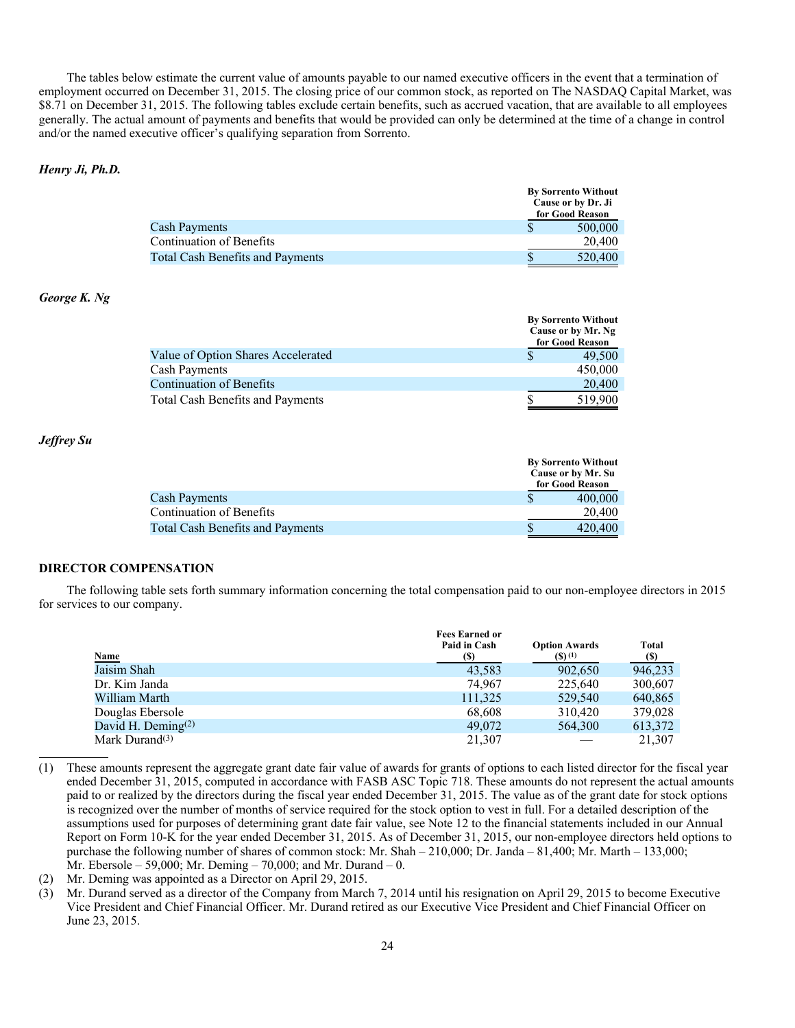The tables below estimate the current value of amounts payable to our named executive officers in the event that a termination of employment occurred on December 31, 2015. The closing price of our common stock, as reported on The NASDAQ Capital Market, was $8.71 on December 31, 2015. The following tables exclude certain benefits, such as accrued vacation, that are available to all employees generally. The actual amount of payments and benefits that would be provided can only be determined at the time of a change in control and/or the named executive officer's qualifying separation from Sorrento.

***Henry Ji, Ph.D.***

| | By Sorrento Without Cause or by Dr. Ji for Good Reason |
|---|---|
| Cash Payments | $ 500,000 |
| Continuation of Benefits | 20,400 |
| Total Cash Benefits and Payments | $ 520,400 |

***George K. Ng***

| | By Sorrento Without Cause or by Mr. Ng for Good Reason |
|---|---|
| Value of Option Shares Accelerated | $ 49,500 |
| Cash Payments | 450,000 |
| Continuation of Benefits | 20,400 |
| Total Cash Benefits and Payments | $ 519,900 |

***Jeffrey Su***

| | By Sorrento Without Cause or by Mr. Su for Good Reason |
|---|---|
| Cash Payments | $ 400,000 |
| Continuation of Benefits | 20,400 |
| Total Cash Benefits and Payments | $ 420,400 |

**DIRECTOR COMPENSATION**

The following table sets forth summary information concerning the total compensation paid to our non-employee directors in 2015 for services to our company.

| Name | Fees Earned or Paid in Cash ($) | Option Awards ($) (1) | Total ($) |
|---|---|---|---|
| Jaisim Shah | 43,583 | 902,650 | 946,233 |
| Dr. Kim Janda | 74,967 | 225,640 | 300,607 |
| William Marth | 111,325 | 529,540 | 640,865 |
| Douglas Ebersole | 68,608 | 310,420 | 379,028 |
| David H. Deming(2) | 49,072 | 564,300 | 613,372 |
| Mark Durand(3) | 21,307 | — | 21,307 |

(1) These amounts represent the aggregate grant date fair value of awards for grants of options to each listed director for the fiscal year ended December 31, 2015, computed in accordance with FASB ASC Topic 718. These amounts do not represent the actual amounts paid to or realized by the directors during the fiscal year ended December 31, 2015. The value as of the grant date for stock options is recognized over the number of months of service required for the stock option to vest in full. For a detailed description of the assumptions used for purposes of determining grant date fair value, see Note 12 to the financial statements included in our Annual Report on Form 10-K for the year ended December 31, 2015. As of December 31, 2015, our non-employee directors held options to purchase the following number of shares of common stock: Mr. Shah – 210,000; Dr. Janda – 81,400; Mr. Marth – 133,000; Mr. Ebersole – 59,000; Mr. Deming – 70,000; and Mr. Durand – 0.

(2) Mr. Deming was appointed as a Director on April 29, 2015.

(3) Mr. Durand served as a director of the Company from March 7, 2014 until his resignation on April 29, 2015 to become Executive Vice President and Chief Financial Officer. Mr. Durand retired as our Executive Vice President and Chief Financial Officer on June 23, 2015.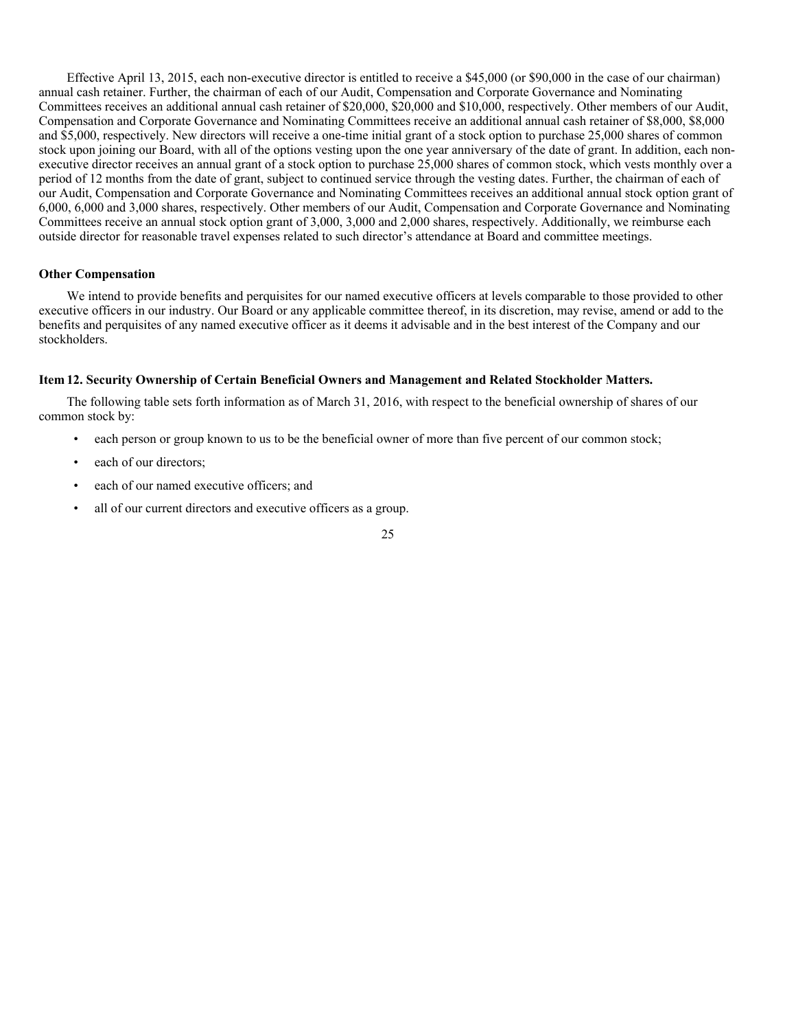Effective April 13, 2015, each non-executive director is entitled to receive a $45,000 (or $90,000 in the case of our chairman) annual cash retainer. Further, the chairman of each of our Audit, Compensation and Corporate Governance and Nominating Committees receives an additional annual cash retainer of $20,000, $20,000 and $10,000, respectively. Other members of our Audit, Compensation and Corporate Governance and Nominating Committees receive an additional annual cash retainer of $8,000, $8,000 and $5,000, respectively. New directors will receive a one-time initial grant of a stock option to purchase 25,000 shares of common stock upon joining our Board, with all of the options vesting upon the one year anniversary of the date of grant. In addition, each non-executive director receives an annual grant of a stock option to purchase 25,000 shares of common stock, which vests monthly over a period of 12 months from the date of grant, subject to continued service through the vesting dates. Further, the chairman of each of our Audit, Compensation and Corporate Governance and Nominating Committees receives an additional annual stock option grant of 6,000, 6,000 and 3,000 shares, respectively. Other members of our Audit, Compensation and Corporate Governance and Nominating Committees receive an annual stock option grant of 3,000, 3,000 and 2,000 shares, respectively. Additionally, we reimburse each outside director for reasonable travel expenses related to such director's attendance at Board and committee meetings.

**Other Compensation**

We intend to provide benefits and perquisites for our named executive officers at levels comparable to those provided to other executive officers in our industry. Our Board or any applicable committee thereof, in its discretion, may revise, amend or add to the benefits and perquisites of any named executive officer as it deems it advisable and in the best interest of the Company and our stockholders.

## Item 12. Security Ownership of Certain Beneficial Owners and Management and Related Stockholder Matters.

The following table sets forth information as of March 31, 2016, with respect to the beneficial ownership of shares of our common stock by:

- each person or group known to us to be the beneficial owner of more than five percent of our common stock;
- each of our directors;
- each of our named executive officers; and
- all of our current directors and executive officers as a group.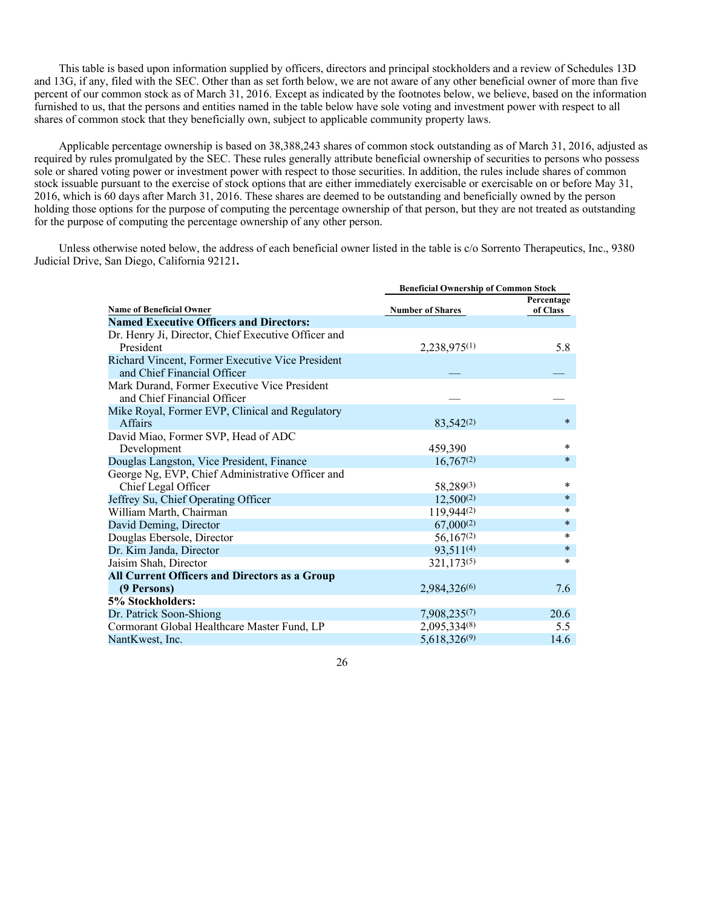This table is based upon information supplied by officers, directors and principal stockholders and a review of Schedules 13D and 13G, if any, filed with the SEC. Other than as set forth below, we are not aware of any other beneficial owner of more than five percent of our common stock as of March 31, 2016. Except as indicated by the footnotes below, we believe, based on the information furnished to us, that the persons and entities named in the table below have sole voting and investment power with respect to all shares of common stock that they beneficially own, subject to applicable community property laws.

Applicable percentage ownership is based on 38,388,243 shares of common stock outstanding as of March 31, 2016, adjusted as required by rules promulgated by the SEC. These rules generally attribute beneficial ownership of securities to persons who possess sole or shared voting power or investment power with respect to those securities. In addition, the rules include shares of common stock issuable pursuant to the exercise of stock options that are either immediately exercisable or exercisable on or before May 31, 2016, which is 60 days after March 31, 2016. These shares are deemed to be outstanding and beneficially owned by the person holding those options for the purpose of computing the percentage ownership of that person, but they are not treated as outstanding for the purpose of computing the percentage ownership of any other person.

Unless otherwise noted below, the address of each beneficial owner listed in the table is c/o Sorrento Therapeutics, Inc., 9380 Judicial Drive, San Diego, California 92121**.**

| | Beneficial Ownership of Common Stock | |
|---|---|---|
| **Name of Beneficial Owner** | **Number of Shares** | **Percentage of Class** |
| **Named Executive Officers and Directors:** | | |
| Dr. Henry Ji, Director, Chief Executive Officer and President | 2,238,975(1) | 5.8 |
| Richard Vincent, Former Executive Vice President and Chief Financial Officer | — | — |
| Mark Durand, Former Executive Vice President and Chief Financial Officer | — | — |
| Mike Royal, Former EVP, Clinical and Regulatory Affairs | 83,542(2) | * |
| David Miao, Former SVP, Head of ADC Development | 459,390 | * |
| Douglas Langston, Vice President, Finance | 16,767(2) | * |
| George Ng, EVP, Chief Administrative Officer and Chief Legal Officer | 58,289(3) | * |
| Jeffrey Su, Chief Operating Officer | 12,500(2) | * |
| William Marth, Chairman | 119,944(2) | * |
| David Deming, Director | 67,000(2) | * |
| Douglas Ebersole, Director | 56,167(2) | * |
| Dr. Kim Janda, Director | 93,511(4) | * |
| Jaisim Shah, Director | 321,173(5) | * |
| **All Current Officers and Directors as a Group (9 Persons)** | 2,984,326(6) | 7.6 |
| **5% Stockholders:** | | |
| Dr. Patrick Soon-Shiong | 7,908,235(7) | 20.6 |
| Cormorant Global Healthcare Master Fund, LP | 2,095,334(8) | 5.5 |
| NantKwest, Inc. | 5,618,326(9) | 14.6 |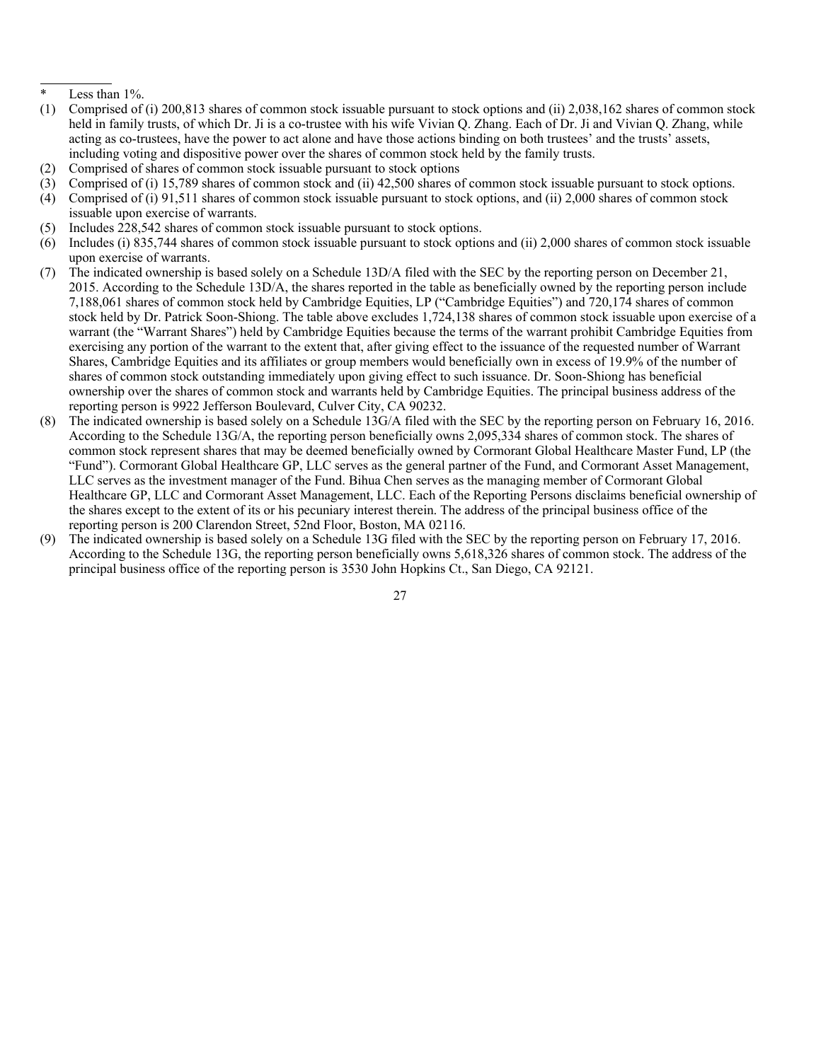\* Less than 1%.

(1) Comprised of (i) 200,813 shares of common stock issuable pursuant to stock options and (ii) 2,038,162 shares of common stock held in family trusts, of which Dr. Ji is a co-trustee with his wife Vivian Q. Zhang. Each of Dr. Ji and Vivian Q. Zhang, while acting as co-trustees, have the power to act alone and have those actions binding on both trustees' and the trusts' assets, including voting and dispositive power over the shares of common stock held by the family trusts.

(2) Comprised of shares of common stock issuable pursuant to stock options

(3) Comprised of (i) 15,789 shares of common stock and (ii) 42,500 shares of common stock issuable pursuant to stock options.

(4) Comprised of (i) 91,511 shares of common stock issuable pursuant to stock options, and (ii) 2,000 shares of common stock issuable upon exercise of warrants.

(5) Includes 228,542 shares of common stock issuable pursuant to stock options.

(6) Includes (i) 835,744 shares of common stock issuable pursuant to stock options and (ii) 2,000 shares of common stock issuable upon exercise of warrants.

(7) The indicated ownership is based solely on a Schedule 13D/A filed with the SEC by the reporting person on December 21, 2015. According to the Schedule 13D/A, the shares reported in the table as beneficially owned by the reporting person include 7,188,061 shares of common stock held by Cambridge Equities, LP ("Cambridge Equities") and 720,174 shares of common stock held by Dr. Patrick Soon-Shiong. The table above excludes 1,724,138 shares of common stock issuable upon exercise of a warrant (the "Warrant Shares") held by Cambridge Equities because the terms of the warrant prohibit Cambridge Equities from exercising any portion of the warrant to the extent that, after giving effect to the issuance of the requested number of Warrant Shares, Cambridge Equities and its affiliates or group members would beneficially own in excess of 19.9% of the number of shares of common stock outstanding immediately upon giving effect to such issuance. Dr. Soon-Shiong has beneficial ownership over the shares of common stock and warrants held by Cambridge Equities. The principal business address of the reporting person is 9922 Jefferson Boulevard, Culver City, CA 90232.

(8) The indicated ownership is based solely on a Schedule 13G/A filed with the SEC by the reporting person on February 16, 2016. According to the Schedule 13G/A, the reporting person beneficially owns 2,095,334 shares of common stock. The shares of common stock represent shares that may be deemed beneficially owned by Cormorant Global Healthcare Master Fund, LP (the "Fund"). Cormorant Global Healthcare GP, LLC serves as the general partner of the Fund, and Cormorant Asset Management, LLC serves as the investment manager of the Fund. Bihua Chen serves as the managing member of Cormorant Global Healthcare GP, LLC and Cormorant Asset Management, LLC. Each of the Reporting Persons disclaims beneficial ownership of the shares except to the extent of its or his pecuniary interest therein. The address of the principal business office of the reporting person is 200 Clarendon Street, 52nd Floor, Boston, MA 02116.

(9) The indicated ownership is based solely on a Schedule 13G filed with the SEC by the reporting person on February 17, 2016. According to the Schedule 13G, the reporting person beneficially owns 5,618,326 shares of common stock. The address of the principal business office of the reporting person is 3530 John Hopkins Ct., San Diego, CA 92121.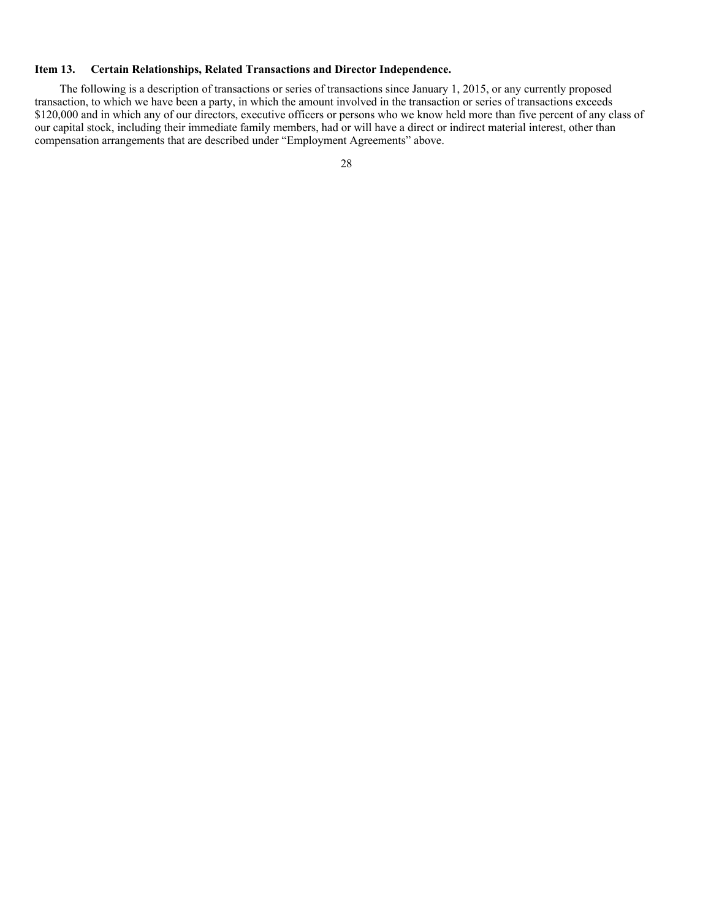## Item 13. Certain Relationships, Related Transactions and Director Independence.

The following is a description of transactions or series of transactions since January 1, 2015, or any currently proposed transaction, to which we have been a party, in which the amount involved in the transaction or series of transactions exceeds $120,000 and in which any of our directors, executive officers or persons who we know held more than five percent of any class of our capital stock, including their immediate family members, had or will have a direct or indirect material interest, other than compensation arrangements that are described under "Employment Agreements" above.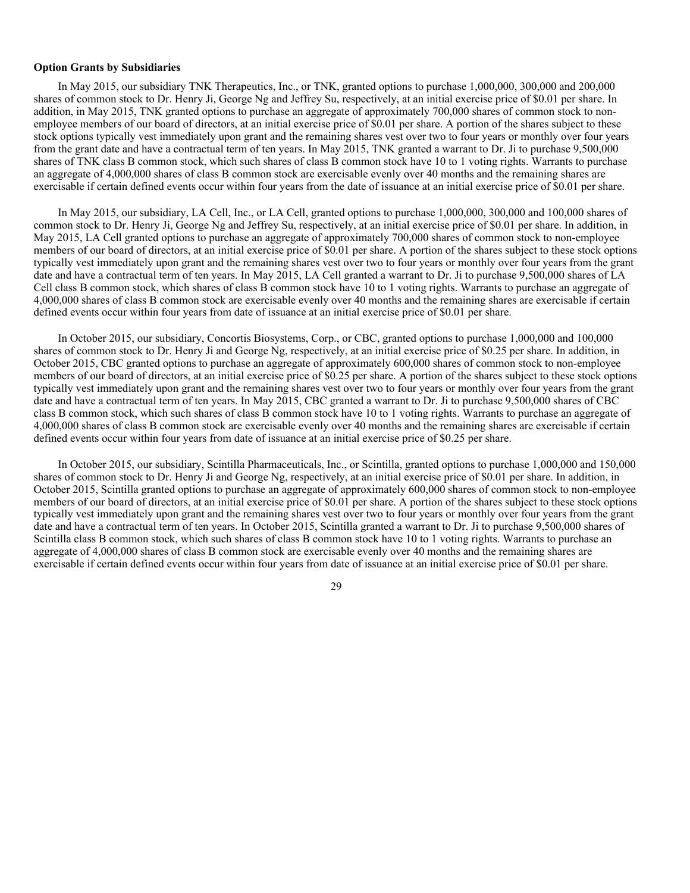**Option Grants by Subsidiaries**

In May 2015, our subsidiary TNK Therapeutics, Inc., or TNK, granted options to purchase 1,000,000, 300,000 and 200,000 shares of common stock to Dr. Henry Ji, George Ng and Jeffrey Su, respectively, at an initial exercise price of $0.01 per share. In addition, in May 2015, TNK granted options to purchase an aggregate of approximately 700,000 shares of common stock to non-employee members of our board of directors, at an initial exercise price of $0.01 per share. A portion of the shares subject to these stock options typically vest immediately upon grant and the remaining shares vest over two to four years or monthly over four years from the grant date and have a contractual term of ten years. In May 2015, TNK granted a warrant to Dr. Ji to purchase 9,500,000 shares of TNK class B common stock, which such shares of class B common stock have 10 to 1 voting rights. Warrants to purchase an aggregate of 4,000,000 shares of class B common stock are exercisable evenly over 40 months and the remaining shares are exercisable if certain defined events occur within four years from the date of issuance at an initial exercise price of $0.01 per share.

In May 2015, our subsidiary, LA Cell, Inc., or LA Cell, granted options to purchase 1,000,000, 300,000 and 100,000 shares of common stock to Dr. Henry Ji, George Ng and Jeffrey Su, respectively, at an initial exercise price of $0.01 per share. In addition, in May 2015, LA Cell granted options to purchase an aggregate of approximately 700,000 shares of common stock to non-employee members of our board of directors, at an initial exercise price of $0.01 per share. A portion of the shares subject to these stock options typically vest immediately upon grant and the remaining shares vest over two to four years or monthly over four years from the grant date and have a contractual term of ten years. In May 2015, LA Cell granted a warrant to Dr. Ji to purchase 9,500,000 shares of LA Cell class B common stock, which shares of class B common stock have 10 to 1 voting rights. Warrants to purchase an aggregate of 4,000,000 shares of class B common stock are exercisable evenly over 40 months and the remaining shares are exercisable if certain defined events occur within four years from date of issuance at an initial exercise price of $0.01 per share.

In October 2015, our subsidiary, Concortis Biosystems, Corp., or CBC, granted options to purchase 1,000,000 and 100,000 shares of common stock to Dr. Henry Ji and George Ng, respectively, at an initial exercise price of $0.25 per share. In addition, in October 2015, CBC granted options to purchase an aggregate of approximately 600,000 shares of common stock to non-employee members of our board of directors, at an initial exercise price of $0.25 per share. A portion of the shares subject to these stock options typically vest immediately upon grant and the remaining shares vest over two to four years or monthly over four years from the grant date and have a contractual term of ten years. In May 2015, CBC granted a warrant to Dr. Ji to purchase 9,500,000 shares of CBC class B common stock, which such shares of class B common stock have 10 to 1 voting rights. Warrants to purchase an aggregate of 4,000,000 shares of class B common stock are exercisable evenly over 40 months and the remaining shares are exercisable if certain defined events occur within four years from date of issuance at an initial exercise price of $0.25 per share.

In October 2015, our subsidiary, Scintilla Pharmaceuticals, Inc., or Scintilla, granted options to purchase 1,000,000 and 150,000 shares of common stock to Dr. Henry Ji and George Ng, respectively, at an initial exercise price of $0.01 per share. In addition, in October 2015, Scintilla granted options to purchase an aggregate of approximately 600,000 shares of common stock to non-employee members of our board of directors, at an initial exercise price of $0.01 per share. A portion of the shares subject to these stock options typically vest immediately upon grant and the remaining shares vest over two to four years or monthly over four years from the grant date and have a contractual term of ten years. In October 2015, Scintilla granted a warrant to Dr. Ji to purchase 9,500,000 shares of Scintilla class B common stock, which such shares of class B common stock have 10 to 1 voting rights. Warrants to purchase an aggregate of 4,000,000 shares of class B common stock are exercisable evenly over 40 months and the remaining shares are exercisable if certain defined events occur within four years from date of issuance at an initial exercise price of $0.01 per share.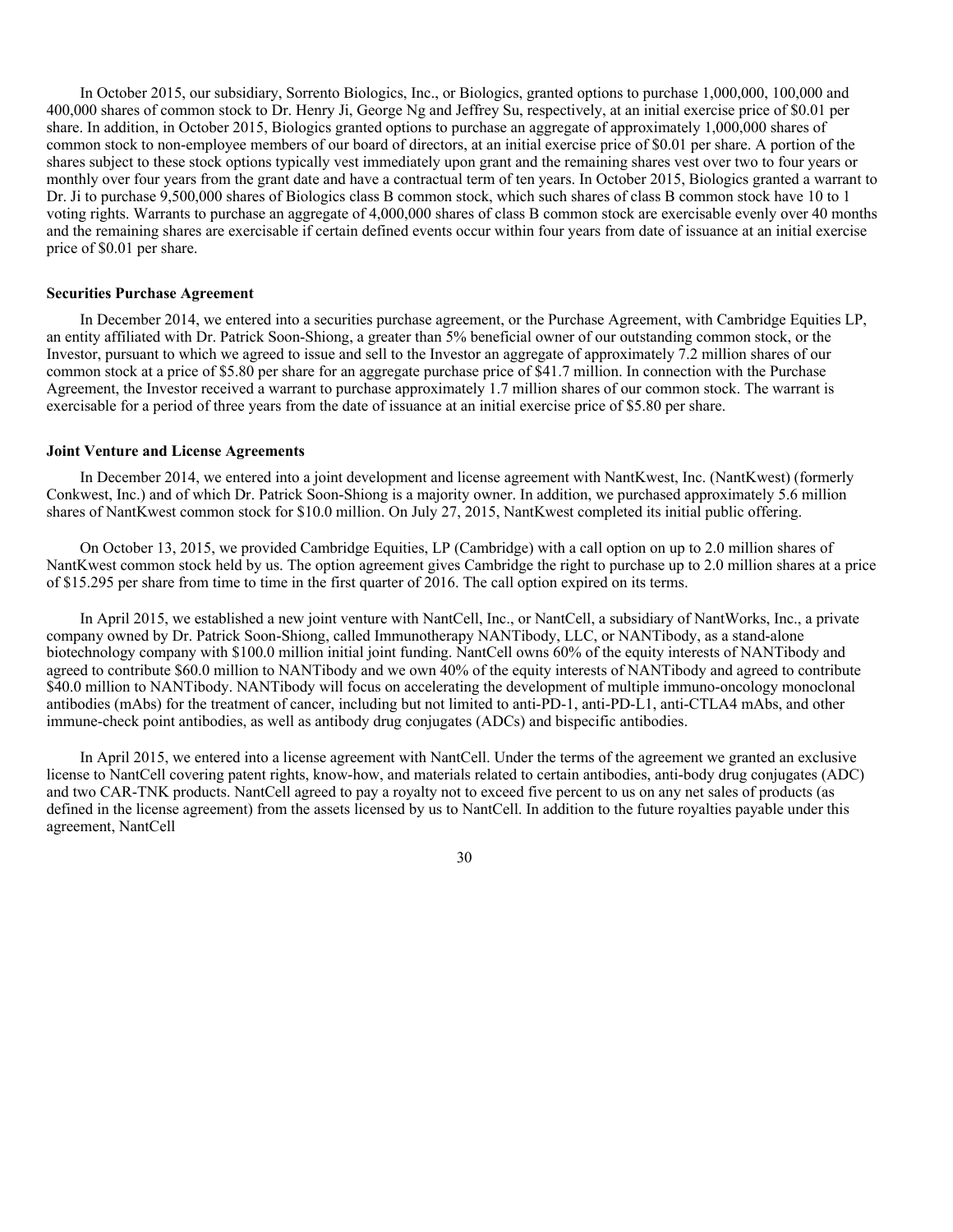In October 2015, our subsidiary, Sorrento Biologics, Inc., or Biologics, granted options to purchase 1,000,000, 100,000 and 400,000 shares of common stock to Dr. Henry Ji, George Ng and Jeffrey Su, respectively, at an initial exercise price of $0.01 per share. In addition, in October 2015, Biologics granted options to purchase an aggregate of approximately 1,000,000 shares of common stock to non-employee members of our board of directors, at an initial exercise price of $0.01 per share. A portion of the shares subject to these stock options typically vest immediately upon grant and the remaining shares vest over two to four years or monthly over four years from the grant date and have a contractual term of ten years. In October 2015, Biologics granted a warrant to Dr. Ji to purchase 9,500,000 shares of Biologics class B common stock, which such shares of class B common stock have 10 to 1 voting rights. Warrants to purchase an aggregate of 4,000,000 shares of class B common stock are exercisable evenly over 40 months and the remaining shares are exercisable if certain defined events occur within four years from date of issuance at an initial exercise price of $0.01 per share.

**Securities Purchase Agreement**

In December 2014, we entered into a securities purchase agreement, or the Purchase Agreement, with Cambridge Equities LP, an entity affiliated with Dr. Patrick Soon-Shiong, a greater than 5% beneficial owner of our outstanding common stock, or the Investor, pursuant to which we agreed to issue and sell to the Investor an aggregate of approximately 7.2 million shares of our common stock at a price of $5.80 per share for an aggregate purchase price of $41.7 million. In connection with the Purchase Agreement, the Investor received a warrant to purchase approximately 1.7 million shares of our common stock. The warrant is exercisable for a period of three years from the date of issuance at an initial exercise price of $5.80 per share.

**Joint Venture and License Agreements**

In December 2014, we entered into a joint development and license agreement with NantKwest, Inc. (NantKwest) (formerly Conkwest, Inc.) and of which Dr. Patrick Soon-Shiong is a majority owner. In addition, we purchased approximately 5.6 million shares of NantKwest common stock for $10.0 million. On July 27, 2015, NantKwest completed its initial public offering.

On October 13, 2015, we provided Cambridge Equities, LP (Cambridge) with a call option on up to 2.0 million shares of NantKwest common stock held by us. The option agreement gives Cambridge the right to purchase up to 2.0 million shares at a price of $15.295 per share from time to time in the first quarter of 2016. The call option expired on its terms.

In April 2015, we established a new joint venture with NantCell, Inc., or NantCell, a subsidiary of NantWorks, Inc., a private company owned by Dr. Patrick Soon-Shiong, called Immunotherapy NANTibody, LLC, or NANTibody, as a stand-alone biotechnology company with $100.0 million initial joint funding. NantCell owns 60% of the equity interests of NANTibody and agreed to contribute $60.0 million to NANTibody and we own 40% of the equity interests of NANTibody and agreed to contribute $40.0 million to NANTibody. NANTibody will focus on accelerating the development of multiple immuno-oncology monoclonal antibodies (mAbs) for the treatment of cancer, including but not limited to anti-PD-1, anti-PD-L1, anti-CTLA4 mAbs, and other immune-check point antibodies, as well as antibody drug conjugates (ADCs) and bispecific antibodies.

In April 2015, we entered into a license agreement with NantCell. Under the terms of the agreement we granted an exclusive license to NantCell covering patent rights, know-how, and materials related to certain antibodies, anti-body drug conjugates (ADC) and two CAR-TNK products. NantCell agreed to pay a royalty not to exceed five percent to us on any net sales of products (as defined in the license agreement) from the assets licensed by us to NantCell. In addition to the future royalties payable under this agreement, NantCell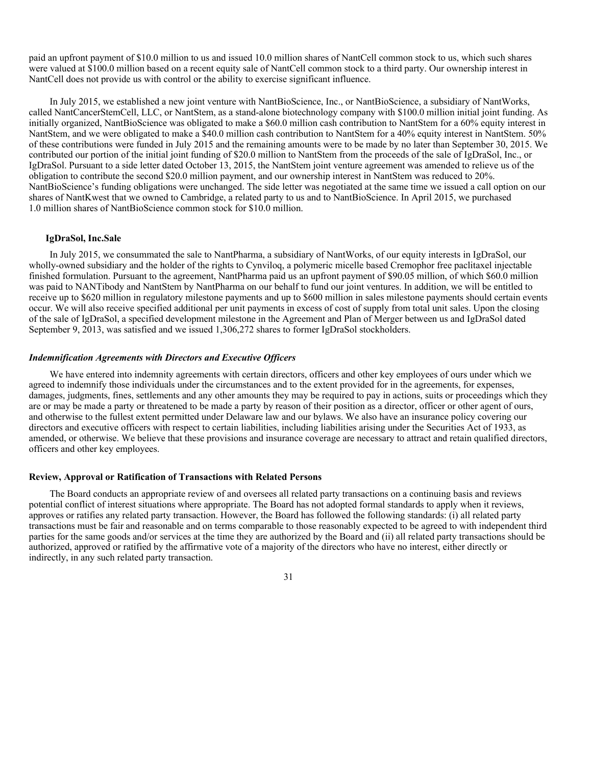paid an upfront payment of $10.0 million to us and issued 10.0 million shares of NantCell common stock to us, which such shares were valued at $100.0 million based on a recent equity sale of NantCell common stock to a third party. Our ownership interest in NantCell does not provide us with control or the ability to exercise significant influence.

In July 2015, we established a new joint venture with NantBioScience, Inc., or NantBioScience, a subsidiary of NantWorks, called NantCancerStemCell, LLC, or NantStem, as a stand-alone biotechnology company with $100.0 million initial joint funding. As initially organized, NantBioScience was obligated to make a $60.0 million cash contribution to NantStem for a 60% equity interest in NantStem, and we were obligated to make a $40.0 million cash contribution to NantStem for a 40% equity interest in NantStem. 50% of these contributions were funded in July 2015 and the remaining amounts were to be made by no later than September 30, 2015. We contributed our portion of the initial joint funding of $20.0 million to NantStem from the proceeds of the sale of IgDraSol, Inc., or IgDraSol. Pursuant to a side letter dated October 13, 2015, the NantStem joint venture agreement was amended to relieve us of the obligation to contribute the second $20.0 million payment, and our ownership interest in NantStem was reduced to 20%. NantBioScience's funding obligations were unchanged. The side letter was negotiated at the same time we issued a call option on our shares of NantKwest that we owned to Cambridge, a related party to us and to NantBioScience. In April 2015, we purchased 1.0 million shares of NantBioScience common stock for $10.0 million.

**IgDraSol, Inc.Sale**

In July 2015, we consummated the sale to NantPharma, a subsidiary of NantWorks, of our equity interests in IgDraSol, our wholly-owned subsidiary and the holder of the rights to Cynviloq, a polymeric micelle based Cremophor free paclitaxel injectable finished formulation. Pursuant to the agreement, NantPharma paid us an upfront payment of $90.05 million, of which $60.0 million was paid to NANTibody and NantStem by NantPharma on our behalf to fund our joint ventures. In addition, we will be entitled to receive up to $620 million in regulatory milestone payments and up to $600 million in sales milestone payments should certain events occur. We will also receive specified additional per unit payments in excess of cost of supply from total unit sales. Upon the closing of the sale of IgDraSol, a specified development milestone in the Agreement and Plan of Merger between us and IgDraSol dated September 9, 2013, was satisfied and we issued 1,306,272 shares to former IgDraSol stockholders.

***Indemnification Agreements with Directors and Executive Officers***

We have entered into indemnity agreements with certain directors, officers and other key employees of ours under which we agreed to indemnify those individuals under the circumstances and to the extent provided for in the agreements, for expenses, damages, judgments, fines, settlements and any other amounts they may be required to pay in actions, suits or proceedings which they are or may be made a party or threatened to be made a party by reason of their position as a director, officer or other agent of ours, and otherwise to the fullest extent permitted under Delaware law and our bylaws. We also have an insurance policy covering our directors and executive officers with respect to certain liabilities, including liabilities arising under the Securities Act of 1933, as amended, or otherwise. We believe that these provisions and insurance coverage are necessary to attract and retain qualified directors, officers and other key employees.

**Review, Approval or Ratification of Transactions with Related Persons**

The Board conducts an appropriate review of and oversees all related party transactions on a continuing basis and reviews potential conflict of interest situations where appropriate. The Board has not adopted formal standards to apply when it reviews, approves or ratifies any related party transaction. However, the Board has followed the following standards: (i) all related party transactions must be fair and reasonable and on terms comparable to those reasonably expected to be agreed to with independent third parties for the same goods and/or services at the time they are authorized by the Board and (ii) all related party transactions should be authorized, approved or ratified by the affirmative vote of a majority of the directors who have no interest, either directly or indirectly, in any such related party transaction.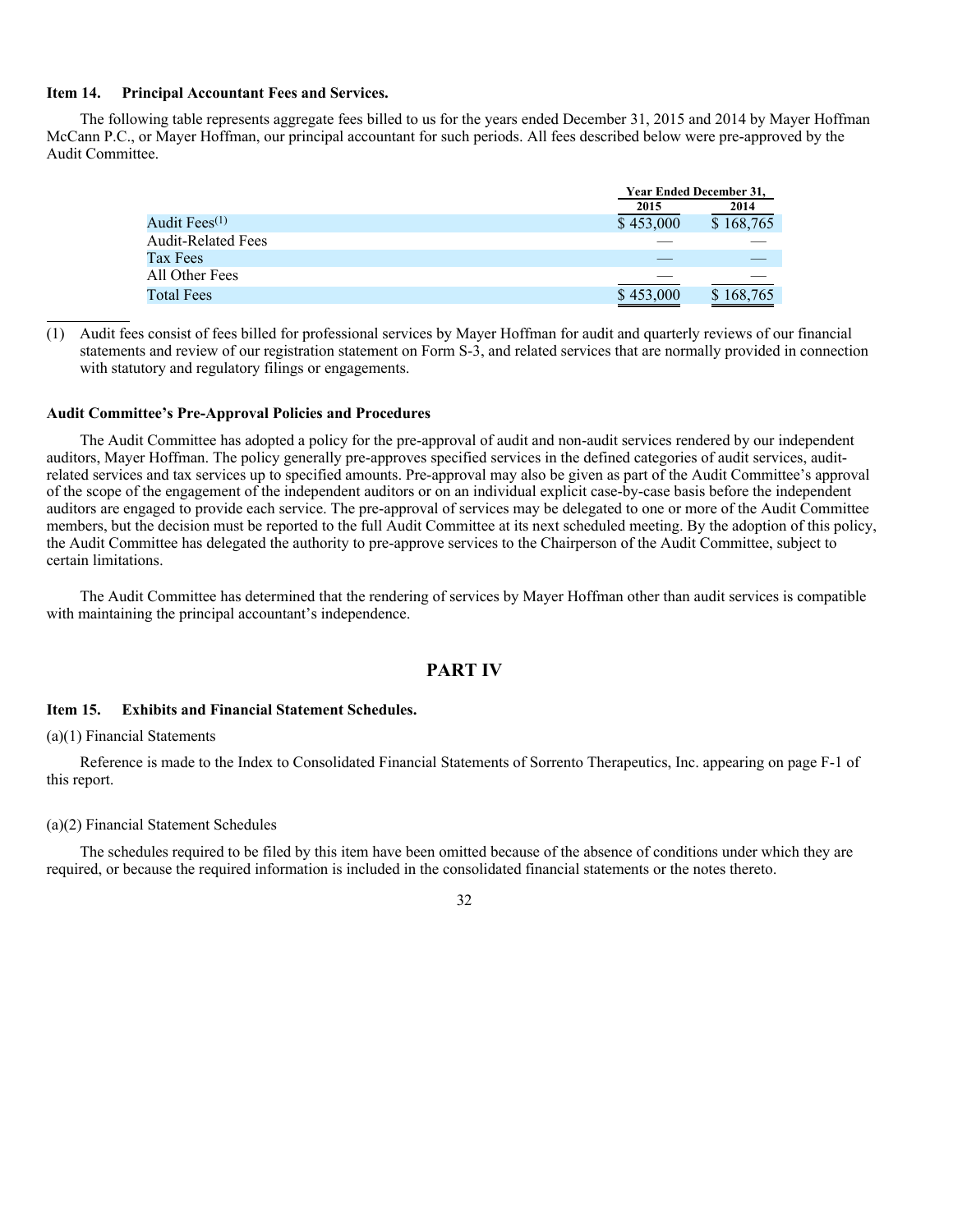### Item 14. Principal Accountant Fees and Services.

The following table represents aggregate fees billed to us for the years ended December 31, 2015 and 2014 by Mayer Hoffman McCann P.C., or Mayer Hoffman, our principal accountant for such periods. All fees described below were pre-approved by the Audit Committee.

| | Year Ended December 31, | |
|---|---|---|
| | 2015 | 2014 |
| Audit Fees[(1)] | $ 453,000 | $ 168,765 |
| Audit-Related Fees | — | — |
| Tax Fees | — | — |
| All Other Fees | — | — |
| Total Fees | $ 453,000 | $ 168,765 |

(1) Audit fees consist of fees billed for professional services by Mayer Hoffman for audit and quarterly reviews of our financial statements and review of our registration statement on Form S-3, and related services that are normally provided in connection with statutory and regulatory filings or engagements.

### Audit Committee's Pre-Approval Policies and Procedures

The Audit Committee has adopted a policy for the pre-approval of audit and non-audit services rendered by our independent auditors, Mayer Hoffman. The policy generally pre-approves specified services in the defined categories of audit services, audit-related services and tax services up to specified amounts. Pre-approval may also be given as part of the Audit Committee's approval of the scope of the engagement of the independent auditors or on an individual explicit case-by-case basis before the independent auditors are engaged to provide each service. The pre-approval of services may be delegated to one or more of the Audit Committee members, but the decision must be reported to the full Audit Committee at its next scheduled meeting. By the adoption of this policy, the Audit Committee has delegated the authority to pre-approve services to the Chairperson of the Audit Committee, subject to certain limitations.

The Audit Committee has determined that the rendering of services by Mayer Hoffman other than audit services is compatible with maintaining the principal accountant's independence.

## PART IV

### Item 15. Exhibits and Financial Statement Schedules.

(a)(1) Financial Statements

Reference is made to the Index to Consolidated Financial Statements of Sorrento Therapeutics, Inc. appearing on page F-1 of this report.

(a)(2) Financial Statement Schedules

The schedules required to be filed by this item have been omitted because of the absence of conditions under which they are required, or because the required information is included in the consolidated financial statements or the notes thereto.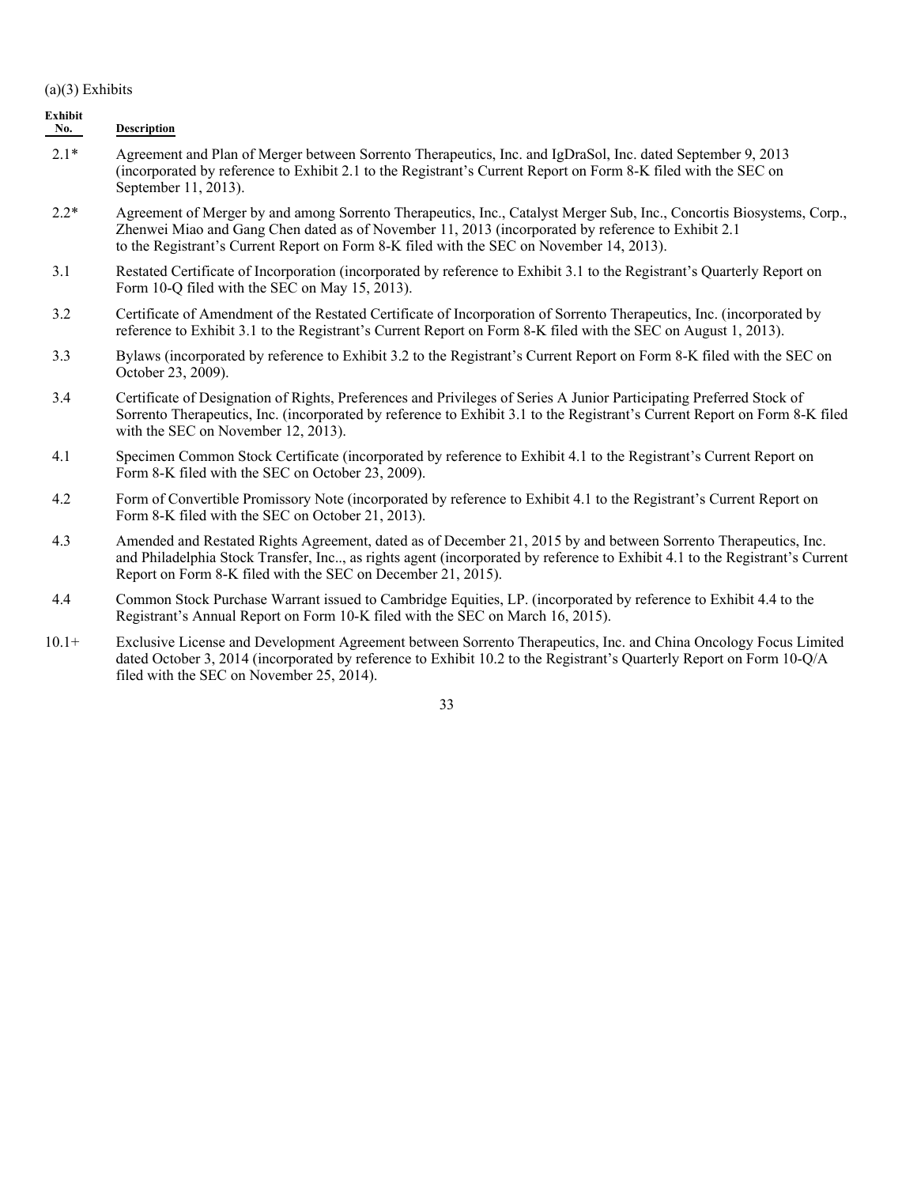(a)(3) Exhibits

| Exhibit No. | Description |
|---|---|
| 2.1* | Agreement and Plan of Merger between Sorrento Therapeutics, Inc. and IgDraSol, Inc. dated September 9, 2013 (incorporated by reference to Exhibit 2.1 to the Registrant's Current Report on Form 8-K filed with the SEC on September 11, 2013). |
| 2.2* | Agreement of Merger by and among Sorrento Therapeutics, Inc., Catalyst Merger Sub, Inc., Concortis Biosystems, Corp., Zhenwei Miao and Gang Chen dated as of November 11, 2013 (incorporated by reference to Exhibit 2.1 to the Registrant's Current Report on Form 8-K filed with the SEC on November 14, 2013). |
| 3.1 | Restated Certificate of Incorporation (incorporated by reference to Exhibit 3.1 to the Registrant's Quarterly Report on Form 10-Q filed with the SEC on May 15, 2013). |
| 3.2 | Certificate of Amendment of the Restated Certificate of Incorporation of Sorrento Therapeutics, Inc. (incorporated by reference to Exhibit 3.1 to the Registrant's Current Report on Form 8-K filed with the SEC on August 1, 2013). |
| 3.3 | Bylaws (incorporated by reference to Exhibit 3.2 to the Registrant's Current Report on Form 8-K filed with the SEC on October 23, 2009). |
| 3.4 | Certificate of Designation of Rights, Preferences and Privileges of Series A Junior Participating Preferred Stock of Sorrento Therapeutics, Inc. (incorporated by reference to Exhibit 3.1 to the Registrant's Current Report on Form 8-K filed with the SEC on November 12, 2013). |
| 4.1 | Specimen Common Stock Certificate (incorporated by reference to Exhibit 4.1 to the Registrant's Current Report on Form 8-K filed with the SEC on October 23, 2009). |
| 4.2 | Form of Convertible Promissory Note (incorporated by reference to Exhibit 4.1 to the Registrant's Current Report on Form 8-K filed with the SEC on October 21, 2013). |
| 4.3 | Amended and Restated Rights Agreement, dated as of December 21, 2015 by and between Sorrento Therapeutics, Inc. and Philadelphia Stock Transfer, Inc.., as rights agent (incorporated by reference to Exhibit 4.1 to the Registrant's Current Report on Form 8-K filed with the SEC on December 21, 2015). |
| 4.4 | Common Stock Purchase Warrant issued to Cambridge Equities, LP. (incorporated by reference to Exhibit 4.4 to the Registrant's Annual Report on Form 10-K filed with the SEC on March 16, 2015). |
| 10.1+ | Exclusive License and Development Agreement between Sorrento Therapeutics, Inc. and China Oncology Focus Limited dated October 3, 2014 (incorporated by reference to Exhibit 10.2 to the Registrant's Quarterly Report on Form 10-Q/A filed with the SEC on November 25, 2014). |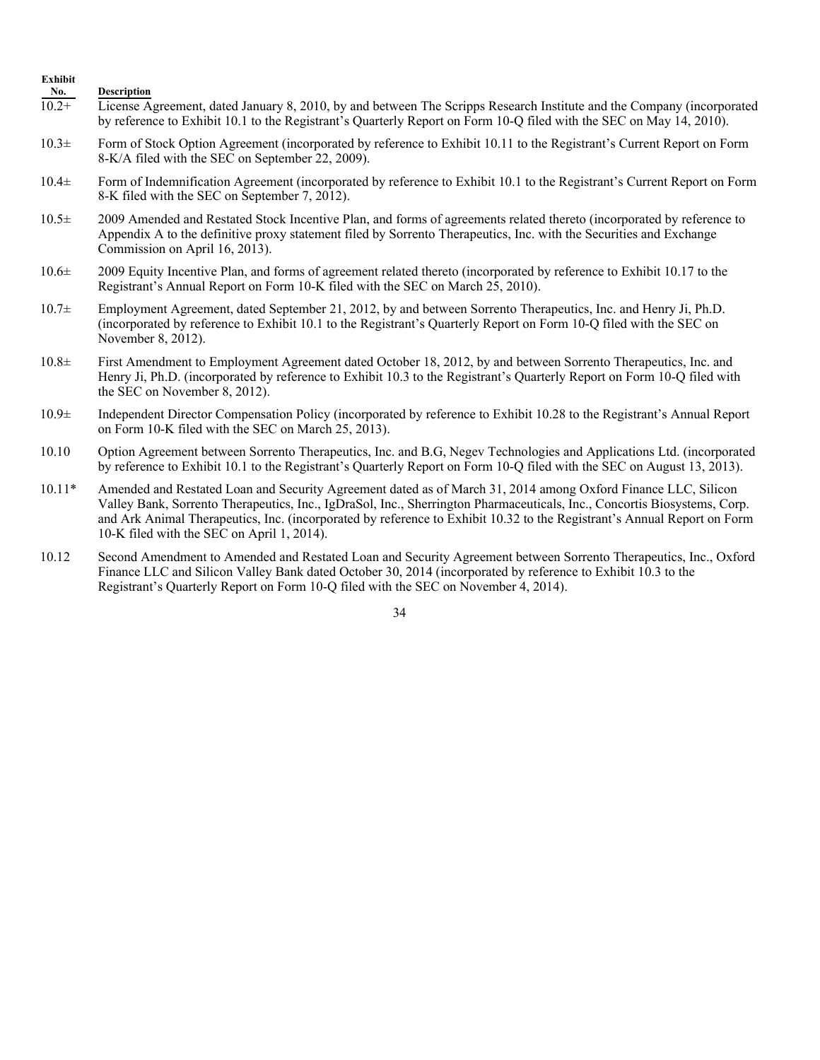| Exhibit No. | Description |
| --- | --- |
| 10.2+ | License Agreement, dated January 8, 2010, by and between The Scripps Research Institute and the Company (incorporated by reference to Exhibit 10.1 to the Registrant's Quarterly Report on Form 10-Q filed with the SEC on May 14, 2010). |
| 10.3± | Form of Stock Option Agreement (incorporated by reference to Exhibit 10.11 to the Registrant's Current Report on Form 8-K/A filed with the SEC on September 22, 2009). |
| 10.4± | Form of Indemnification Agreement (incorporated by reference to Exhibit 10.1 to the Registrant's Current Report on Form 8-K filed with the SEC on September 7, 2012). |
| 10.5± | 2009 Amended and Restated Stock Incentive Plan, and forms of agreements related thereto (incorporated by reference to Appendix A to the definitive proxy statement filed by Sorrento Therapeutics, Inc. with the Securities and Exchange Commission on April 16, 2013). |
| 10.6± | 2009 Equity Incentive Plan, and forms of agreement related thereto (incorporated by reference to Exhibit 10.17 to the Registrant's Annual Report on Form 10-K filed with the SEC on March 25, 2010). |
| 10.7± | Employment Agreement, dated September 21, 2012, by and between Sorrento Therapeutics, Inc. and Henry Ji, Ph.D. (incorporated by reference to Exhibit 10.1 to the Registrant's Quarterly Report on Form 10-Q filed with the SEC on November 8, 2012). |
| 10.8± | First Amendment to Employment Agreement dated October 18, 2012, by and between Sorrento Therapeutics, Inc. and Henry Ji, Ph.D. (incorporated by reference to Exhibit 10.3 to the Registrant's Quarterly Report on Form 10-Q filed with the SEC on November 8, 2012). |
| 10.9± | Independent Director Compensation Policy (incorporated by reference to Exhibit 10.28 to the Registrant's Annual Report on Form 10-K filed with the SEC on March 25, 2013). |
| 10.10 | Option Agreement between Sorrento Therapeutics, Inc. and B.G, Negev Technologies and Applications Ltd. (incorporated by reference to Exhibit 10.1 to the Registrant's Quarterly Report on Form 10-Q filed with the SEC on August 13, 2013). |
| 10.11* | Amended and Restated Loan and Security Agreement dated as of March 31, 2014 among Oxford Finance LLC, Silicon Valley Bank, Sorrento Therapeutics, Inc., IgDraSol, Inc., Sherrington Pharmaceuticals, Inc., Concortis Biosystems, Corp. and Ark Animal Therapeutics, Inc. (incorporated by reference to Exhibit 10.32 to the Registrant's Annual Report on Form 10-K filed with the SEC on April 1, 2014). |
| 10.12 | Second Amendment to Amended and Restated Loan and Security Agreement between Sorrento Therapeutics, Inc., Oxford Finance LLC and Silicon Valley Bank dated October 30, 2014 (incorporated by reference to Exhibit 10.3 to the Registrant's Quarterly Report on Form 10-Q filed with the SEC on November 4, 2014). |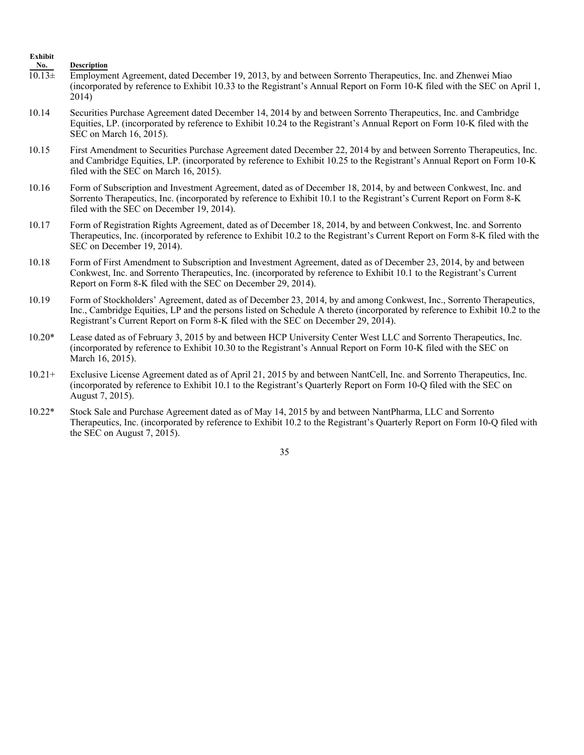| Exhibit No. | Description |
|---|---|
| 10.13± | Employment Agreement, dated December 19, 2013, by and between Sorrento Therapeutics, Inc. and Zhenwei Miao (incorporated by reference to Exhibit 10.33 to the Registrant's Annual Report on Form 10-K filed with the SEC on April 1, 2014) |
| 10.14 | Securities Purchase Agreement dated December 14, 2014 by and between Sorrento Therapeutics, Inc. and Cambridge Equities, LP. (incorporated by reference to Exhibit 10.24 to the Registrant's Annual Report on Form 10-K filed with the SEC on March 16, 2015). |
| 10.15 | First Amendment to Securities Purchase Agreement dated December 22, 2014 by and between Sorrento Therapeutics, Inc. and Cambridge Equities, LP. (incorporated by reference to Exhibit 10.25 to the Registrant's Annual Report on Form 10-K filed with the SEC on March 16, 2015). |
| 10.16 | Form of Subscription and Investment Agreement, dated as of December 18, 2014, by and between Conkwest, Inc. and Sorrento Therapeutics, Inc. (incorporated by reference to Exhibit 10.1 to the Registrant's Current Report on Form 8-K filed with the SEC on December 19, 2014). |
| 10.17 | Form of Registration Rights Agreement, dated as of December 18, 2014, by and between Conkwest, Inc. and Sorrento Therapeutics, Inc. (incorporated by reference to Exhibit 10.2 to the Registrant's Current Report on Form 8-K filed with the SEC on December 19, 2014). |
| 10.18 | Form of First Amendment to Subscription and Investment Agreement, dated as of December 23, 2014, by and between Conkwest, Inc. and Sorrento Therapeutics, Inc. (incorporated by reference to Exhibit 10.1 to the Registrant's Current Report on Form 8-K filed with the SEC on December 29, 2014). |
| 10.19 | Form of Stockholders' Agreement, dated as of December 23, 2014, by and among Conkwest, Inc., Sorrento Therapeutics, Inc., Cambridge Equities, LP and the persons listed on Schedule A thereto (incorporated by reference to Exhibit 10.2 to the Registrant's Current Report on Form 8-K filed with the SEC on December 29, 2014). |
| 10.20* | Lease dated as of February 3, 2015 by and between HCP University Center West LLC and Sorrento Therapeutics, Inc. (incorporated by reference to Exhibit 10.30 to the Registrant's Annual Report on Form 10-K filed with the SEC on March 16, 2015). |
| 10.21+ | Exclusive License Agreement dated as of April 21, 2015 by and between NantCell, Inc. and Sorrento Therapeutics, Inc. (incorporated by reference to Exhibit 10.1 to the Registrant's Quarterly Report on Form 10-Q filed with the SEC on August 7, 2015). |
| 10.22* | Stock Sale and Purchase Agreement dated as of May 14, 2015 by and between NantPharma, LLC and Sorrento Therapeutics, Inc. (incorporated by reference to Exhibit 10.2 to the Registrant's Quarterly Report on Form 10-Q filed with the SEC on August 7, 2015). |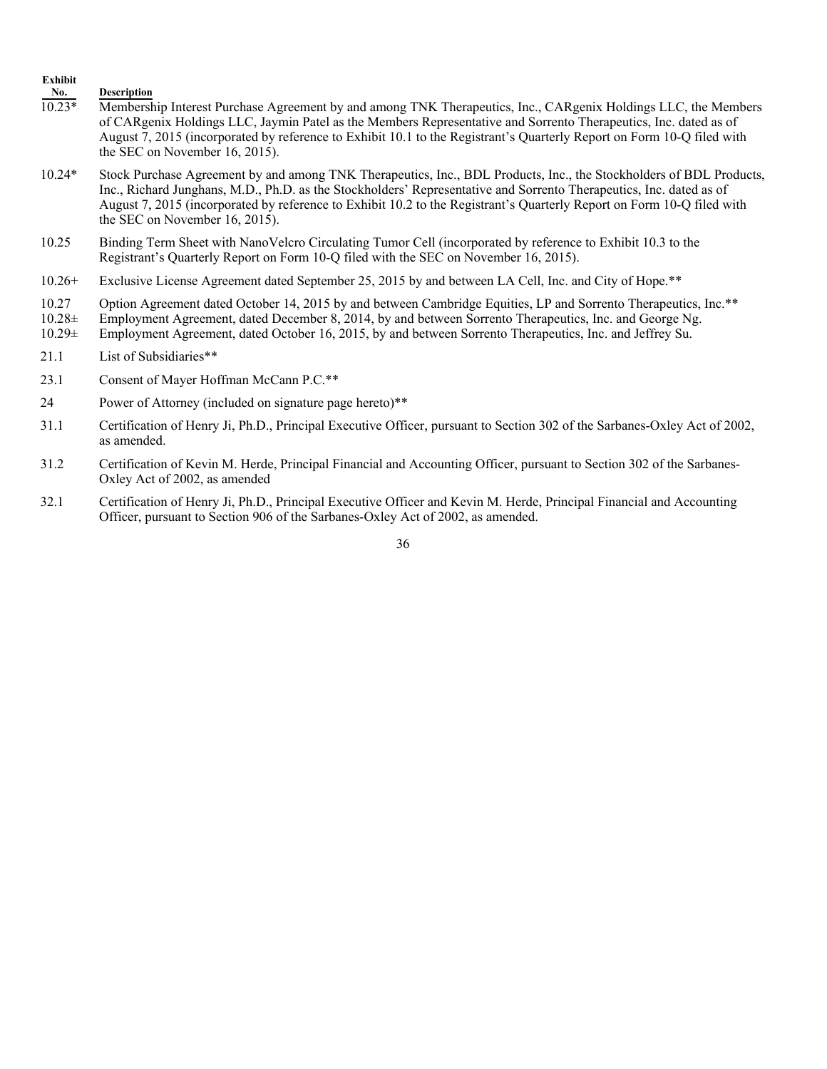| Exhibit No. | Description |
| --- | --- |
| 10.23* | Membership Interest Purchase Agreement by and among TNK Therapeutics, Inc., CARgenix Holdings LLC, the Members of CARgenix Holdings LLC, Jaymin Patel as the Members Representative and Sorrento Therapeutics, Inc. dated as of August 7, 2015 (incorporated by reference to Exhibit 10.1 to the Registrant's Quarterly Report on Form 10-Q filed with the SEC on November 16, 2015). |
| 10.24* | Stock Purchase Agreement by and among TNK Therapeutics, Inc., BDL Products, Inc., the Stockholders of BDL Products, Inc., Richard Junghans, M.D., Ph.D. as the Stockholders' Representative and Sorrento Therapeutics, Inc. dated as of August 7, 2015 (incorporated by reference to Exhibit 10.2 to the Registrant's Quarterly Report on Form 10-Q filed with the SEC on November 16, 2015). |
| 10.25 | Binding Term Sheet with NanoVelcro Circulating Tumor Cell (incorporated by reference to Exhibit 10.3 to the Registrant's Quarterly Report on Form 10-Q filed with the SEC on November 16, 2015). |
| 10.26+ | Exclusive License Agreement dated September 25, 2015 by and between LA Cell, Inc. and City of Hope.** |
| 10.27 | Option Agreement dated October 14, 2015 by and between Cambridge Equities, LP and Sorrento Therapeutics, Inc.** |
| 10.28± | Employment Agreement, dated December 8, 2014, by and between Sorrento Therapeutics, Inc. and George Ng. |
| 10.29± | Employment Agreement, dated October 16, 2015, by and between Sorrento Therapeutics, Inc. and Jeffrey Su. |
| 21.1 | List of Subsidiaries** |
| 23.1 | Consent of Mayer Hoffman McCann P.C.** |
| 24 | Power of Attorney (included on signature page hereto)** |
| 31.1 | Certification of Henry Ji, Ph.D., Principal Executive Officer, pursuant to Section 302 of the Sarbanes-Oxley Act of 2002, as amended. |
| 31.2 | Certification of Kevin M. Herde, Principal Financial and Accounting Officer, pursuant to Section 302 of the Sarbanes-Oxley Act of 2002, as amended |
| 32.1 | Certification of Henry Ji, Ph.D., Principal Executive Officer and Kevin M. Herde, Principal Financial and Accounting Officer, pursuant to Section 906 of the Sarbanes-Oxley Act of 2002, as amended. |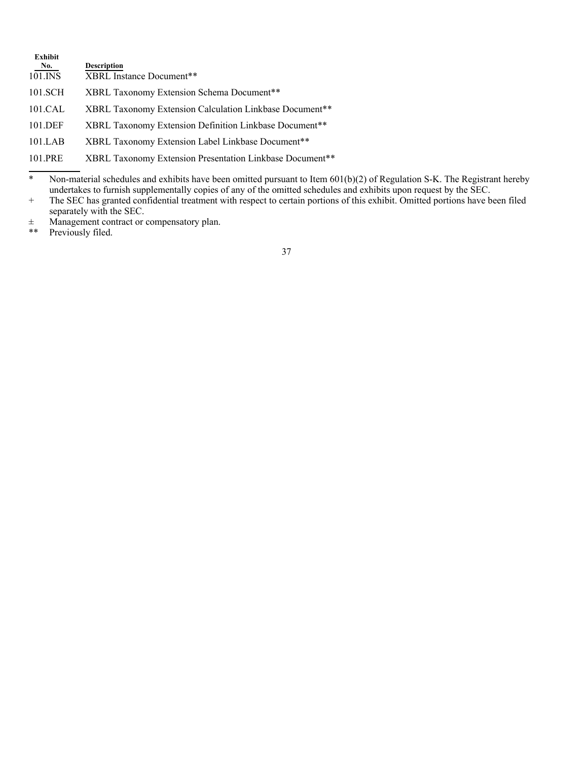| Exhibit No. | Description |
| --- | --- |
| 101.INS | XBRL Instance Document** |
| 101.SCH | XBRL Taxonomy Extension Schema Document** |
| 101.CAL | XBRL Taxonomy Extension Calculation Linkbase Document** |
| 101.DEF | XBRL Taxonomy Extension Definition Linkbase Document** |
| 101.LAB | XBRL Taxonomy Extension Label Linkbase Document** |
| 101.PRE | XBRL Taxonomy Extension Presentation Linkbase Document** |

---

\* Non-material schedules and exhibits have been omitted pursuant to Item 601(b)(2) of Regulation S-K. The Registrant hereby undertakes to furnish supplementally copies of any of the omitted schedules and exhibits upon request by the SEC.

\+ The SEC has granted confidential treatment with respect to certain portions of this exhibit. Omitted portions have been filed separately with the SEC.

± Management contract or compensatory plan.

** Previously filed.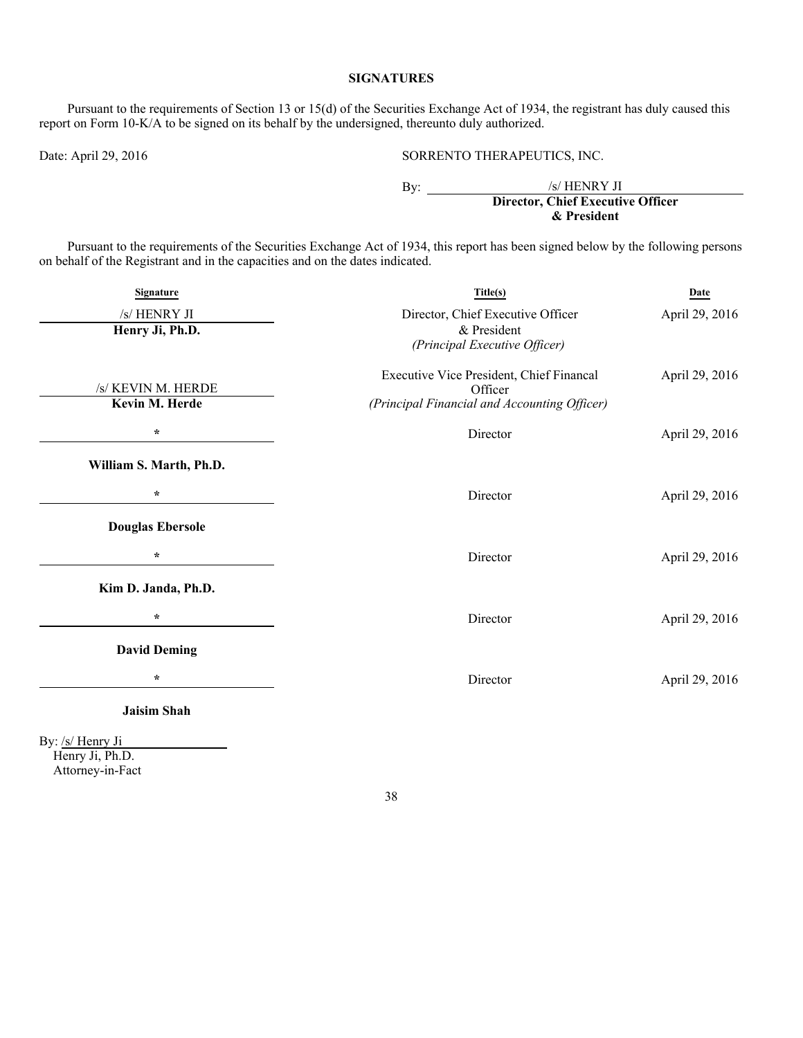## SIGNATURES

Pursuant to the requirements of Section 13 or 15(d) of the Securities Exchange Act of 1934, the registrant has duly caused this report on Form 10-K/A to be signed on its behalf by the undersigned, thereunto duly authorized.

Date: April 29, 2016

SORRENTO THERAPEUTICS, INC.

By: /s/ HENRY JI
**Director, Chief Executive Officer & President**

Pursuant to the requirements of the Securities Exchange Act of 1934, this report has been signed below by the following persons on behalf of the Registrant and in the capacities and on the dates indicated.

| Signature | Title(s) | Date |
|---|---|---|
| /s/ HENRY JI<br>**Henry Ji, Ph.D.** | Director, Chief Executive Officer & President<br>*(Principal Executive Officer)* | April 29, 2016 |
| /s/ KEVIN M. HERDE<br>**Kevin M. Herde** | Executive Vice President, Chief Financal Officer<br>*(Principal Financial and Accounting Officer)* | April 29, 2016 |
| *<br>**William S. Marth, Ph.D.** | Director | April 29, 2016 |
| *<br>**Douglas Ebersole** | Director | April 29, 2016 |
| *<br>**Kim D. Janda, Ph.D.** | Director | April 29, 2016 |
| *<br>**David Deming** | Director | April 29, 2016 |
| *<br>**Jaisim Shah** | Director | April 29, 2016 |

By: /s/ Henry Ji
Henry Ji, Ph.D.
Attorney-in-Fact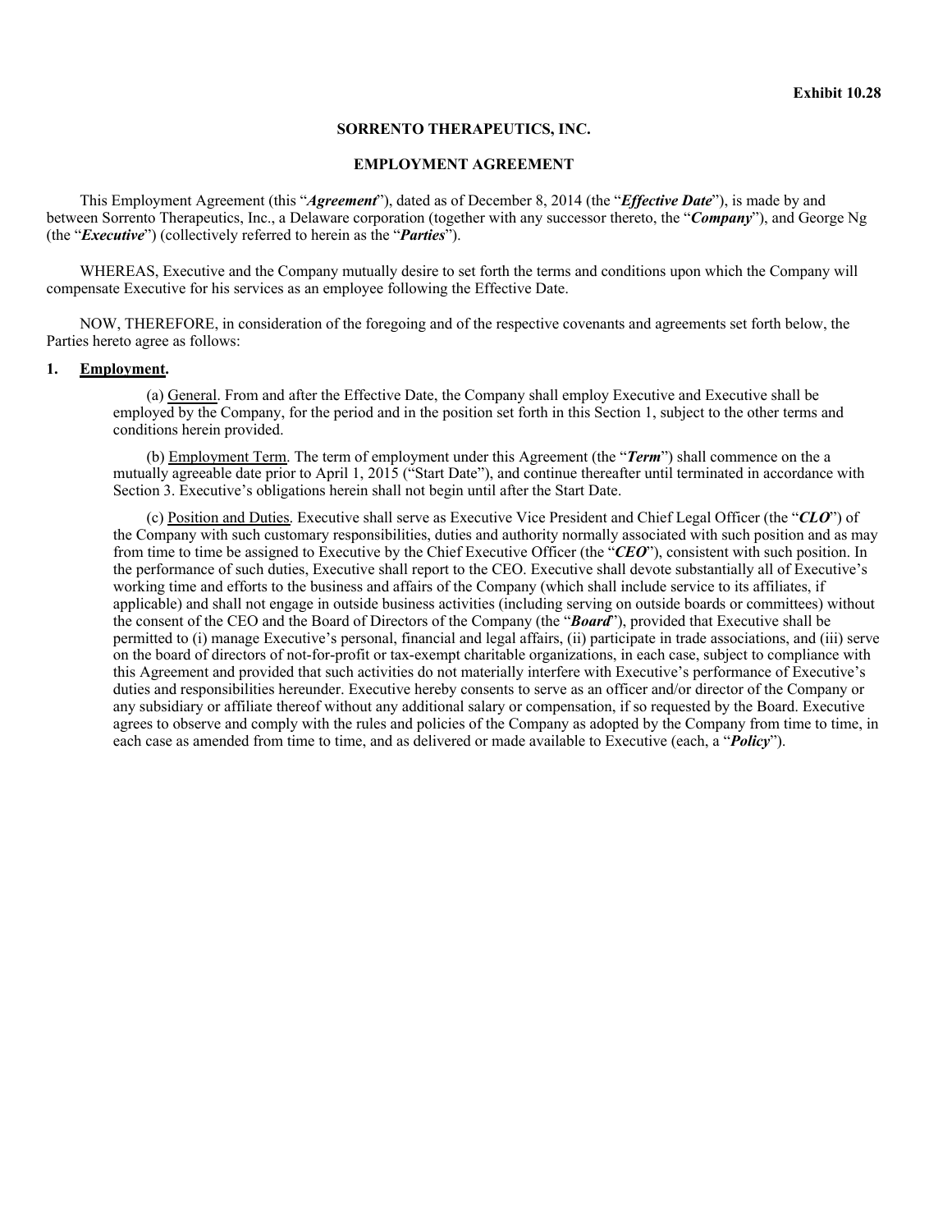**Exhibit 10.28**

**SORRENTO THERAPEUTICS, INC.**

**EMPLOYMENT AGREEMENT**

This Employment Agreement (this "***Agreement***"), dated as of December 8, 2014 (the "***Effective Date***"), is made by and between Sorrento Therapeutics, Inc., a Delaware corporation (together with any successor thereto, the "***Company***"), and George Ng (the "***Executive***") (collectively referred to herein as the "***Parties***").

WHEREAS, Executive and the Company mutually desire to set forth the terms and conditions upon which the Company will compensate Executive for his services as an employee following the Effective Date.

NOW, THEREFORE, in consideration of the foregoing and of the respective covenants and agreements set forth below, the Parties hereto agree as follows:

**1. Employment.**

(a) General. From and after the Effective Date, the Company shall employ Executive and Executive shall be employed by the Company, for the period and in the position set forth in this Section 1, subject to the other terms and conditions herein provided.

(b) Employment Term. The term of employment under this Agreement (the "***Term***") shall commence on the a mutually agreeable date prior to April 1, 2015 ("Start Date"), and continue thereafter until terminated in accordance with Section 3. Executive's obligations herein shall not begin until after the Start Date.

(c) Position and Duties. Executive shall serve as Executive Vice President and Chief Legal Officer (the "***CLO***") of the Company with such customary responsibilities, duties and authority normally associated with such position and as may from time to time be assigned to Executive by the Chief Executive Officer (the "***CEO***"), consistent with such position. In the performance of such duties, Executive shall report to the CEO. Executive shall devote substantially all of Executive's working time and efforts to the business and affairs of the Company (which shall include service to its affiliates, if applicable) and shall not engage in outside business activities (including serving on outside boards or committees) without the consent of the CEO and the Board of Directors of the Company (the "***Board***"), provided that Executive shall be permitted to (i) manage Executive's personal, financial and legal affairs, (ii) participate in trade associations, and (iii) serve on the board of directors of not-for-profit or tax-exempt charitable organizations, in each case, subject to compliance with this Agreement and provided that such activities do not materially interfere with Executive's performance of Executive's duties and responsibilities hereunder. Executive hereby consents to serve as an officer and/or director of the Company or any subsidiary or affiliate thereof without any additional salary or compensation, if so requested by the Board. Executive agrees to observe and comply with the rules and policies of the Company as adopted by the Company from time to time, in each case as amended from time to time, and as delivered or made available to Executive (each, a "***Policy***").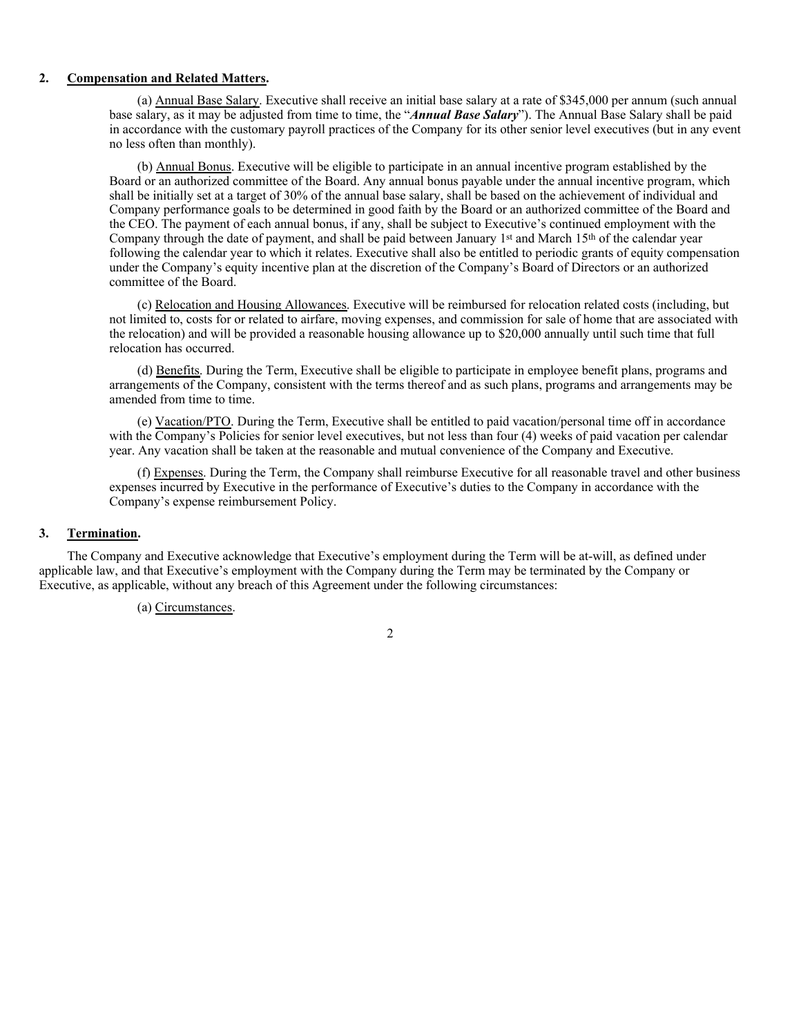**2. <u>Compensation and Related Matters</u>.**

(a) <u>Annual Base Salary</u>. Executive shall receive an initial base salary at a rate of $345,000 per annum (such annual base salary, as it may be adjusted from time to time, the "***Annual Base Salary***"). The Annual Base Salary shall be paid in accordance with the customary payroll practices of the Company for its other senior level executives (but in any event no less often than monthly).

(b) <u>Annual Bonus</u>. Executive will be eligible to participate in an annual incentive program established by the Board or an authorized committee of the Board. Any annual bonus payable under the annual incentive program, which shall be initially set at a target of 30% of the annual base salary, shall be based on the achievement of individual and Company performance goals to be determined in good faith by the Board or an authorized committee of the Board and the CEO. The payment of each annual bonus, if any, shall be subject to Executive's continued employment with the Company through the date of payment, and shall be paid between January 1st and March 15th of the calendar year following the calendar year to which it relates. Executive shall also be entitled to periodic grants of equity compensation under the Company's equity incentive plan at the discretion of the Company's Board of Directors or an authorized committee of the Board.

(c) <u>Relocation and Housing Allowances</u>. Executive will be reimbursed for relocation related costs (including, but not limited to, costs for or related to airfare, moving expenses, and commission for sale of home that are associated with the relocation) and will be provided a reasonable housing allowance up to $20,000 annually until such time that full relocation has occurred.

(d) <u>Benefits</u>. During the Term, Executive shall be eligible to participate in employee benefit plans, programs and arrangements of the Company, consistent with the terms thereof and as such plans, programs and arrangements may be amended from time to time.

(e) <u>Vacation/PTO</u>. During the Term, Executive shall be entitled to paid vacation/personal time off in accordance with the Company's Policies for senior level executives, but not less than four (4) weeks of paid vacation per calendar year. Any vacation shall be taken at the reasonable and mutual convenience of the Company and Executive.

(f) <u>Expenses</u>. During the Term, the Company shall reimburse Executive for all reasonable travel and other business expenses incurred by Executive in the performance of Executive's duties to the Company in accordance with the Company's expense reimbursement Policy.

**3. <u>Termination</u>.**

The Company and Executive acknowledge that Executive's employment during the Term will be at-will, as defined under applicable law, and that Executive's employment with the Company during the Term may be terminated by the Company or Executive, as applicable, without any breach of this Agreement under the following circumstances:

(a) <u>Circumstances</u>.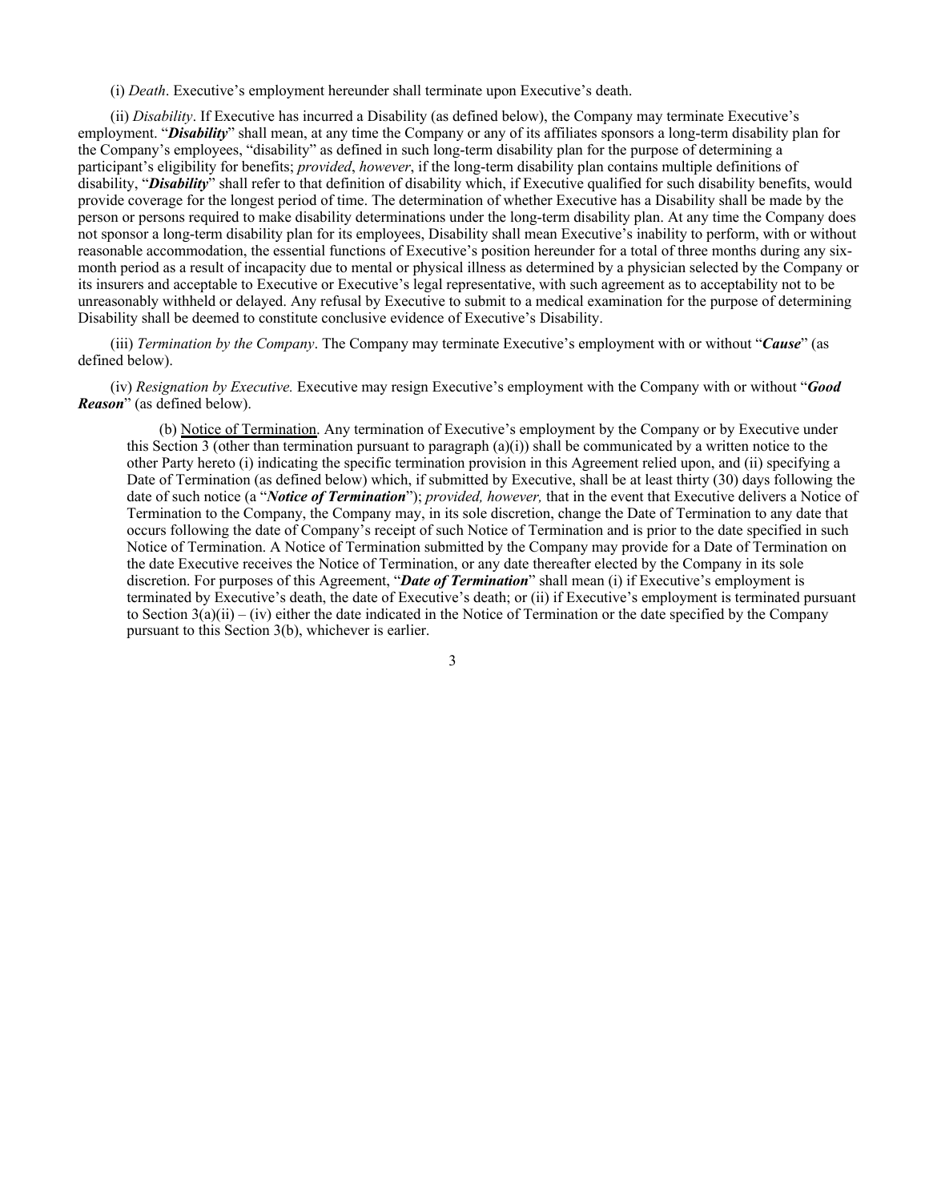(i) *Death*. Executive's employment hereunder shall terminate upon Executive's death.

(ii) *Disability*. If Executive has incurred a Disability (as defined below), the Company may terminate Executive's employment. "***Disability***" shall mean, at any time the Company or any of its affiliates sponsors a long-term disability plan for the Company's employees, "disability" as defined in such long-term disability plan for the purpose of determining a participant's eligibility for benefits; *provided*, *however*, if the long-term disability plan contains multiple definitions of disability, "***Disability***" shall refer to that definition of disability which, if Executive qualified for such disability benefits, would provide coverage for the longest period of time. The determination of whether Executive has a Disability shall be made by the person or persons required to make disability determinations under the long-term disability plan. At any time the Company does not sponsor a long-term disability plan for its employees, Disability shall mean Executive's inability to perform, with or without reasonable accommodation, the essential functions of Executive's position hereunder for a total of three months during any six-month period as a result of incapacity due to mental or physical illness as determined by a physician selected by the Company or its insurers and acceptable to Executive or Executive's legal representative, with such agreement as to acceptability not to be unreasonably withheld or delayed. Any refusal by Executive to submit to a medical examination for the purpose of determining Disability shall be deemed to constitute conclusive evidence of Executive's Disability.

(iii) *Termination by the Company*. The Company may terminate Executive's employment with or without "***Cause***" (as defined below).

(iv) *Resignation by Executive.* Executive may resign Executive's employment with the Company with or without "***Good Reason***" (as defined below).

(b) Notice of Termination. Any termination of Executive's employment by the Company or by Executive under this Section 3 (other than termination pursuant to paragraph (a)(i)) shall be communicated by a written notice to the other Party hereto (i) indicating the specific termination provision in this Agreement relied upon, and (ii) specifying a Date of Termination (as defined below) which, if submitted by Executive, shall be at least thirty (30) days following the date of such notice (a "***Notice of Termination***"); *provided, however,* that in the event that Executive delivers a Notice of Termination to the Company, the Company may, in its sole discretion, change the Date of Termination to any date that occurs following the date of Company's receipt of such Notice of Termination and is prior to the date specified in such Notice of Termination. A Notice of Termination submitted by the Company may provide for a Date of Termination on the date Executive receives the Notice of Termination, or any date thereafter elected by the Company in its sole discretion. For purposes of this Agreement, "***Date of Termination***" shall mean (i) if Executive's employment is terminated by Executive's death, the date of Executive's death; or (ii) if Executive's employment is terminated pursuant to Section 3(a)(ii) – (iv) either the date indicated in the Notice of Termination or the date specified by the Company pursuant to this Section 3(b), whichever is earlier.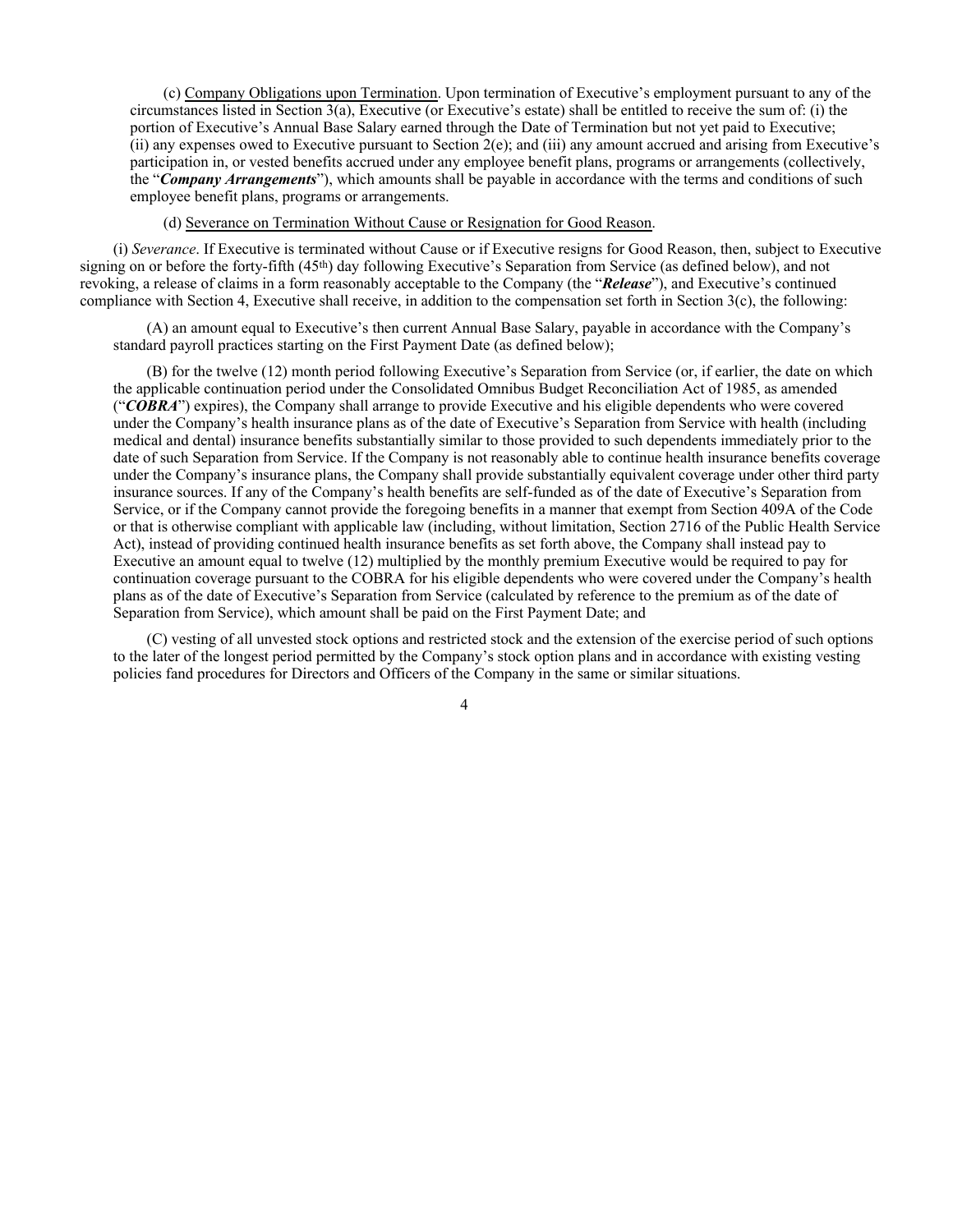(c) Company Obligations upon Termination. Upon termination of Executive's employment pursuant to any of the circumstances listed in Section 3(a), Executive (or Executive's estate) shall be entitled to receive the sum of: (i) the portion of Executive's Annual Base Salary earned through the Date of Termination but not yet paid to Executive; (ii) any expenses owed to Executive pursuant to Section 2(e); and (iii) any amount accrued and arising from Executive's participation in, or vested benefits accrued under any employee benefit plans, programs or arrangements (collectively, the "***Company Arrangements***"), which amounts shall be payable in accordance with the terms and conditions of such employee benefit plans, programs or arrangements.

(d) Severance on Termination Without Cause or Resignation for Good Reason.

(i) *Severance*. If Executive is terminated without Cause or if Executive resigns for Good Reason, then, subject to Executive signing on or before the forty-fifth (45th) day following Executive's Separation from Service (as defined below), and not revoking, a release of claims in a form reasonably acceptable to the Company (the "***Release***"), and Executive's continued compliance with Section 4, Executive shall receive, in addition to the compensation set forth in Section 3(c), the following:

(A) an amount equal to Executive's then current Annual Base Salary, payable in accordance with the Company's standard payroll practices starting on the First Payment Date (as defined below);

(B) for the twelve (12) month period following Executive's Separation from Service (or, if earlier, the date on which the applicable continuation period under the Consolidated Omnibus Budget Reconciliation Act of 1985, as amended ("***COBRA***") expires), the Company shall arrange to provide Executive and his eligible dependents who were covered under the Company's health insurance plans as of the date of Executive's Separation from Service with health (including medical and dental) insurance benefits substantially similar to those provided to such dependents immediately prior to the date of such Separation from Service. If the Company is not reasonably able to continue health insurance benefits coverage under the Company's insurance plans, the Company shall provide substantially equivalent coverage under other third party insurance sources. If any of the Company's health benefits are self-funded as of the date of Executive's Separation from Service, or if the Company cannot provide the foregoing benefits in a manner that exempt from Section 409A of the Code or that is otherwise compliant with applicable law (including, without limitation, Section 2716 of the Public Health Service Act), instead of providing continued health insurance benefits as set forth above, the Company shall instead pay to Executive an amount equal to twelve (12) multiplied by the monthly premium Executive would be required to pay for continuation coverage pursuant to the COBRA for his eligible dependents who were covered under the Company's health plans as of the date of Executive's Separation from Service (calculated by reference to the premium as of the date of Separation from Service), which amount shall be paid on the First Payment Date; and

(C) vesting of all unvested stock options and restricted stock and the extension of the exercise period of such options to the later of the longest period permitted by the Company's stock option plans and in accordance with existing vesting policies fand procedures for Directors and Officers of the Company in the same or similar situations.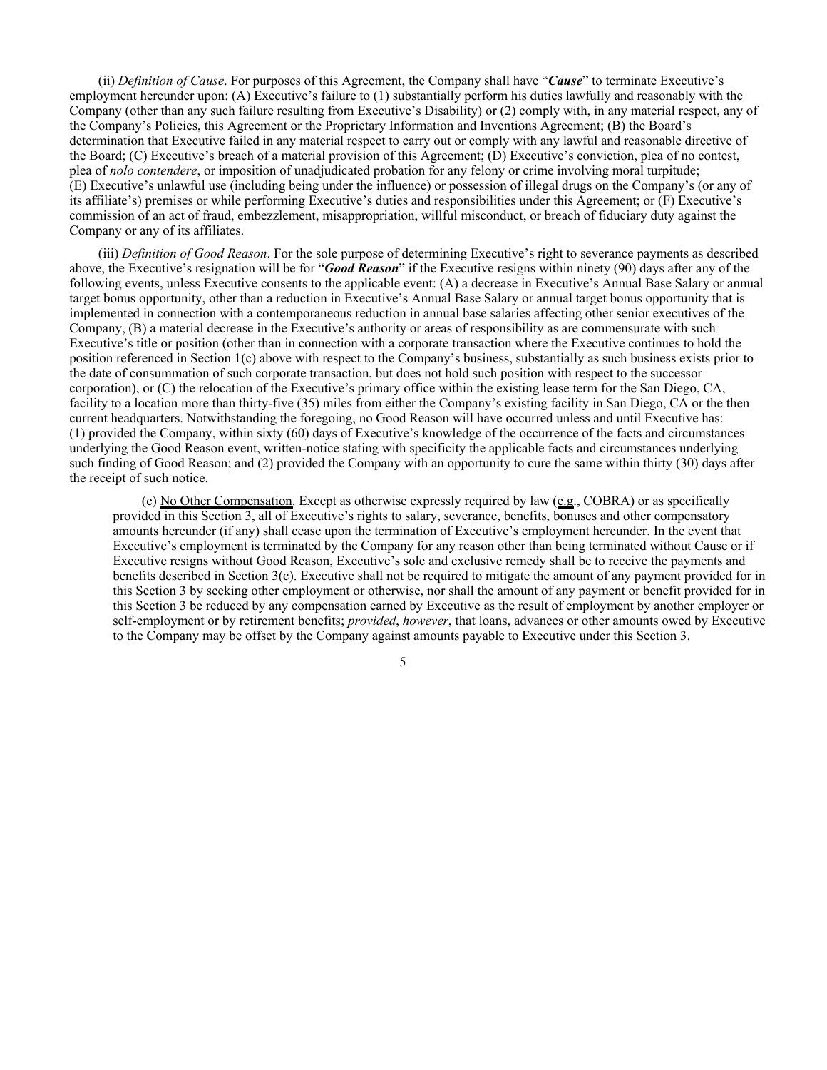(ii) *Definition of Cause*. For purposes of this Agreement, the Company shall have "***Cause***" to terminate Executive's employment hereunder upon: (A) Executive's failure to (1) substantially perform his duties lawfully and reasonably with the Company (other than any such failure resulting from Executive's Disability) or (2) comply with, in any material respect, any of the Company's Policies, this Agreement or the Proprietary Information and Inventions Agreement; (B) the Board's determination that Executive failed in any material respect to carry out or comply with any lawful and reasonable directive of the Board; (C) Executive's breach of a material provision of this Agreement; (D) Executive's conviction, plea of no contest, plea of *nolo contendere*, or imposition of unadjudicated probation for any felony or crime involving moral turpitude; (E) Executive's unlawful use (including being under the influence) or possession of illegal drugs on the Company's (or any of its affiliate's) premises or while performing Executive's duties and responsibilities under this Agreement; or (F) Executive's commission of an act of fraud, embezzlement, misappropriation, willful misconduct, or breach of fiduciary duty against the Company or any of its affiliates.

(iii) *Definition of Good Reason*. For the sole purpose of determining Executive's right to severance payments as described above, the Executive's resignation will be for "***Good Reason***" if the Executive resigns within ninety (90) days after any of the following events, unless Executive consents to the applicable event: (A) a decrease in Executive's Annual Base Salary or annual target bonus opportunity, other than a reduction in Executive's Annual Base Salary or annual target bonus opportunity that is implemented in connection with a contemporaneous reduction in annual base salaries affecting other senior executives of the Company, (B) a material decrease in the Executive's authority or areas of responsibility as are commensurate with such Executive's title or position (other than in connection with a corporate transaction where the Executive continues to hold the position referenced in Section 1(c) above with respect to the Company's business, substantially as such business exists prior to the date of consummation of such corporate transaction, but does not hold such position with respect to the successor corporation), or (C) the relocation of the Executive's primary office within the existing lease term for the San Diego, CA, facility to a location more than thirty-five (35) miles from either the Company's existing facility in San Diego, CA or the then current headquarters. Notwithstanding the foregoing, no Good Reason will have occurred unless and until Executive has: (1) provided the Company, within sixty (60) days of Executive's knowledge of the occurrence of the facts and circumstances underlying the Good Reason event, written-notice stating with specificity the applicable facts and circumstances underlying such finding of Good Reason; and (2) provided the Company with an opportunity to cure the same within thirty (30) days after the receipt of such notice.

(e) No Other Compensation. Except as otherwise expressly required by law (e.g., COBRA) or as specifically provided in this Section 3, all of Executive's rights to salary, severance, benefits, bonuses and other compensatory amounts hereunder (if any) shall cease upon the termination of Executive's employment hereunder. In the event that Executive's employment is terminated by the Company for any reason other than being terminated without Cause or if Executive resigns without Good Reason, Executive's sole and exclusive remedy shall be to receive the payments and benefits described in Section 3(c). Executive shall not be required to mitigate the amount of any payment provided for in this Section 3 by seeking other employment or otherwise, nor shall the amount of any payment or benefit provided for in this Section 3 be reduced by any compensation earned by Executive as the result of employment by another employer or self-employment or by retirement benefits; *provided*, *however*, that loans, advances or other amounts owed by Executive to the Company may be offset by the Company against amounts payable to Executive under this Section 3.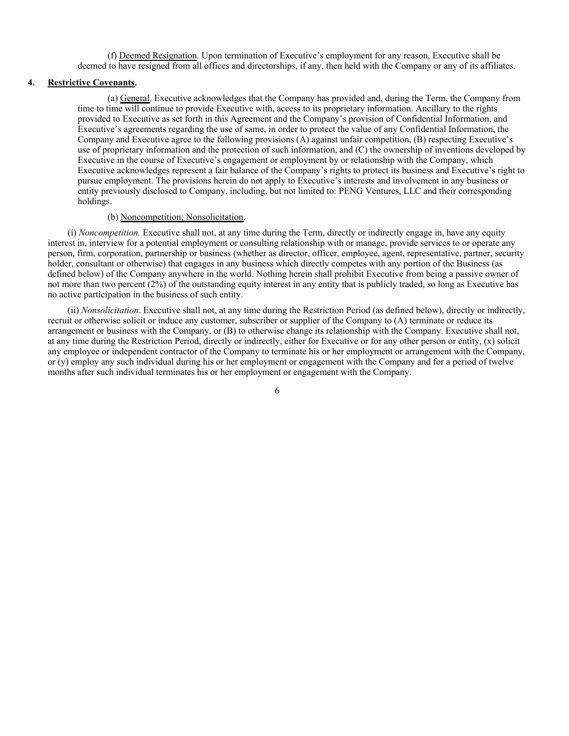(f) Deemed Resignation. Upon termination of Executive's employment for any reason, Executive shall be deemed to have resigned from all offices and directorships, if any, then held with the Company or any of its affiliates.

**4. Restrictive Covenants.**

(a) General. Executive acknowledges that the Company has provided and, during the Term, the Company from time to time will continue to provide Executive with, access to its proprietary information. Ancillary to the rights provided to Executive as set forth in this Agreement and the Company's provision of Confidential Information, and Executive's agreements regarding the use of same, in order to protect the value of any Confidential Information, the Company and Executive agree to the following provisions (A) against unfair competition, (B) respecting Executive's use of proprietary information and the protection of such information, and (C) the ownership of inventions developed by Executive in the course of Executive's engagement or employment by or relationship with the Company, which Executive acknowledges represent a fair balance of the Company's rights to protect its business and Executive's right to pursue employment. The provisions herein do not apply to Executive's interests and involvement in any business or entity previously disclosed to Company, including, but not limited to: PENG Ventures, LLC and their corresponding holdings.

(b) Noncompetition; Nonsolicitation.

(i) *Noncompetition.* Executive shall not, at any time during the Term, directly or indirectly engage in, have any equity interest in, interview for a potential employment or consulting relationship with or manage, provide services to or operate any person, firm, corporation, partnership or business (whether as director, officer, employee, agent, representative, partner, security holder, consultant or otherwise) that engages in any business which directly competes with any portion of the Business (as defined below) of the Company anywhere in the world. Nothing herein shall prohibit Executive from being a passive owner of not more than two percent (2%) of the outstanding equity interest in any entity that is publicly traded, so long as Executive has no active participation in the business of such entity.

(ii) *Nonsolicitation*. Executive shall not, at any time during the Restriction Period (as defined below), directly or indirectly, recruit or otherwise solicit or induce any customer, subscriber or supplier of the Company to (A) terminate or reduce its arrangement or business with the Company, or (B) to otherwise change its relationship with the Company. Executive shall not, at any time during the Restriction Period, directly or indirectly, either for Executive or for any other person or entity, (x) solicit any employee or independent contractor of the Company to terminate his or her employment or arrangement with the Company, or (y) employ any such individual during his or her employment or engagement with the Company and for a period of twelve months after such individual terminates his or her employment or engagement with the Company.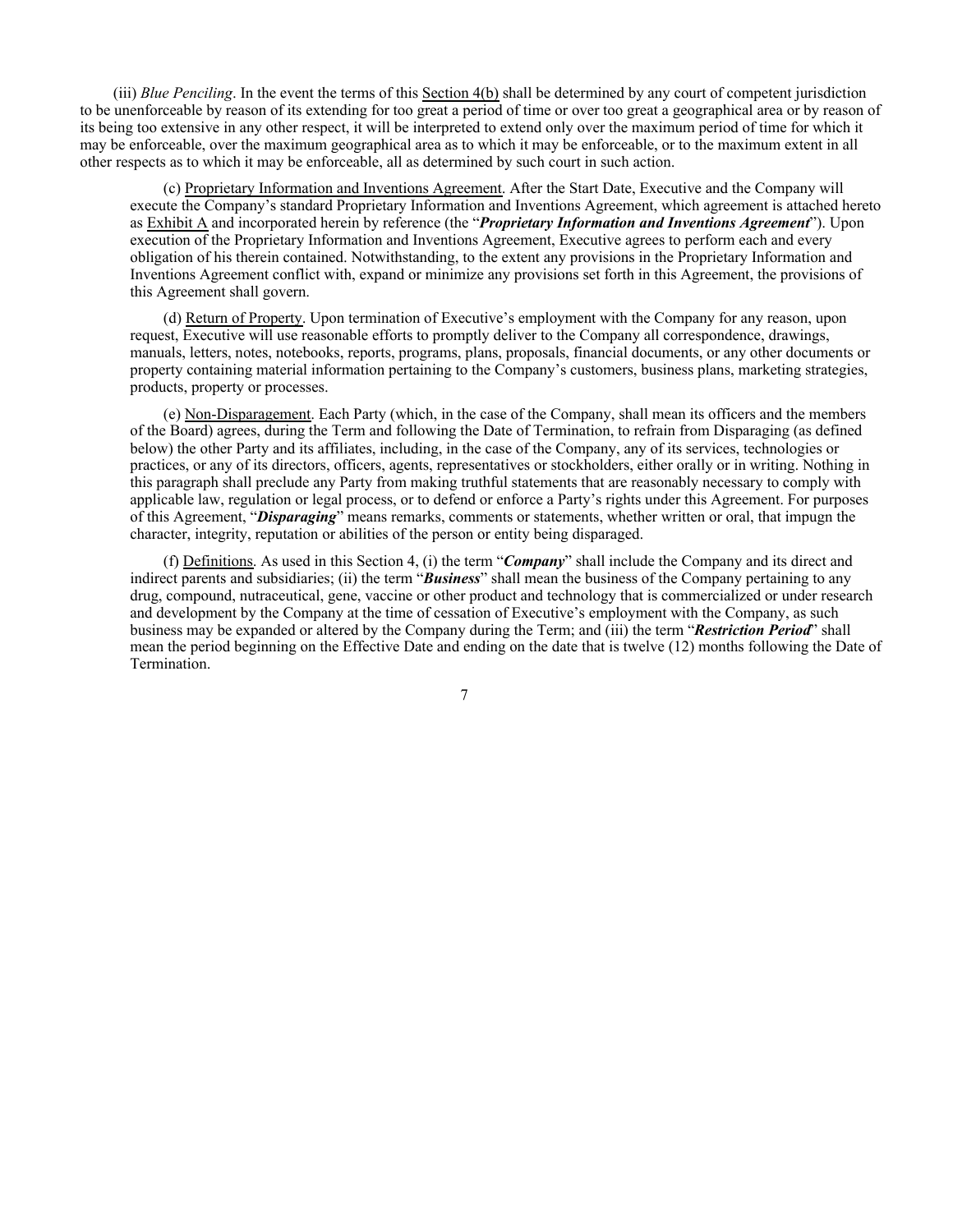(iii) *Blue Penciling*. In the event the terms of this Section 4(b) shall be determined by any court of competent jurisdiction to be unenforceable by reason of its extending for too great a period of time or over too great a geographical area or by reason of its being too extensive in any other respect, it will be interpreted to extend only over the maximum period of time for which it may be enforceable, over the maximum geographical area as to which it may be enforceable, or to the maximum extent in all other respects as to which it may be enforceable, all as determined by such court in such action.

(c) Proprietary Information and Inventions Agreement. After the Start Date, Executive and the Company will execute the Company's standard Proprietary Information and Inventions Agreement, which agreement is attached hereto as Exhibit A and incorporated herein by reference (the "***Proprietary Information and Inventions Agreement***"). Upon execution of the Proprietary Information and Inventions Agreement, Executive agrees to perform each and every obligation of his therein contained. Notwithstanding, to the extent any provisions in the Proprietary Information and Inventions Agreement conflict with, expand or minimize any provisions set forth in this Agreement, the provisions of this Agreement shall govern.

(d) Return of Property. Upon termination of Executive's employment with the Company for any reason, upon request, Executive will use reasonable efforts to promptly deliver to the Company all correspondence, drawings, manuals, letters, notes, notebooks, reports, programs, plans, proposals, financial documents, or any other documents or property containing material information pertaining to the Company's customers, business plans, marketing strategies, products, property or processes.

(e) Non-Disparagement. Each Party (which, in the case of the Company, shall mean its officers and the members of the Board) agrees, during the Term and following the Date of Termination, to refrain from Disparaging (as defined below) the other Party and its affiliates, including, in the case of the Company, any of its services, technologies or practices, or any of its directors, officers, agents, representatives or stockholders, either orally or in writing. Nothing in this paragraph shall preclude any Party from making truthful statements that are reasonably necessary to comply with applicable law, regulation or legal process, or to defend or enforce a Party's rights under this Agreement. For purposes of this Agreement, "***Disparaging***" means remarks, comments or statements, whether written or oral, that impugn the character, integrity, reputation or abilities of the person or entity being disparaged.

(f) Definitions. As used in this Section 4, (i) the term "***Company***" shall include the Company and its direct and indirect parents and subsidiaries; (ii) the term "***Business***" shall mean the business of the Company pertaining to any drug, compound, nutraceutical, gene, vaccine or other product and technology that is commercialized or under research and development by the Company at the time of cessation of Executive's employment with the Company, as such business may be expanded or altered by the Company during the Term; and (iii) the term "***Restriction Period***" shall mean the period beginning on the Effective Date and ending on the date that is twelve (12) months following the Date of Termination.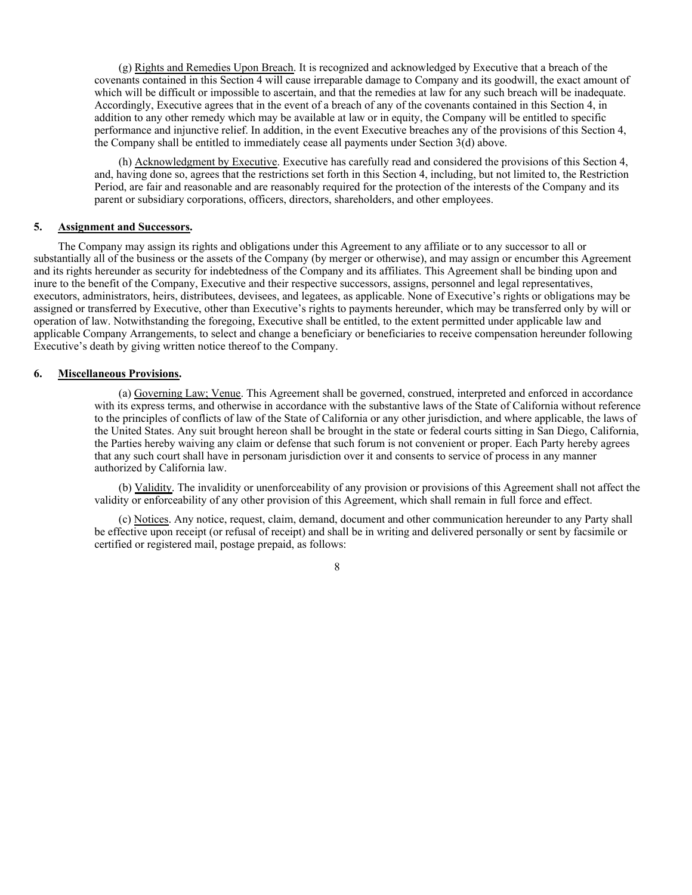(g) Rights and Remedies Upon Breach. It is recognized and acknowledged by Executive that a breach of the covenants contained in this Section 4 will cause irreparable damage to Company and its goodwill, the exact amount of which will be difficult or impossible to ascertain, and that the remedies at law for any such breach will be inadequate. Accordingly, Executive agrees that in the event of a breach of any of the covenants contained in this Section 4, in addition to any other remedy which may be available at law or in equity, the Company will be entitled to specific performance and injunctive relief. In addition, in the event Executive breaches any of the provisions of this Section 4, the Company shall be entitled to immediately cease all payments under Section 3(d) above.

(h) Acknowledgment by Executive. Executive has carefully read and considered the provisions of this Section 4, and, having done so, agrees that the restrictions set forth in this Section 4, including, but not limited to, the Restriction Period, are fair and reasonable and are reasonably required for the protection of the interests of the Company and its parent or subsidiary corporations, officers, directors, shareholders, and other employees.

**5. Assignment and Successors.**

The Company may assign its rights and obligations under this Agreement to any affiliate or to any successor to all or substantially all of the business or the assets of the Company (by merger or otherwise), and may assign or encumber this Agreement and its rights hereunder as security for indebtedness of the Company and its affiliates. This Agreement shall be binding upon and inure to the benefit of the Company, Executive and their respective successors, assigns, personnel and legal representatives, executors, administrators, heirs, distributees, devisees, and legatees, as applicable. None of Executive's rights or obligations may be assigned or transferred by Executive, other than Executive's rights to payments hereunder, which may be transferred only by will or operation of law. Notwithstanding the foregoing, Executive shall be entitled, to the extent permitted under applicable law and applicable Company Arrangements, to select and change a beneficiary or beneficiaries to receive compensation hereunder following Executive's death by giving written notice thereof to the Company.

**6. Miscellaneous Provisions.**

(a) Governing Law; Venue. This Agreement shall be governed, construed, interpreted and enforced in accordance with its express terms, and otherwise in accordance with the substantive laws of the State of California without reference to the principles of conflicts of law of the State of California or any other jurisdiction, and where applicable, the laws of the United States. Any suit brought hereon shall be brought in the state or federal courts sitting in San Diego, California, the Parties hereby waiving any claim or defense that such forum is not convenient or proper. Each Party hereby agrees that any such court shall have in personam jurisdiction over it and consents to service of process in any manner authorized by California law.

(b) Validity. The invalidity or unenforceability of any provision or provisions of this Agreement shall not affect the validity or enforceability of any other provision of this Agreement, which shall remain in full force and effect.

(c) Notices. Any notice, request, claim, demand, document and other communication hereunder to any Party shall be effective upon receipt (or refusal of receipt) and shall be in writing and delivered personally or sent by facsimile or certified or registered mail, postage prepaid, as follows: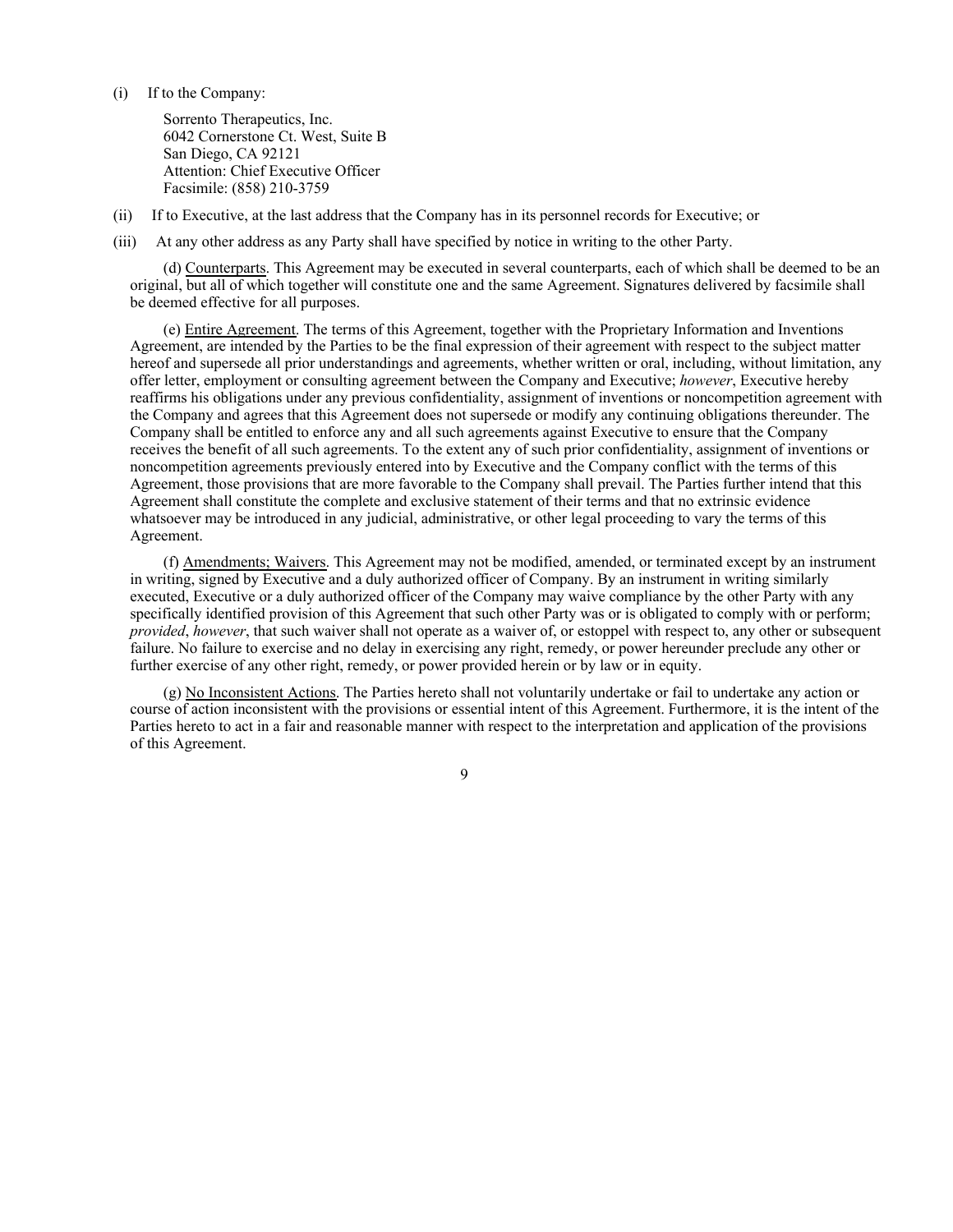(i) If to the Company:

Sorrento Therapeutics, Inc.
6042 Cornerstone Ct. West, Suite B
San Diego, CA 92121
Attention: Chief Executive Officer
Facsimile: (858) 210-3759

(ii) If to Executive, at the last address that the Company has in its personnel records for Executive; or

(iii) At any other address as any Party shall have specified by notice in writing to the other Party.

(d) Counterparts. This Agreement may be executed in several counterparts, each of which shall be deemed to be an original, but all of which together will constitute one and the same Agreement. Signatures delivered by facsimile shall be deemed effective for all purposes.

(e) Entire Agreement. The terms of this Agreement, together with the Proprietary Information and Inventions Agreement, are intended by the Parties to be the final expression of their agreement with respect to the subject matter hereof and supersede all prior understandings and agreements, whether written or oral, including, without limitation, any offer letter, employment or consulting agreement between the Company and Executive; *however*, Executive hereby reaffirms his obligations under any previous confidentiality, assignment of inventions or noncompetition agreement with the Company and agrees that this Agreement does not supersede or modify any continuing obligations thereunder. The Company shall be entitled to enforce any and all such agreements against Executive to ensure that the Company receives the benefit of all such agreements. To the extent any of such prior confidentiality, assignment of inventions or noncompetition agreements previously entered into by Executive and the Company conflict with the terms of this Agreement, those provisions that are more favorable to the Company shall prevail. The Parties further intend that this Agreement shall constitute the complete and exclusive statement of their terms and that no extrinsic evidence whatsoever may be introduced in any judicial, administrative, or other legal proceeding to vary the terms of this Agreement.

(f) Amendments; Waivers. This Agreement may not be modified, amended, or terminated except by an instrument in writing, signed by Executive and a duly authorized officer of Company. By an instrument in writing similarly executed, Executive or a duly authorized officer of the Company may waive compliance by the other Party with any specifically identified provision of this Agreement that such other Party was or is obligated to comply with or perform; *provided*, *however*, that such waiver shall not operate as a waiver of, or estoppel with respect to, any other or subsequent failure. No failure to exercise and no delay in exercising any right, remedy, or power hereunder preclude any other or further exercise of any other right, remedy, or power provided herein or by law or in equity.

(g) No Inconsistent Actions. The Parties hereto shall not voluntarily undertake or fail to undertake any action or course of action inconsistent with the provisions or essential intent of this Agreement. Furthermore, it is the intent of the Parties hereto to act in a fair and reasonable manner with respect to the interpretation and application of the provisions of this Agreement.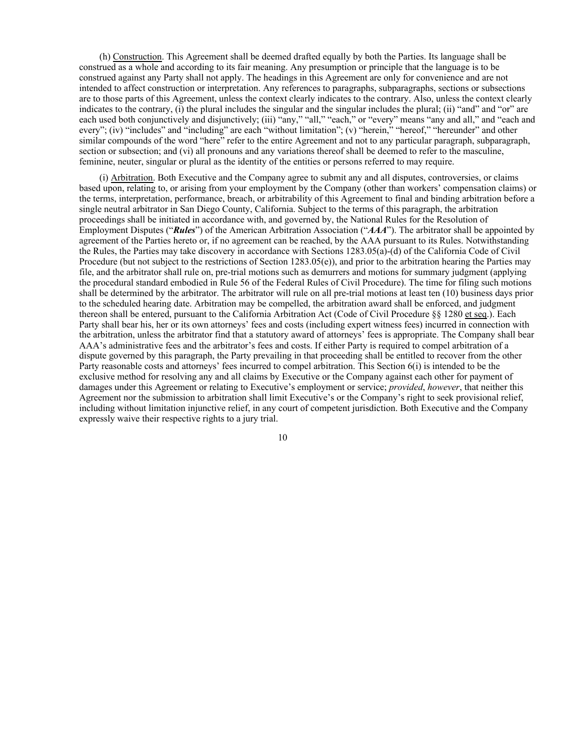(h) Construction. This Agreement shall be deemed drafted equally by both the Parties. Its language shall be construed as a whole and according to its fair meaning. Any presumption or principle that the language is to be construed against any Party shall not apply. The headings in this Agreement are only for convenience and are not intended to affect construction or interpretation. Any references to paragraphs, subparagraphs, sections or subsections are to those parts of this Agreement, unless the context clearly indicates to the contrary. Also, unless the context clearly indicates to the contrary, (i) the plural includes the singular and the singular includes the plural; (ii) "and" and "or" are each used both conjunctively and disjunctively; (iii) "any," "all," "each," or "every" means "any and all," and "each and every"; (iv) "includes" and "including" are each "without limitation"; (v) "herein," "hereof," "hereunder" and other similar compounds of the word "here" refer to the entire Agreement and not to any particular paragraph, subparagraph, section or subsection; and (vi) all pronouns and any variations thereof shall be deemed to refer to the masculine, feminine, neuter, singular or plural as the identity of the entities or persons referred to may require.

(i) Arbitration. Both Executive and the Company agree to submit any and all disputes, controversies, or claims based upon, relating to, or arising from your employment by the Company (other than workers' compensation claims) or the terms, interpretation, performance, breach, or arbitrability of this Agreement to final and binding arbitration before a single neutral arbitrator in San Diego County, California. Subject to the terms of this paragraph, the arbitration proceedings shall be initiated in accordance with, and governed by, the National Rules for the Resolution of Employment Disputes ("***Rules***") of the American Arbitration Association ("***AAA***"). The arbitrator shall be appointed by agreement of the Parties hereto or, if no agreement can be reached, by the AAA pursuant to its Rules. Notwithstanding the Rules, the Parties may take discovery in accordance with Sections 1283.05(a)-(d) of the California Code of Civil Procedure (but not subject to the restrictions of Section 1283.05(e)), and prior to the arbitration hearing the Parties may file, and the arbitrator shall rule on, pre-trial motions such as demurrers and motions for summary judgment (applying the procedural standard embodied in Rule 56 of the Federal Rules of Civil Procedure). The time for filing such motions shall be determined by the arbitrator. The arbitrator will rule on all pre-trial motions at least ten (10) business days prior to the scheduled hearing date. Arbitration may be compelled, the arbitration award shall be enforced, and judgment thereon shall be entered, pursuant to the California Arbitration Act (Code of Civil Procedure §§ 1280 et seq.). Each Party shall bear his, her or its own attorneys' fees and costs (including expert witness fees) incurred in connection with the arbitration, unless the arbitrator find that a statutory award of attorneys' fees is appropriate. The Company shall bear AAA's administrative fees and the arbitrator's fees and costs. If either Party is required to compel arbitration of a dispute governed by this paragraph, the Party prevailing in that proceeding shall be entitled to recover from the other Party reasonable costs and attorneys' fees incurred to compel arbitration. This Section 6(i) is intended to be the exclusive method for resolving any and all claims by Executive or the Company against each other for payment of damages under this Agreement or relating to Executive's employment or service; *provided*, *however*, that neither this Agreement nor the submission to arbitration shall limit Executive's or the Company's right to seek provisional relief, including without limitation injunctive relief, in any court of competent jurisdiction. Both Executive and the Company expressly waive their respective rights to a jury trial.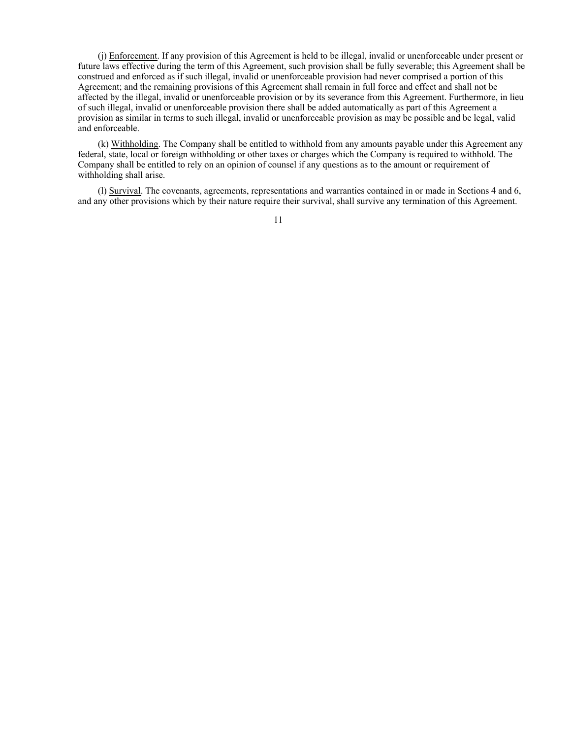(j) Enforcement. If any provision of this Agreement is held to be illegal, invalid or unenforceable under present or future laws effective during the term of this Agreement, such provision shall be fully severable; this Agreement shall be construed and enforced as if such illegal, invalid or unenforceable provision had never comprised a portion of this Agreement; and the remaining provisions of this Agreement shall remain in full force and effect and shall not be affected by the illegal, invalid or unenforceable provision or by its severance from this Agreement. Furthermore, in lieu of such illegal, invalid or unenforceable provision there shall be added automatically as part of this Agreement a provision as similar in terms to such illegal, invalid or unenforceable provision as may be possible and be legal, valid and enforceable.

(k) Withholding. The Company shall be entitled to withhold from any amounts payable under this Agreement any federal, state, local or foreign withholding or other taxes or charges which the Company is required to withhold. The Company shall be entitled to rely on an opinion of counsel if any questions as to the amount or requirement of withholding shall arise.

(l) Survival. The covenants, agreements, representations and warranties contained in or made in Sections 4 and 6, and any other provisions which by their nature require their survival, shall survive any termination of this Agreement.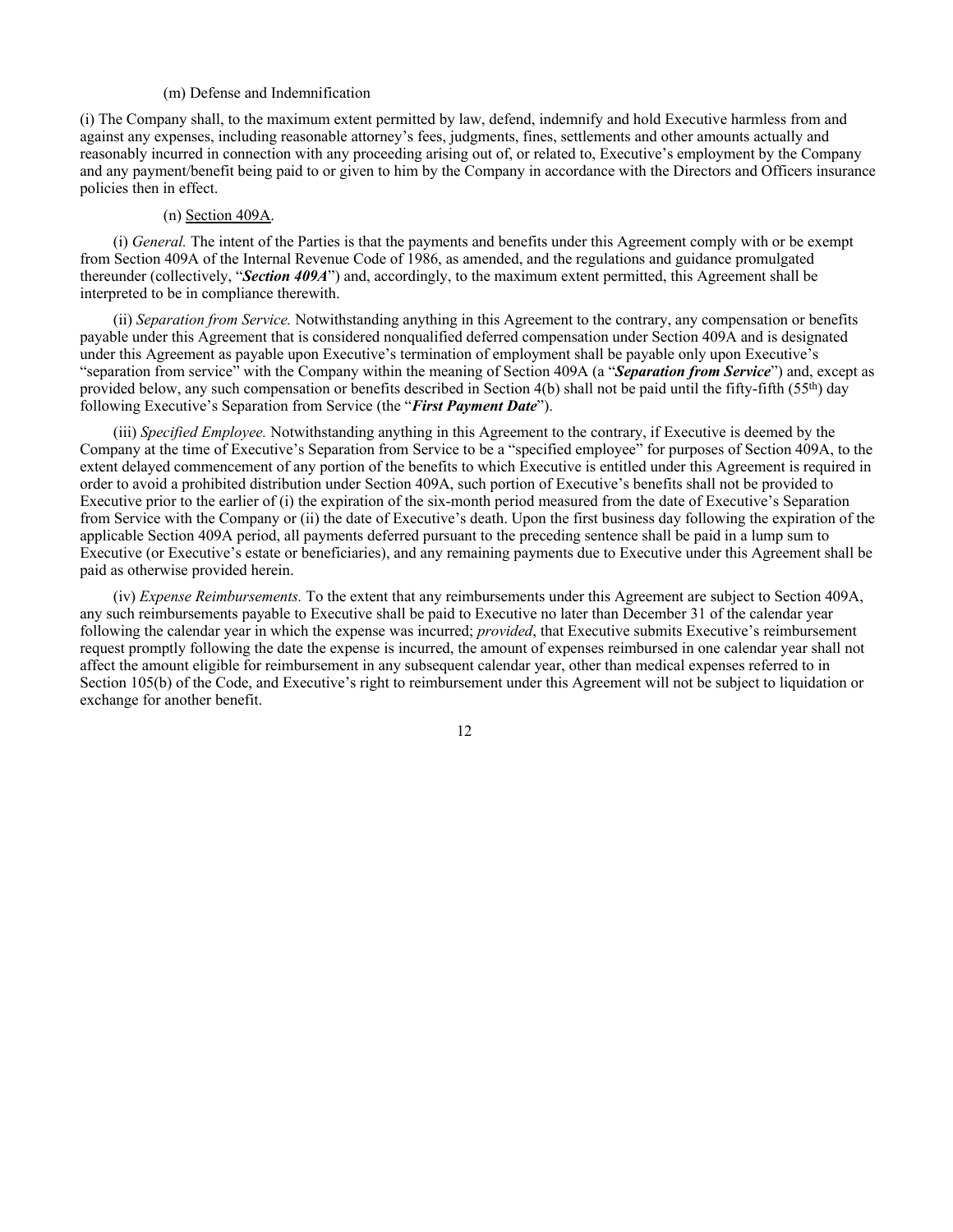(m) Defense and Indemnification

(i) The Company shall, to the maximum extent permitted by law, defend, indemnify and hold Executive harmless from and against any expenses, including reasonable attorney's fees, judgments, fines, settlements and other amounts actually and reasonably incurred in connection with any proceeding arising out of, or related to, Executive's employment by the Company and any payment/benefit being paid to or given to him by the Company in accordance with the Directors and Officers insurance policies then in effect.

(n) Section 409A.

(i) *General.* The intent of the Parties is that the payments and benefits under this Agreement comply with or be exempt from Section 409A of the Internal Revenue Code of 1986, as amended, and the regulations and guidance promulgated thereunder (collectively, "***Section 409A***") and, accordingly, to the maximum extent permitted, this Agreement shall be interpreted to be in compliance therewith.

(ii) *Separation from Service.* Notwithstanding anything in this Agreement to the contrary, any compensation or benefits payable under this Agreement that is considered nonqualified deferred compensation under Section 409A and is designated under this Agreement as payable upon Executive's termination of employment shall be payable only upon Executive's "separation from service" with the Company within the meaning of Section 409A (a "***Separation from Service***") and, except as provided below, any such compensation or benefits described in Section 4(b) shall not be paid until the fifty-fifth (55th) day following Executive's Separation from Service (the "***First Payment Date***").

(iii) *Specified Employee.* Notwithstanding anything in this Agreement to the contrary, if Executive is deemed by the Company at the time of Executive's Separation from Service to be a "specified employee" for purposes of Section 409A, to the extent delayed commencement of any portion of the benefits to which Executive is entitled under this Agreement is required in order to avoid a prohibited distribution under Section 409A, such portion of Executive's benefits shall not be provided to Executive prior to the earlier of (i) the expiration of the six-month period measured from the date of Executive's Separation from Service with the Company or (ii) the date of Executive's death. Upon the first business day following the expiration of the applicable Section 409A period, all payments deferred pursuant to the preceding sentence shall be paid in a lump sum to Executive (or Executive's estate or beneficiaries), and any remaining payments due to Executive under this Agreement shall be paid as otherwise provided herein.

(iv) *Expense Reimbursements.* To the extent that any reimbursements under this Agreement are subject to Section 409A, any such reimbursements payable to Executive shall be paid to Executive no later than December 31 of the calendar year following the calendar year in which the expense was incurred; *provided*, that Executive submits Executive's reimbursement request promptly following the date the expense is incurred, the amount of expenses reimbursed in one calendar year shall not affect the amount eligible for reimbursement in any subsequent calendar year, other than medical expenses referred to in Section 105(b) of the Code, and Executive's right to reimbursement under this Agreement will not be subject to liquidation or exchange for another benefit.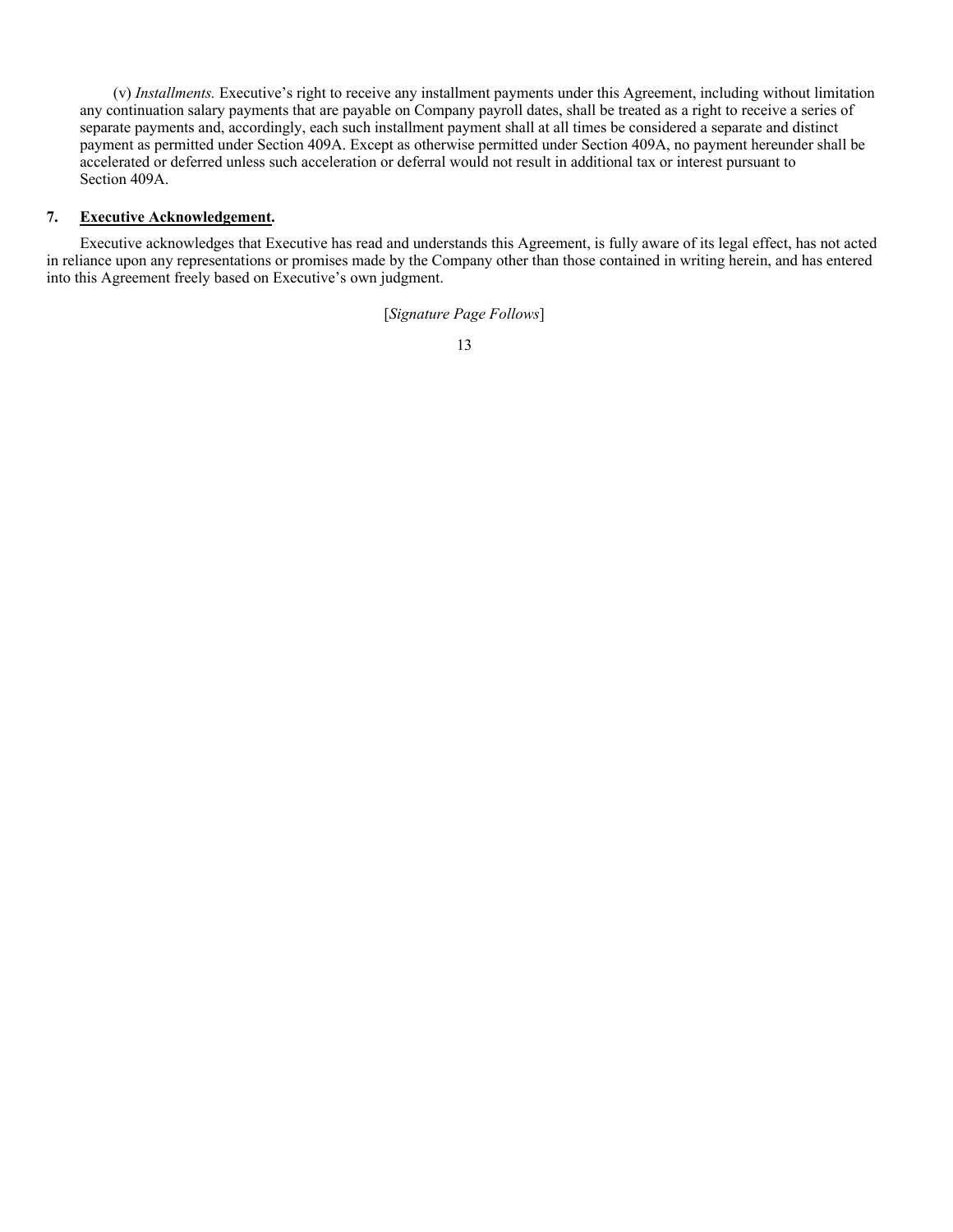(v) *Installments.* Executive's right to receive any installment payments under this Agreement, including without limitation any continuation salary payments that are payable on Company payroll dates, shall be treated as a right to receive a series of separate payments and, accordingly, each such installment payment shall at all times be considered a separate and distinct payment as permitted under Section 409A. Except as otherwise permitted under Section 409A, no payment hereunder shall be accelerated or deferred unless such acceleration or deferral would not result in additional tax or interest pursuant to Section 409A.

**7. Executive Acknowledgement.**

Executive acknowledges that Executive has read and understands this Agreement, is fully aware of its legal effect, has not acted in reliance upon any representations or promises made by the Company other than those contained in writing herein, and has entered into this Agreement freely based on Executive's own judgment.

[*Signature Page Follows*]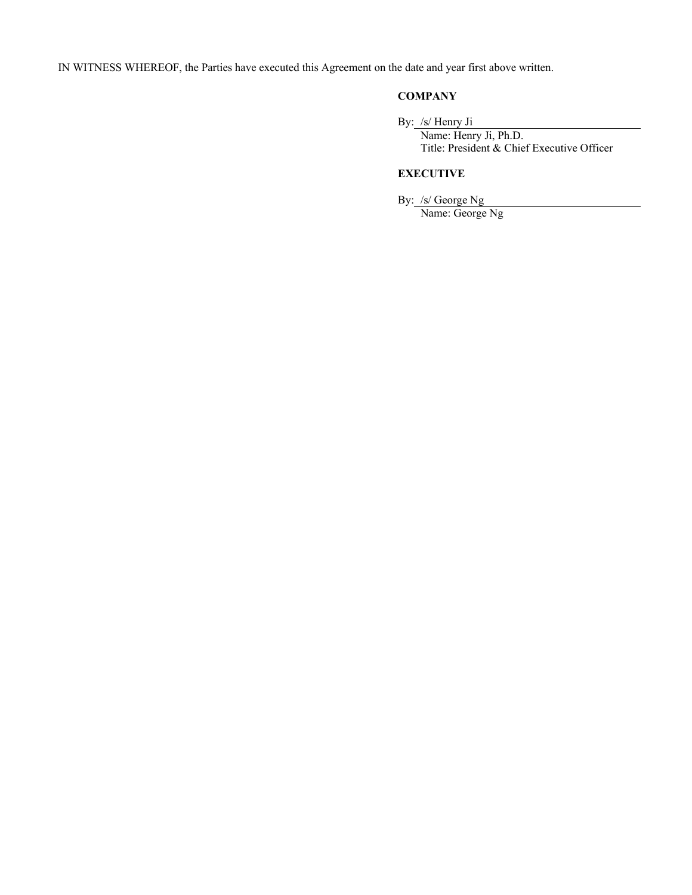IN WITNESS WHEREOF, the Parties have executed this Agreement on the date and year first above written.

**COMPANY**

By: /s/ Henry Ji
Name: Henry Ji, Ph.D.
Title: President & Chief Executive Officer

**EXECUTIVE**

By: /s/ George Ng
Name: George Ng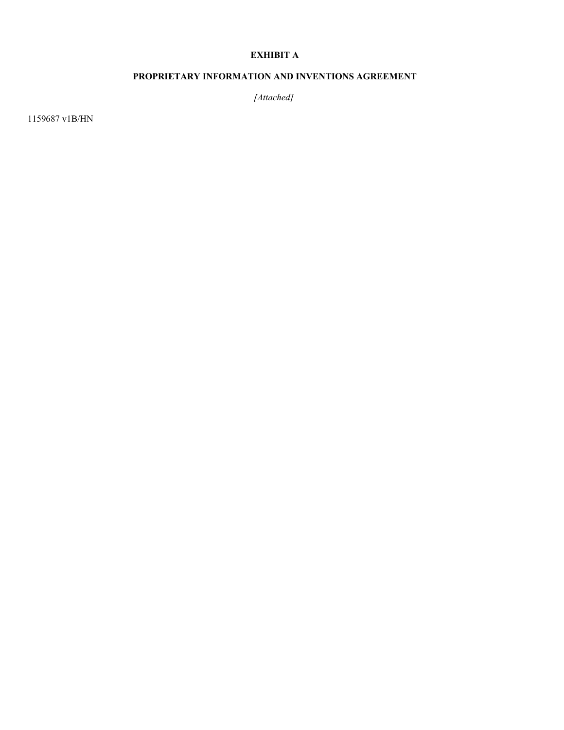# EXHIBIT A

## PROPRIETARY INFORMATION AND INVENTIONS AGREEMENT

*[Attached]*

1159687 v1B/HN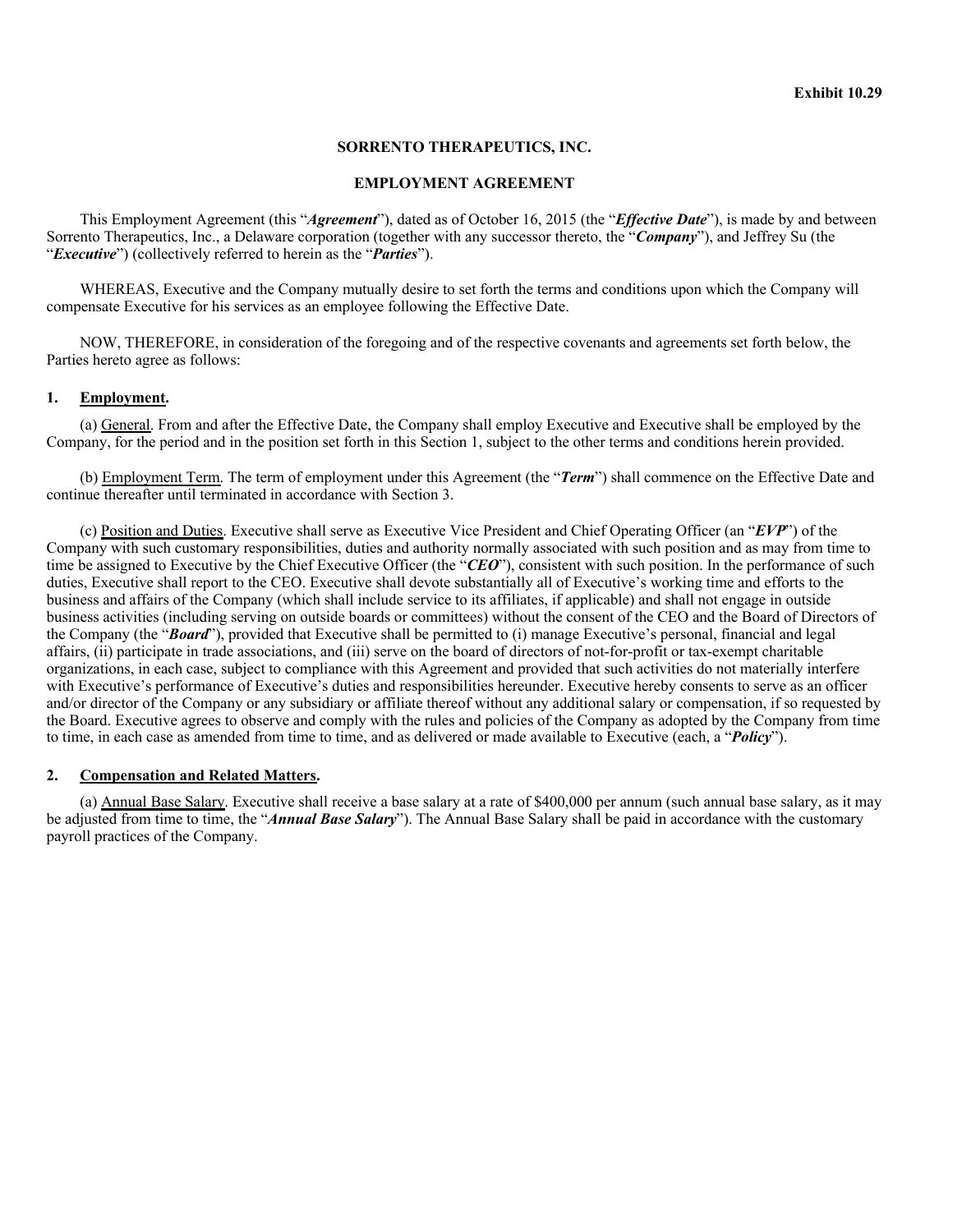**Exhibit 10.29**

**SORRENTO THERAPEUTICS, INC.**

**EMPLOYMENT AGREEMENT**

This Employment Agreement (this "***Agreement***"), dated as of October 16, 2015 (the "***Effective Date***"), is made by and between Sorrento Therapeutics, Inc., a Delaware corporation (together with any successor thereto, the "***Company***"), and Jeffrey Su (the "***Executive***") (collectively referred to herein as the "***Parties***").

WHEREAS, Executive and the Company mutually desire to set forth the terms and conditions upon which the Company will compensate Executive for his services as an employee following the Effective Date.

NOW, THEREFORE, in consideration of the foregoing and of the respective covenants and agreements set forth below, the Parties hereto agree as follows:

**1. Employment.**

(a) General. From and after the Effective Date, the Company shall employ Executive and Executive shall be employed by the Company, for the period and in the position set forth in this Section 1, subject to the other terms and conditions herein provided.

(b) Employment Term. The term of employment under this Agreement (the "***Term***") shall commence on the Effective Date and continue thereafter until terminated in accordance with Section 3.

(c) Position and Duties. Executive shall serve as Executive Vice President and Chief Operating Officer (an "***EVP***") of the Company with such customary responsibilities, duties and authority normally associated with such position and as may from time to time be assigned to Executive by the Chief Executive Officer (the "***CEO***"), consistent with such position. In the performance of such duties, Executive shall report to the CEO. Executive shall devote substantially all of Executive's working time and efforts to the business and affairs of the Company (which shall include service to its affiliates, if applicable) and shall not engage in outside business activities (including serving on outside boards or committees) without the consent of the CEO and the Board of Directors of the Company (the "***Board***"), provided that Executive shall be permitted to (i) manage Executive's personal, financial and legal affairs, (ii) participate in trade associations, and (iii) serve on the board of directors of not-for-profit or tax-exempt charitable organizations, in each case, subject to compliance with this Agreement and provided that such activities do not materially interfere with Executive's performance of Executive's duties and responsibilities hereunder. Executive hereby consents to serve as an officer and/or director of the Company or any subsidiary or affiliate thereof without any additional salary or compensation, if so requested by the Board. Executive agrees to observe and comply with the rules and policies of the Company as adopted by the Company from time to time, in each case as amended from time to time, and as delivered or made available to Executive (each, a "***Policy***").

**2. Compensation and Related Matters.**

(a) Annual Base Salary. Executive shall receive a base salary at a rate of $400,000 per annum (such annual base salary, as it may be adjusted from time to time, the "***Annual Base Salary***"). The Annual Base Salary shall be paid in accordance with the customary payroll practices of the Company.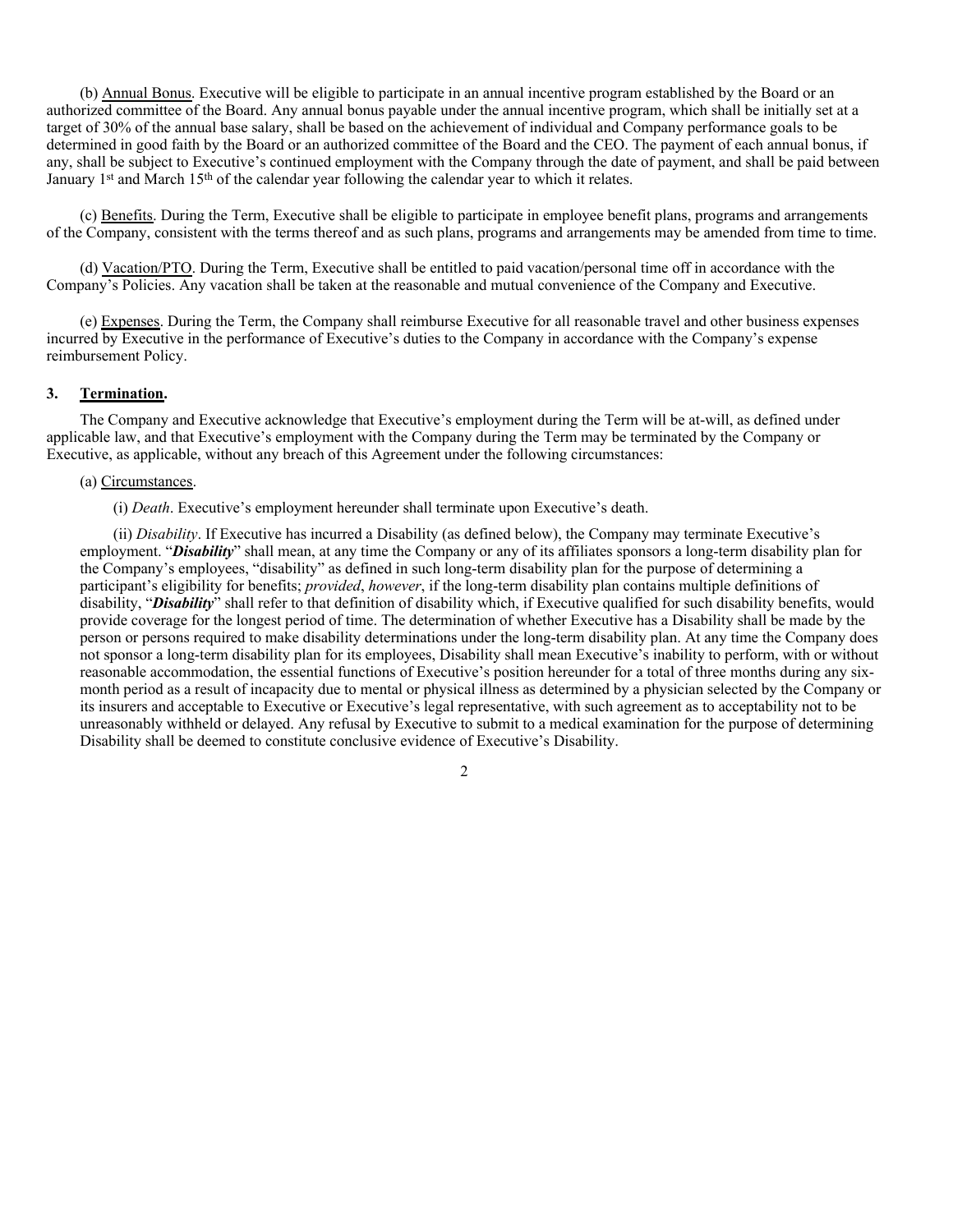(b) Annual Bonus. Executive will be eligible to participate in an annual incentive program established by the Board or an authorized committee of the Board. Any annual bonus payable under the annual incentive program, which shall be initially set at a target of 30% of the annual base salary, shall be based on the achievement of individual and Company performance goals to be determined in good faith by the Board or an authorized committee of the Board and the CEO. The payment of each annual bonus, if any, shall be subject to Executive's continued employment with the Company through the date of payment, and shall be paid between January 1st and March 15th of the calendar year following the calendar year to which it relates.

(c) Benefits. During the Term, Executive shall be eligible to participate in employee benefit plans, programs and arrangements of the Company, consistent with the terms thereof and as such plans, programs and arrangements may be amended from time to time.

(d) Vacation/PTO. During the Term, Executive shall be entitled to paid vacation/personal time off in accordance with the Company's Policies. Any vacation shall be taken at the reasonable and mutual convenience of the Company and Executive.

(e) Expenses. During the Term, the Company shall reimburse Executive for all reasonable travel and other business expenses incurred by Executive in the performance of Executive's duties to the Company in accordance with the Company's expense reimbursement Policy.

**3. Termination.**

The Company and Executive acknowledge that Executive's employment during the Term will be at-will, as defined under applicable law, and that Executive's employment with the Company during the Term may be terminated by the Company or Executive, as applicable, without any breach of this Agreement under the following circumstances:

(a) Circumstances.

(i) *Death*. Executive's employment hereunder shall terminate upon Executive's death.

(ii) *Disability*. If Executive has incurred a Disability (as defined below), the Company may terminate Executive's employment. "***Disability***" shall mean, at any time the Company or any of its affiliates sponsors a long-term disability plan for the Company's employees, "disability" as defined in such long-term disability plan for the purpose of determining a participant's eligibility for benefits; *provided*, *however*, if the long-term disability plan contains multiple definitions of disability, "***Disability***" shall refer to that definition of disability which, if Executive qualified for such disability benefits, would provide coverage for the longest period of time. The determination of whether Executive has a Disability shall be made by the person or persons required to make disability determinations under the long-term disability plan. At any time the Company does not sponsor a long-term disability plan for its employees, Disability shall mean Executive's inability to perform, with or without reasonable accommodation, the essential functions of Executive's position hereunder for a total of three months during any six-month period as a result of incapacity due to mental or physical illness as determined by a physician selected by the Company or its insurers and acceptable to Executive or Executive's legal representative, with such agreement as to acceptability not to be unreasonably withheld or delayed. Any refusal by Executive to submit to a medical examination for the purpose of determining Disability shall be deemed to constitute conclusive evidence of Executive's Disability.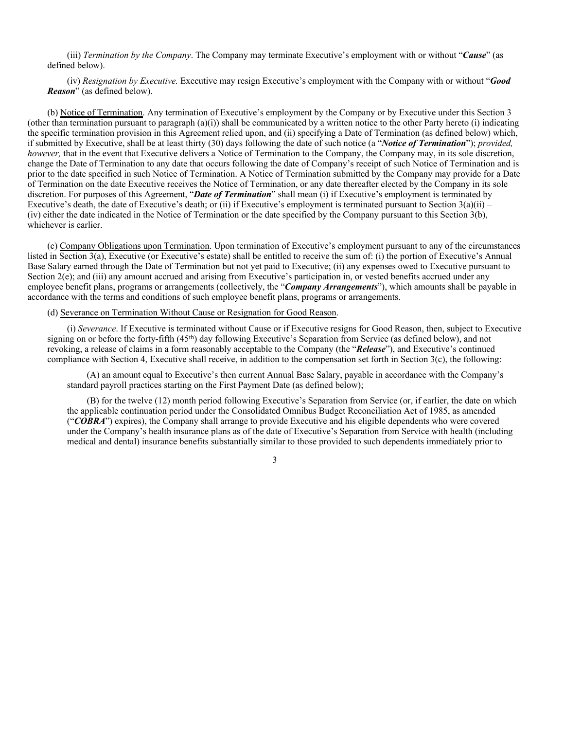(iii) *Termination by the Company*. The Company may terminate Executive's employment with or without "***Cause***" (as defined below).

(iv) *Resignation by Executive.* Executive may resign Executive's employment with the Company with or without "***Good Reason***" (as defined below).

(b) Notice of Termination. Any termination of Executive's employment by the Company or by Executive under this Section 3 (other than termination pursuant to paragraph (a)(i)) shall be communicated by a written notice to the other Party hereto (i) indicating the specific termination provision in this Agreement relied upon, and (ii) specifying a Date of Termination (as defined below) which, if submitted by Executive, shall be at least thirty (30) days following the date of such notice (a "***Notice of Termination***"); *provided, however,* that in the event that Executive delivers a Notice of Termination to the Company, the Company may, in its sole discretion, change the Date of Termination to any date that occurs following the date of Company's receipt of such Notice of Termination and is prior to the date specified in such Notice of Termination. A Notice of Termination submitted by the Company may provide for a Date of Termination on the date Executive receives the Notice of Termination, or any date thereafter elected by the Company in its sole discretion. For purposes of this Agreement, "***Date of Termination***" shall mean (i) if Executive's employment is terminated by Executive's death, the date of Executive's death; or (ii) if Executive's employment is terminated pursuant to Section 3(a)(ii) – (iv) either the date indicated in the Notice of Termination or the date specified by the Company pursuant to this Section 3(b), whichever is earlier.

(c) Company Obligations upon Termination. Upon termination of Executive's employment pursuant to any of the circumstances listed in Section 3(a), Executive (or Executive's estate) shall be entitled to receive the sum of: (i) the portion of Executive's Annual Base Salary earned through the Date of Termination but not yet paid to Executive; (ii) any expenses owed to Executive pursuant to Section 2(e); and (iii) any amount accrued and arising from Executive's participation in, or vested benefits accrued under any employee benefit plans, programs or arrangements (collectively, the "***Company Arrangements***"), which amounts shall be payable in accordance with the terms and conditions of such employee benefit plans, programs or arrangements.

(d) Severance on Termination Without Cause or Resignation for Good Reason.

(i) *Severance*. If Executive is terminated without Cause or if Executive resigns for Good Reason, then, subject to Executive signing on or before the forty-fifth (45th) day following Executive's Separation from Service (as defined below), and not revoking, a release of claims in a form reasonably acceptable to the Company (the "***Release***"), and Executive's continued compliance with Section 4, Executive shall receive, in addition to the compensation set forth in Section 3(c), the following:

(A) an amount equal to Executive's then current Annual Base Salary, payable in accordance with the Company's standard payroll practices starting on the First Payment Date (as defined below);

(B) for the twelve (12) month period following Executive's Separation from Service (or, if earlier, the date on which the applicable continuation period under the Consolidated Omnibus Budget Reconciliation Act of 1985, as amended ("***COBRA***") expires), the Company shall arrange to provide Executive and his eligible dependents who were covered under the Company's health insurance plans as of the date of Executive's Separation from Service with health (including medical and dental) insurance benefits substantially similar to those provided to such dependents immediately prior to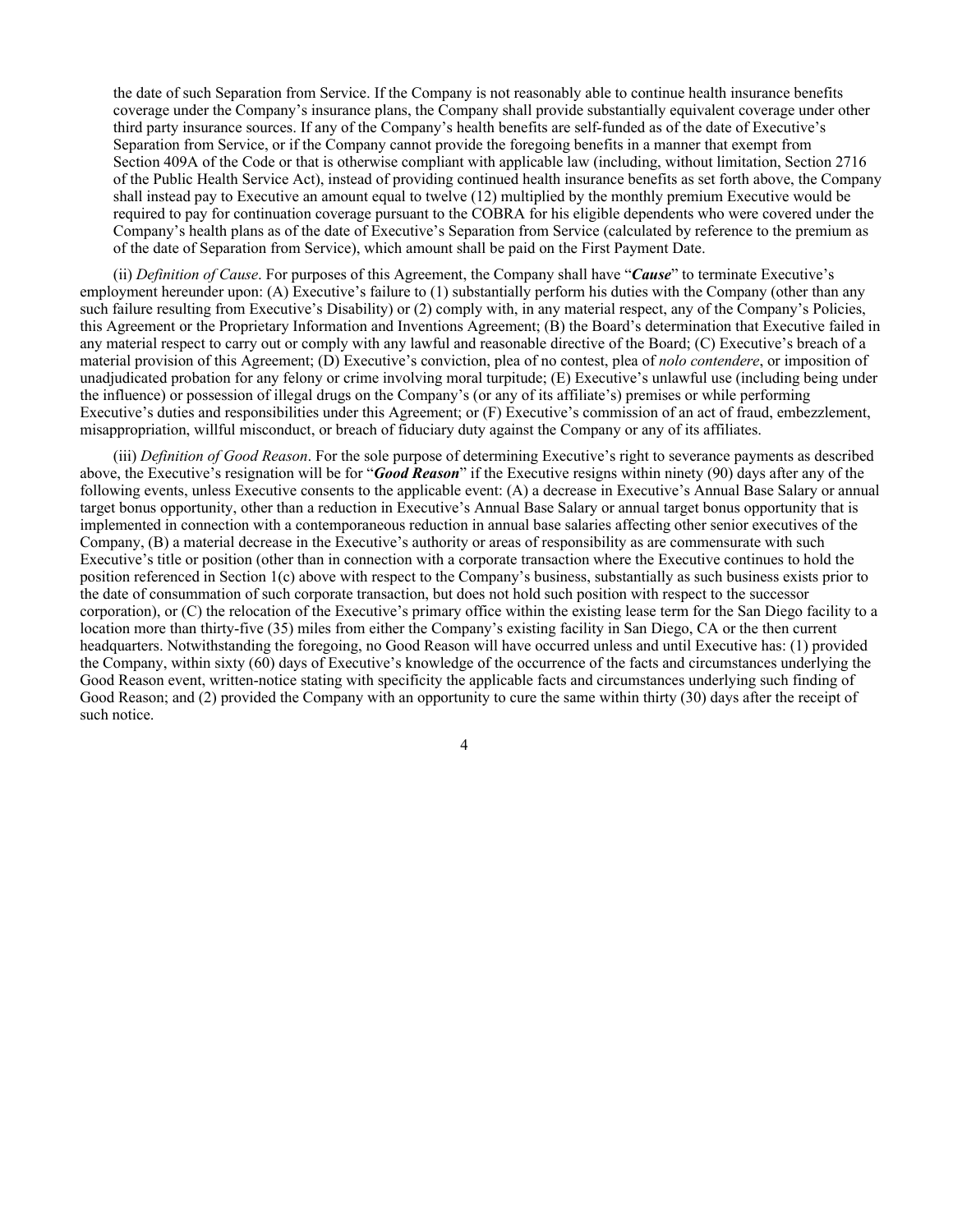the date of such Separation from Service. If the Company is not reasonably able to continue health insurance benefits coverage under the Company's insurance plans, the Company shall provide substantially equivalent coverage under other third party insurance sources. If any of the Company's health benefits are self-funded as of the date of Executive's Separation from Service, or if the Company cannot provide the foregoing benefits in a manner that exempt from Section 409A of the Code or that is otherwise compliant with applicable law (including, without limitation, Section 2716 of the Public Health Service Act), instead of providing continued health insurance benefits as set forth above, the Company shall instead pay to Executive an amount equal to twelve (12) multiplied by the monthly premium Executive would be required to pay for continuation coverage pursuant to the COBRA for his eligible dependents who were covered under the Company's health plans as of the date of Executive's Separation from Service (calculated by reference to the premium as of the date of Separation from Service), which amount shall be paid on the First Payment Date.

(ii) *Definition of Cause*. For purposes of this Agreement, the Company shall have "***Cause***" to terminate Executive's employment hereunder upon: (A) Executive's failure to (1) substantially perform his duties with the Company (other than any such failure resulting from Executive's Disability) or (2) comply with, in any material respect, any of the Company's Policies, this Agreement or the Proprietary Information and Inventions Agreement; (B) the Board's determination that Executive failed in any material respect to carry out or comply with any lawful and reasonable directive of the Board; (C) Executive's breach of a material provision of this Agreement; (D) Executive's conviction, plea of no contest, plea of *nolo contendere*, or imposition of unadjudicated probation for any felony or crime involving moral turpitude; (E) Executive's unlawful use (including being under the influence) or possession of illegal drugs on the Company's (or any of its affiliate's) premises or while performing Executive's duties and responsibilities under this Agreement; or (F) Executive's commission of an act of fraud, embezzlement, misappropriation, willful misconduct, or breach of fiduciary duty against the Company or any of its affiliates.

(iii) *Definition of Good Reason*. For the sole purpose of determining Executive's right to severance payments as described above, the Executive's resignation will be for "***Good Reason***" if the Executive resigns within ninety (90) days after any of the following events, unless Executive consents to the applicable event: (A) a decrease in Executive's Annual Base Salary or annual target bonus opportunity, other than a reduction in Executive's Annual Base Salary or annual target bonus opportunity that is implemented in connection with a contemporaneous reduction in annual base salaries affecting other senior executives of the Company, (B) a material decrease in the Executive's authority or areas of responsibility as are commensurate with such Executive's title or position (other than in connection with a corporate transaction where the Executive continues to hold the position referenced in Section 1(c) above with respect to the Company's business, substantially as such business exists prior to the date of consummation of such corporate transaction, but does not hold such position with respect to the successor corporation), or (C) the relocation of the Executive's primary office within the existing lease term for the San Diego facility to a location more than thirty-five (35) miles from either the Company's existing facility in San Diego, CA or the then current headquarters. Notwithstanding the foregoing, no Good Reason will have occurred unless and until Executive has: (1) provided the Company, within sixty (60) days of Executive's knowledge of the occurrence of the facts and circumstances underlying the Good Reason event, written-notice stating with specificity the applicable facts and circumstances underlying such finding of Good Reason; and (2) provided the Company with an opportunity to cure the same within thirty (30) days after the receipt of such notice.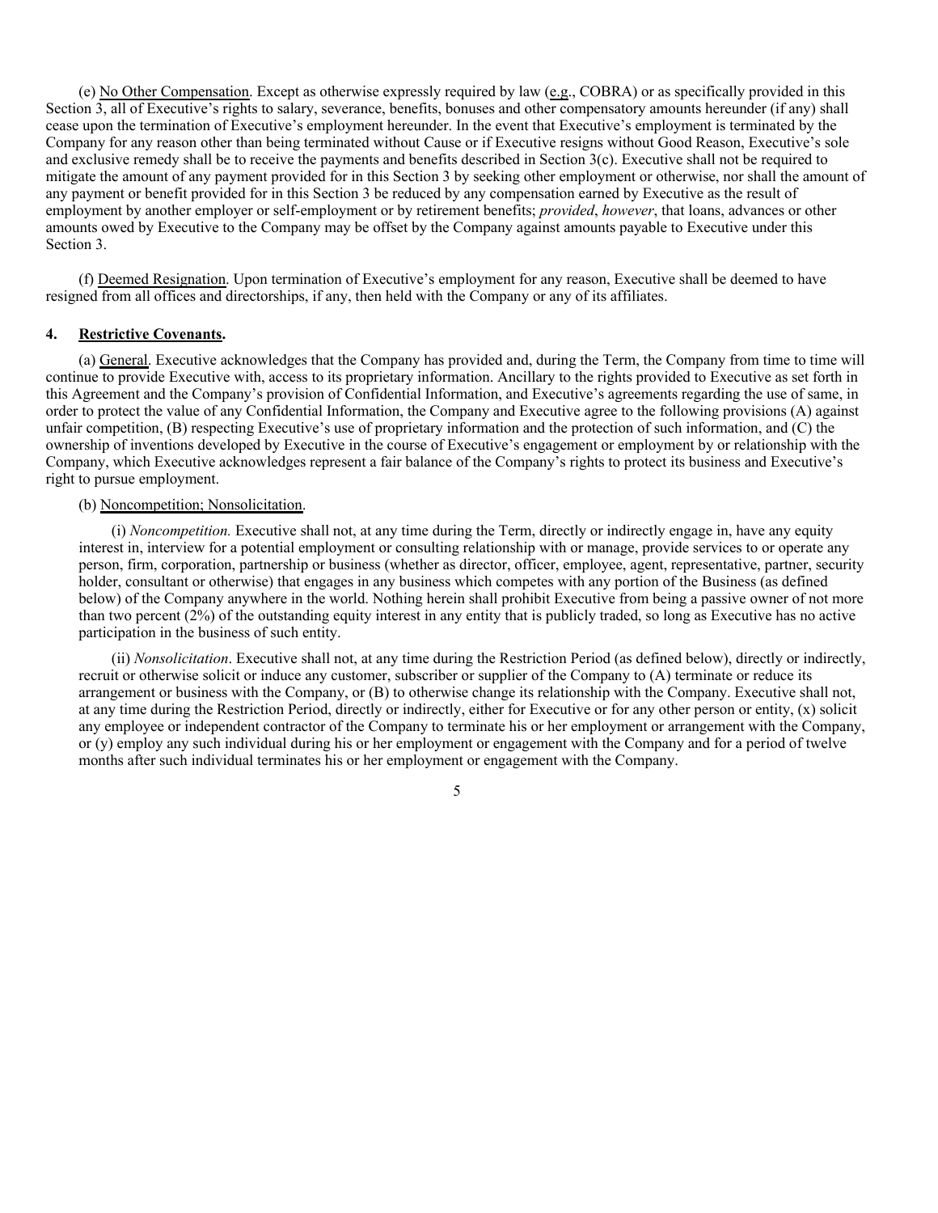(e) <u>No Other Compensation</u>. Except as otherwise expressly required by law (<u>e.g.</u>, COBRA) or as specifically provided in this Section 3, all of Executive's rights to salary, severance, benefits, bonuses and other compensatory amounts hereunder (if any) shall cease upon the termination of Executive's employment hereunder. In the event that Executive's employment is terminated by the Company for any reason other than being terminated without Cause or if Executive resigns without Good Reason, Executive's sole and exclusive remedy shall be to receive the payments and benefits described in Section 3(c). Executive shall not be required to mitigate the amount of any payment provided for in this Section 3 by seeking other employment or otherwise, nor shall the amount of any payment or benefit provided for in this Section 3 be reduced by any compensation earned by Executive as the result of employment by another employer or self-employment or by retirement benefits; *provided*, *however*, that loans, advances or other amounts owed by Executive to the Company may be offset by the Company against amounts payable to Executive under this Section 3.

(f) <u>Deemed Resignation</u>. Upon termination of Executive's employment for any reason, Executive shall be deemed to have resigned from all offices and directorships, if any, then held with the Company or any of its affiliates.

**4. <u>Restrictive Covenants</u>.**

(a) <u>General</u>. Executive acknowledges that the Company has provided and, during the Term, the Company from time to time will continue to provide Executive with, access to its proprietary information. Ancillary to the rights provided to Executive as set forth in this Agreement and the Company's provision of Confidential Information, and Executive's agreements regarding the use of same, in order to protect the value of any Confidential Information, the Company and Executive agree to the following provisions (A) against unfair competition, (B) respecting Executive's use of proprietary information and the protection of such information, and (C) the ownership of inventions developed by Executive in the course of Executive's engagement or employment by or relationship with the Company, which Executive acknowledges represent a fair balance of the Company's rights to protect its business and Executive's right to pursue employment.

(b) <u>Noncompetition; Nonsolicitation</u>.

(i) *Noncompetition.* Executive shall not, at any time during the Term, directly or indirectly engage in, have any equity interest in, interview for a potential employment or consulting relationship with or manage, provide services to or operate any person, firm, corporation, partnership or business (whether as director, officer, employee, agent, representative, partner, security holder, consultant or otherwise) that engages in any business which competes with any portion of the Business (as defined below) of the Company anywhere in the world. Nothing herein shall prohibit Executive from being a passive owner of not more than two percent (2%) of the outstanding equity interest in any entity that is publicly traded, so long as Executive has no active participation in the business of such entity.

(ii) *Nonsolicitation*. Executive shall not, at any time during the Restriction Period (as defined below), directly or indirectly, recruit or otherwise solicit or induce any customer, subscriber or supplier of the Company to (A) terminate or reduce its arrangement or business with the Company, or (B) to otherwise change its relationship with the Company. Executive shall not, at any time during the Restriction Period, directly or indirectly, either for Executive or for any other person or entity, (x) solicit any employee or independent contractor of the Company to terminate his or her employment or arrangement with the Company, or (y) employ any such individual during his or her employment or engagement with the Company and for a period of twelve months after such individual terminates his or her employment or engagement with the Company.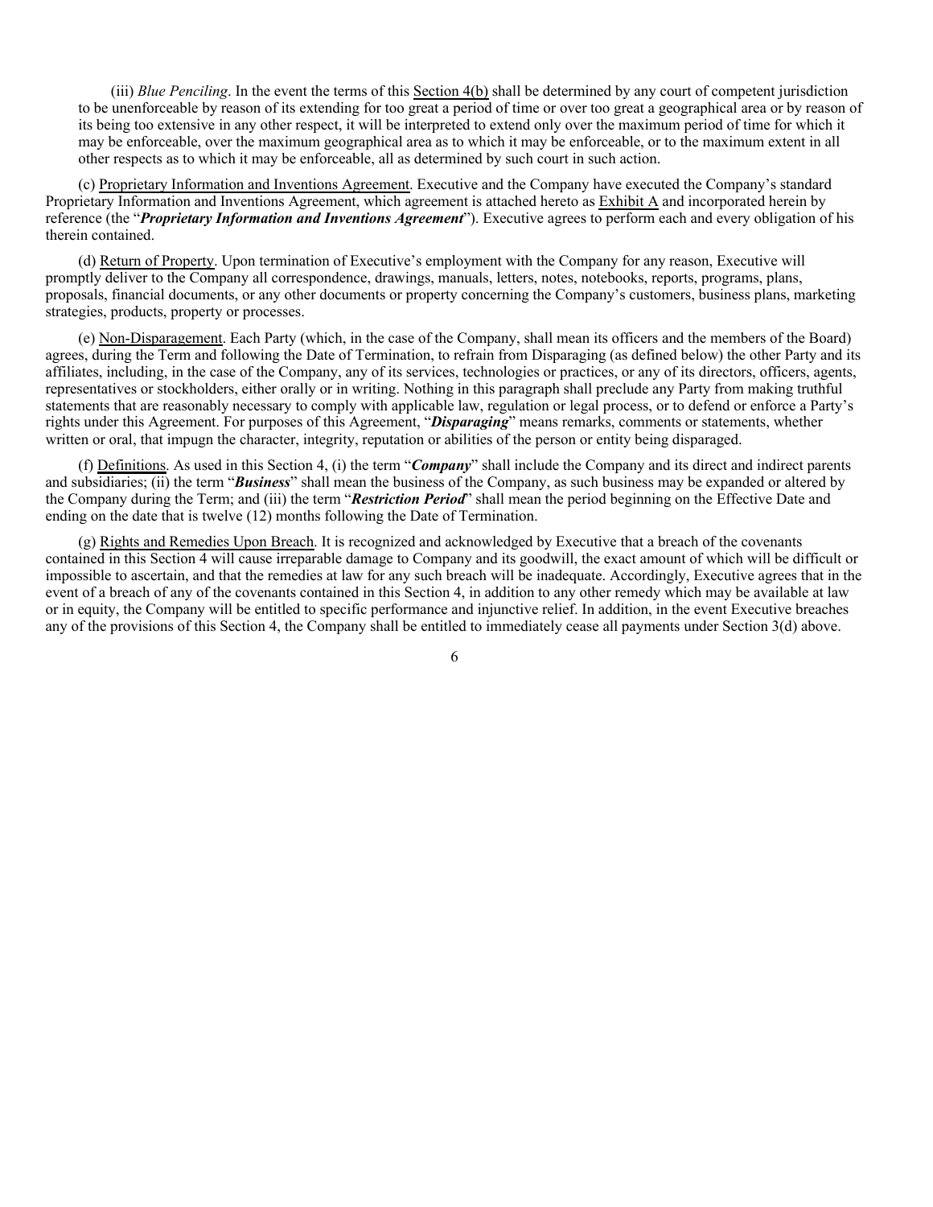(iii) *Blue Penciling*. In the event the terms of this Section 4(b) shall be determined by any court of competent jurisdiction to be unenforceable by reason of its extending for too great a period of time or over too great a geographical area or by reason of its being too extensive in any other respect, it will be interpreted to extend only over the maximum period of time for which it may be enforceable, over the maximum geographical area as to which it may be enforceable, or to the maximum extent in all other respects as to which it may be enforceable, all as determined by such court in such action.

(c) Proprietary Information and Inventions Agreement. Executive and the Company have executed the Company's standard Proprietary Information and Inventions Agreement, which agreement is attached hereto as Exhibit A and incorporated herein by reference (the "***Proprietary Information and Inventions Agreement***"). Executive agrees to perform each and every obligation of his therein contained.

(d) Return of Property. Upon termination of Executive's employment with the Company for any reason, Executive will promptly deliver to the Company all correspondence, drawings, manuals, letters, notes, notebooks, reports, programs, plans, proposals, financial documents, or any other documents or property concerning the Company's customers, business plans, marketing strategies, products, property or processes.

(e) Non-Disparagement. Each Party (which, in the case of the Company, shall mean its officers and the members of the Board) agrees, during the Term and following the Date of Termination, to refrain from Disparaging (as defined below) the other Party and its affiliates, including, in the case of the Company, any of its services, technologies or practices, or any of its directors, officers, agents, representatives or stockholders, either orally or in writing. Nothing in this paragraph shall preclude any Party from making truthful statements that are reasonably necessary to comply with applicable law, regulation or legal process, or to defend or enforce a Party's rights under this Agreement. For purposes of this Agreement, "***Disparaging***" means remarks, comments or statements, whether written or oral, that impugn the character, integrity, reputation or abilities of the person or entity being disparaged.

(f) Definitions. As used in this Section 4, (i) the term "***Company***" shall include the Company and its direct and indirect parents and subsidiaries; (ii) the term "***Business***" shall mean the business of the Company, as such business may be expanded or altered by the Company during the Term; and (iii) the term "***Restriction Period***" shall mean the period beginning on the Effective Date and ending on the date that is twelve (12) months following the Date of Termination.

(g) Rights and Remedies Upon Breach. It is recognized and acknowledged by Executive that a breach of the covenants contained in this Section 4 will cause irreparable damage to Company and its goodwill, the exact amount of which will be difficult or impossible to ascertain, and that the remedies at law for any such breach will be inadequate. Accordingly, Executive agrees that in the event of a breach of any of the covenants contained in this Section 4, in addition to any other remedy which may be available at law or in equity, the Company will be entitled to specific performance and injunctive relief. In addition, in the event Executive breaches any of the provisions of this Section 4, the Company shall be entitled to immediately cease all payments under Section 3(d) above.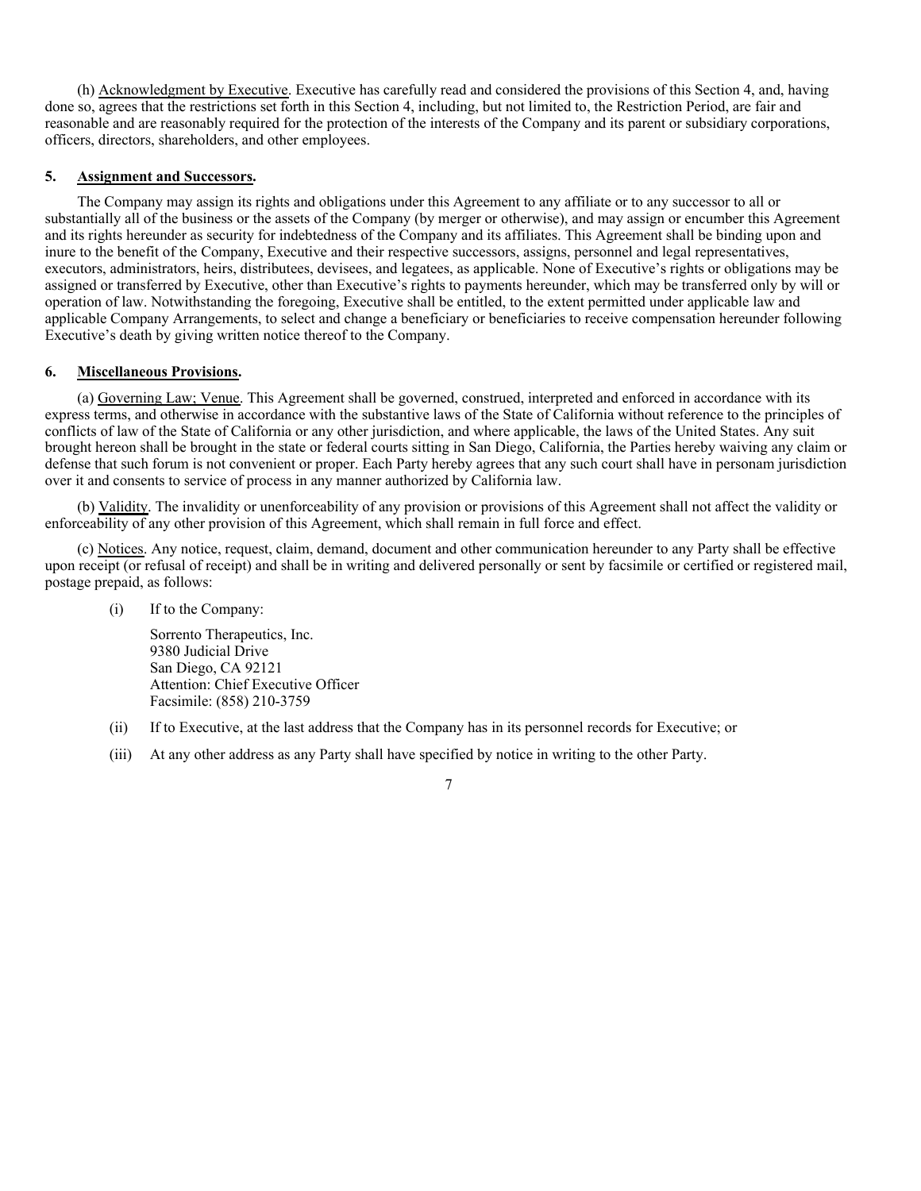(h) Acknowledgment by Executive. Executive has carefully read and considered the provisions of this Section 4, and, having done so, agrees that the restrictions set forth in this Section 4, including, but not limited to, the Restriction Period, are fair and reasonable and are reasonably required for the protection of the interests of the Company and its parent or subsidiary corporations, officers, directors, shareholders, and other employees.

**5. Assignment and Successors.**

The Company may assign its rights and obligations under this Agreement to any affiliate or to any successor to all or substantially all of the business or the assets of the Company (by merger or otherwise), and may assign or encumber this Agreement and its rights hereunder as security for indebtedness of the Company and its affiliates. This Agreement shall be binding upon and inure to the benefit of the Company, Executive and their respective successors, assigns, personnel and legal representatives, executors, administrators, heirs, distributees, devisees, and legatees, as applicable. None of Executive's rights or obligations may be assigned or transferred by Executive, other than Executive's rights to payments hereunder, which may be transferred only by will or operation of law. Notwithstanding the foregoing, Executive shall be entitled, to the extent permitted under applicable law and applicable Company Arrangements, to select and change a beneficiary or beneficiaries to receive compensation hereunder following Executive's death by giving written notice thereof to the Company.

**6. Miscellaneous Provisions.**

(a) Governing Law; Venue. This Agreement shall be governed, construed, interpreted and enforced in accordance with its express terms, and otherwise in accordance with the substantive laws of the State of California without reference to the principles of conflicts of law of the State of California or any other jurisdiction, and where applicable, the laws of the United States. Any suit brought hereon shall be brought in the state or federal courts sitting in San Diego, California, the Parties hereby waiving any claim or defense that such forum is not convenient or proper. Each Party hereby agrees that any such court shall have in personam jurisdiction over it and consents to service of process in any manner authorized by California law.

(b) Validity. The invalidity or unenforceability of any provision or provisions of this Agreement shall not affect the validity or enforceability of any other provision of this Agreement, which shall remain in full force and effect.

(c) Notices. Any notice, request, claim, demand, document and other communication hereunder to any Party shall be effective upon receipt (or refusal of receipt) and shall be in writing and delivered personally or sent by facsimile or certified or registered mail, postage prepaid, as follows:

(i) If to the Company:

Sorrento Therapeutics, Inc.
9380 Judicial Drive
San Diego, CA 92121
Attention: Chief Executive Officer
Facsimile: (858) 210-3759

(ii) If to Executive, at the last address that the Company has in its personnel records for Executive; or

(iii) At any other address as any Party shall have specified by notice in writing to the other Party.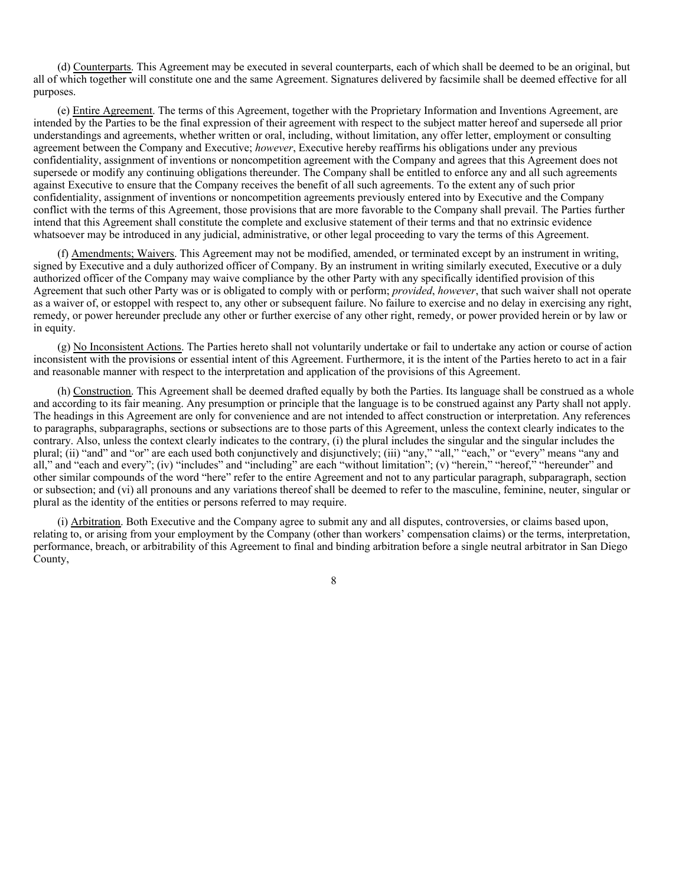(d) Counterparts. This Agreement may be executed in several counterparts, each of which shall be deemed to be an original, but all of which together will constitute one and the same Agreement. Signatures delivered by facsimile shall be deemed effective for all purposes.

(e) Entire Agreement. The terms of this Agreement, together with the Proprietary Information and Inventions Agreement, are intended by the Parties to be the final expression of their agreement with respect to the subject matter hereof and supersede all prior understandings and agreements, whether written or oral, including, without limitation, any offer letter, employment or consulting agreement between the Company and Executive; *however*, Executive hereby reaffirms his obligations under any previous confidentiality, assignment of inventions or noncompetition agreement with the Company and agrees that this Agreement does not supersede or modify any continuing obligations thereunder. The Company shall be entitled to enforce any and all such agreements against Executive to ensure that the Company receives the benefit of all such agreements. To the extent any of such prior confidentiality, assignment of inventions or noncompetition agreements previously entered into by Executive and the Company conflict with the terms of this Agreement, those provisions that are more favorable to the Company shall prevail. The Parties further intend that this Agreement shall constitute the complete and exclusive statement of their terms and that no extrinsic evidence whatsoever may be introduced in any judicial, administrative, or other legal proceeding to vary the terms of this Agreement.

(f) Amendments; Waivers. This Agreement may not be modified, amended, or terminated except by an instrument in writing, signed by Executive and a duly authorized officer of Company. By an instrument in writing similarly executed, Executive or a duly authorized officer of the Company may waive compliance by the other Party with any specifically identified provision of this Agreement that such other Party was or is obligated to comply with or perform; *provided*, *however*, that such waiver shall not operate as a waiver of, or estoppel with respect to, any other or subsequent failure. No failure to exercise and no delay in exercising any right, remedy, or power hereunder preclude any other or further exercise of any other right, remedy, or power provided herein or by law or in equity.

(g) No Inconsistent Actions. The Parties hereto shall not voluntarily undertake or fail to undertake any action or course of action inconsistent with the provisions or essential intent of this Agreement. Furthermore, it is the intent of the Parties hereto to act in a fair and reasonable manner with respect to the interpretation and application of the provisions of this Agreement.

(h) Construction. This Agreement shall be deemed drafted equally by both the Parties. Its language shall be construed as a whole and according to its fair meaning. Any presumption or principle that the language is to be construed against any Party shall not apply. The headings in this Agreement are only for convenience and are not intended to affect construction or interpretation. Any references to paragraphs, subparagraphs, sections or subsections are to those parts of this Agreement, unless the context clearly indicates to the contrary. Also, unless the context clearly indicates to the contrary, (i) the plural includes the singular and the singular includes the plural; (ii) "and" and "or" are each used both conjunctively and disjunctively; (iii) "any," "all," "each," or "every" means "any and all," and "each and every"; (iv) "includes" and "including" are each "without limitation"; (v) "herein," "hereof," "hereunder" and other similar compounds of the word "here" refer to the entire Agreement and not to any particular paragraph, subparagraph, section or subsection; and (vi) all pronouns and any variations thereof shall be deemed to refer to the masculine, feminine, neuter, singular or plural as the identity of the entities or persons referred to may require.

(i) Arbitration. Both Executive and the Company agree to submit any and all disputes, controversies, or claims based upon, relating to, or arising from your employment by the Company (other than workers' compensation claims) or the terms, interpretation, performance, breach, or arbitrability of this Agreement to final and binding arbitration before a single neutral arbitrator in San Diego County,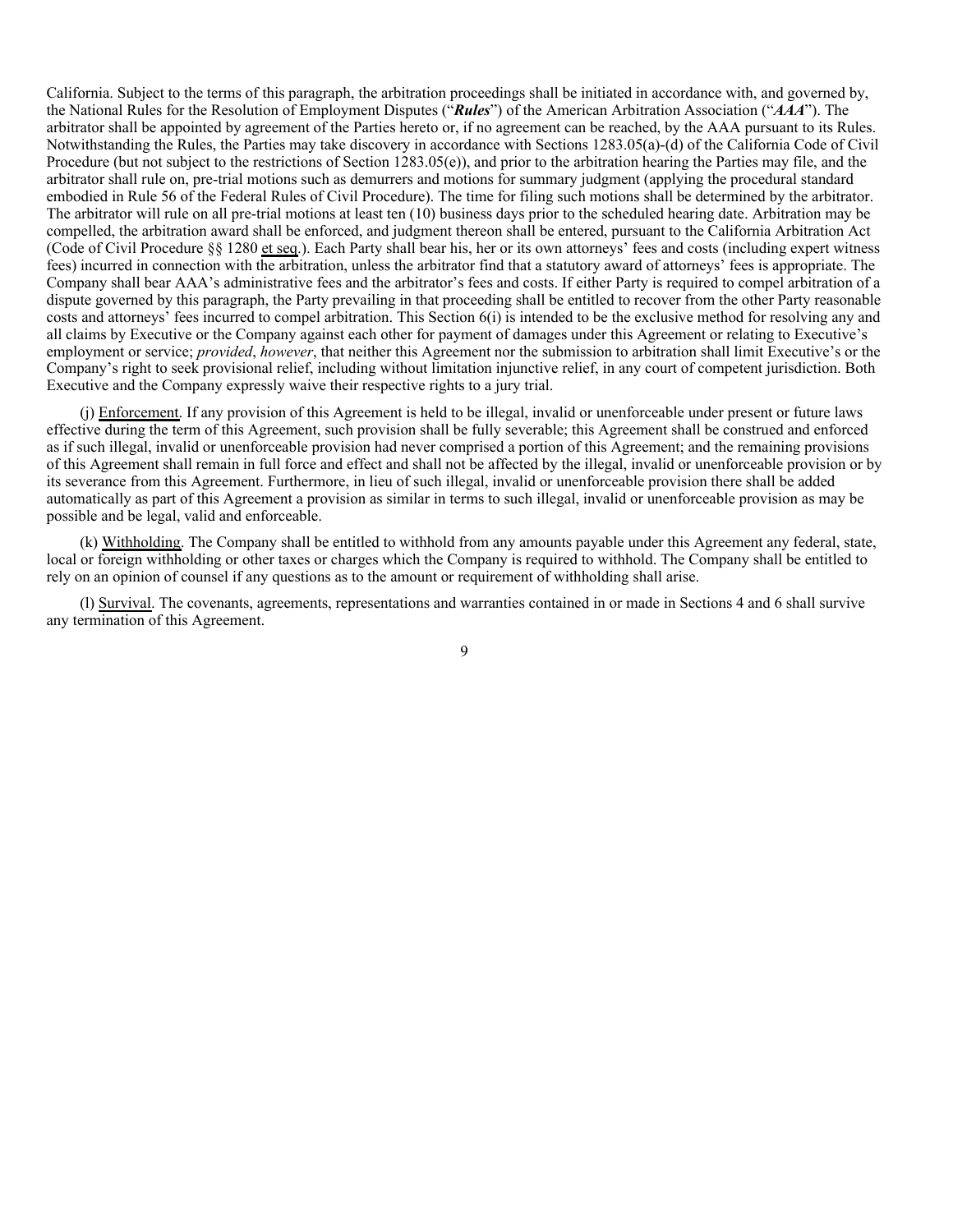California. Subject to the terms of this paragraph, the arbitration proceedings shall be initiated in accordance with, and governed by, the National Rules for the Resolution of Employment Disputes ("***Rules***") of the American Arbitration Association ("***AAA***"). The arbitrator shall be appointed by agreement of the Parties hereto or, if no agreement can be reached, by the AAA pursuant to its Rules. Notwithstanding the Rules, the Parties may take discovery in accordance with Sections 1283.05(a)-(d) of the California Code of Civil Procedure (but not subject to the restrictions of Section 1283.05(e)), and prior to the arbitration hearing the Parties may file, and the arbitrator shall rule on, pre-trial motions such as demurrers and motions for summary judgment (applying the procedural standard embodied in Rule 56 of the Federal Rules of Civil Procedure). The time for filing such motions shall be determined by the arbitrator. The arbitrator will rule on all pre-trial motions at least ten (10) business days prior to the scheduled hearing date. Arbitration may be compelled, the arbitration award shall be enforced, and judgment thereon shall be entered, pursuant to the California Arbitration Act (Code of Civil Procedure §§ 1280 et seq.). Each Party shall bear his, her or its own attorneys' fees and costs (including expert witness fees) incurred in connection with the arbitration, unless the arbitrator find that a statutory award of attorneys' fees is appropriate. The Company shall bear AAA's administrative fees and the arbitrator's fees and costs. If either Party is required to compel arbitration of a dispute governed by this paragraph, the Party prevailing in that proceeding shall be entitled to recover from the other Party reasonable costs and attorneys' fees incurred to compel arbitration. This Section 6(i) is intended to be the exclusive method for resolving any and all claims by Executive or the Company against each other for payment of damages under this Agreement or relating to Executive's employment or service; *provided*, *however*, that neither this Agreement nor the submission to arbitration shall limit Executive's or the Company's right to seek provisional relief, including without limitation injunctive relief, in any court of competent jurisdiction. Both Executive and the Company expressly waive their respective rights to a jury trial.

(j) Enforcement. If any provision of this Agreement is held to be illegal, invalid or unenforceable under present or future laws effective during the term of this Agreement, such provision shall be fully severable; this Agreement shall be construed and enforced as if such illegal, invalid or unenforceable provision had never comprised a portion of this Agreement; and the remaining provisions of this Agreement shall remain in full force and effect and shall not be affected by the illegal, invalid or unenforceable provision or by its severance from this Agreement. Furthermore, in lieu of such illegal, invalid or unenforceable provision there shall be added automatically as part of this Agreement a provision as similar in terms to such illegal, invalid or unenforceable provision as may be possible and be legal, valid and enforceable.

(k) Withholding. The Company shall be entitled to withhold from any amounts payable under this Agreement any federal, state, local or foreign withholding or other taxes or charges which the Company is required to withhold. The Company shall be entitled to rely on an opinion of counsel if any questions as to the amount or requirement of withholding shall arise.

(l) Survival. The covenants, agreements, representations and warranties contained in or made in Sections 4 and 6 shall survive any termination of this Agreement.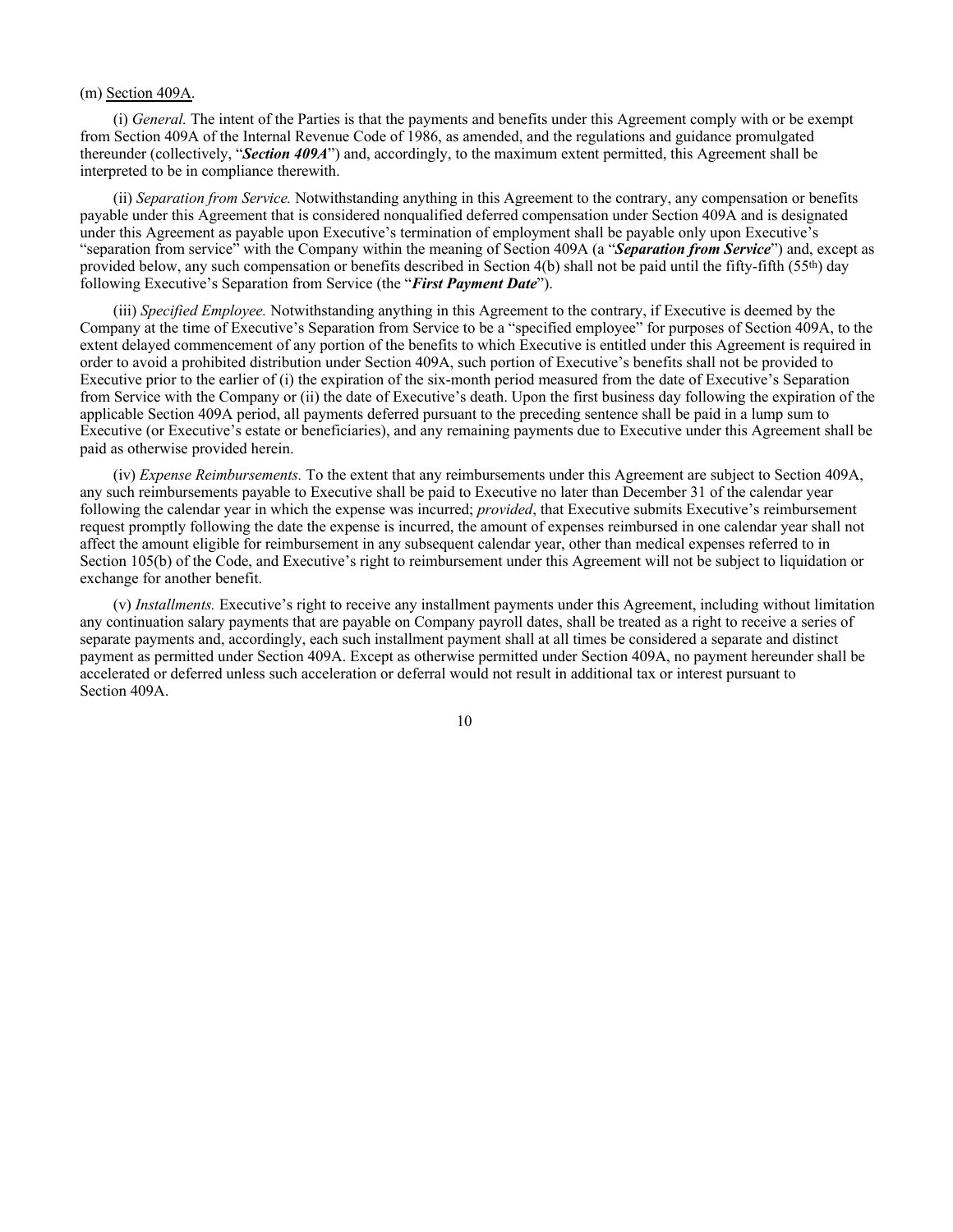(m) Section 409A.

(i) *General.* The intent of the Parties is that the payments and benefits under this Agreement comply with or be exempt from Section 409A of the Internal Revenue Code of 1986, as amended, and the regulations and guidance promulgated thereunder (collectively, "***Section 409A***") and, accordingly, to the maximum extent permitted, this Agreement shall be interpreted to be in compliance therewith.

(ii) *Separation from Service.* Notwithstanding anything in this Agreement to the contrary, any compensation or benefits payable under this Agreement that is considered nonqualified deferred compensation under Section 409A and is designated under this Agreement as payable upon Executive's termination of employment shall be payable only upon Executive's "separation from service" with the Company within the meaning of Section 409A (a "***Separation from Service***") and, except as provided below, any such compensation or benefits described in Section 4(b) shall not be paid until the fifty-fifth (55th) day following Executive's Separation from Service (the "***First Payment Date***").

(iii) *Specified Employee.* Notwithstanding anything in this Agreement to the contrary, if Executive is deemed by the Company at the time of Executive's Separation from Service to be a "specified employee" for purposes of Section 409A, to the extent delayed commencement of any portion of the benefits to which Executive is entitled under this Agreement is required in order to avoid a prohibited distribution under Section 409A, such portion of Executive's benefits shall not be provided to Executive prior to the earlier of (i) the expiration of the six-month period measured from the date of Executive's Separation from Service with the Company or (ii) the date of Executive's death. Upon the first business day following the expiration of the applicable Section 409A period, all payments deferred pursuant to the preceding sentence shall be paid in a lump sum to Executive (or Executive's estate or beneficiaries), and any remaining payments due to Executive under this Agreement shall be paid as otherwise provided herein.

(iv) *Expense Reimbursements.* To the extent that any reimbursements under this Agreement are subject to Section 409A, any such reimbursements payable to Executive shall be paid to Executive no later than December 31 of the calendar year following the calendar year in which the expense was incurred; *provided*, that Executive submits Executive's reimbursement request promptly following the date the expense is incurred, the amount of expenses reimbursed in one calendar year shall not affect the amount eligible for reimbursement in any subsequent calendar year, other than medical expenses referred to in Section 105(b) of the Code, and Executive's right to reimbursement under this Agreement will not be subject to liquidation or exchange for another benefit.

(v) *Installments.* Executive's right to receive any installment payments under this Agreement, including without limitation any continuation salary payments that are payable on Company payroll dates, shall be treated as a right to receive a series of separate payments and, accordingly, each such installment payment shall at all times be considered a separate and distinct payment as permitted under Section 409A. Except as otherwise permitted under Section 409A, no payment hereunder shall be accelerated or deferred unless such acceleration or deferral would not result in additional tax or interest pursuant to Section 409A.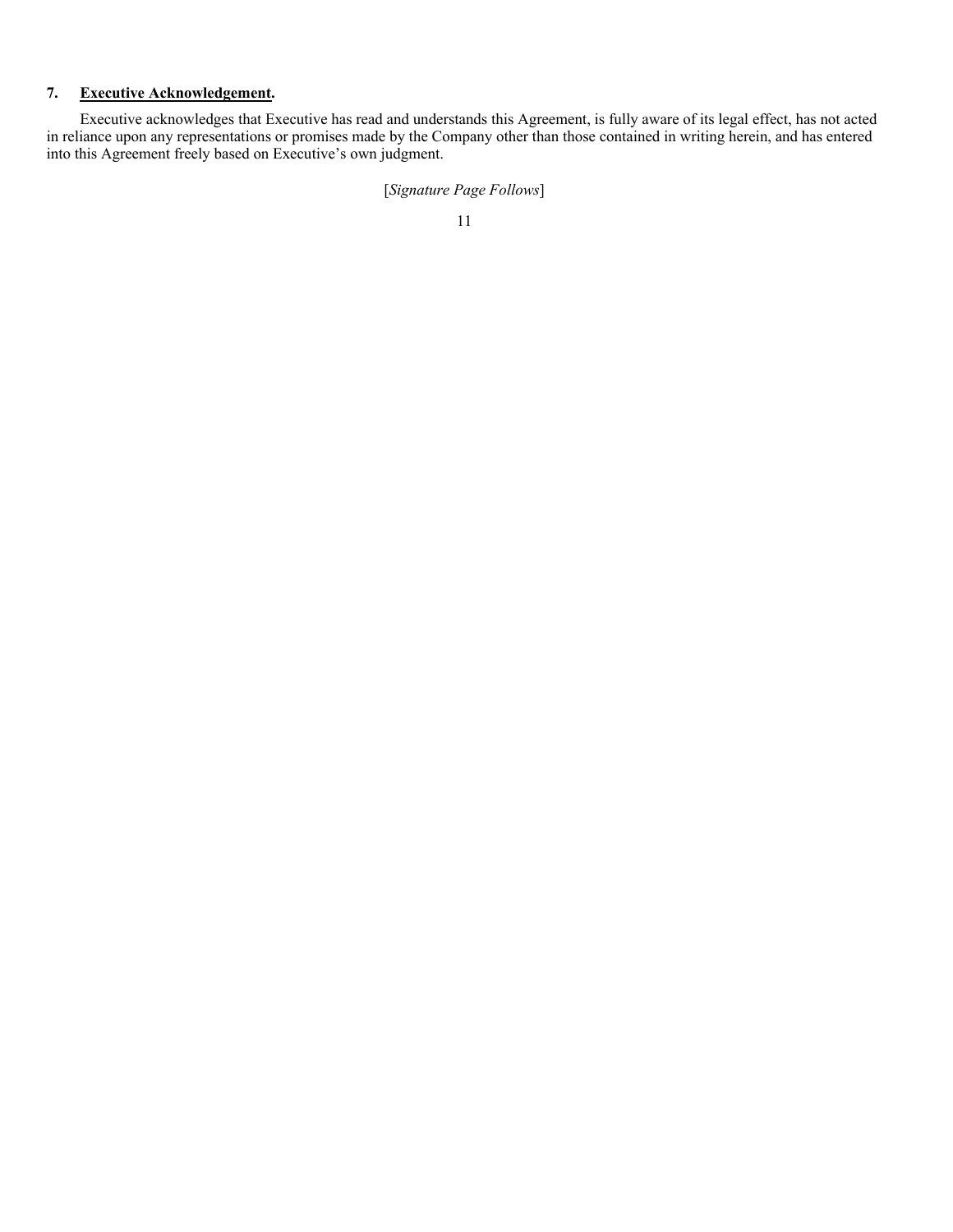**7. Executive Acknowledgement.**

Executive acknowledges that Executive has read and understands this Agreement, is fully aware of its legal effect, has not acted in reliance upon any representations or promises made by the Company other than those contained in writing herein, and has entered into this Agreement freely based on Executive's own judgment.

[*Signature Page Follows*]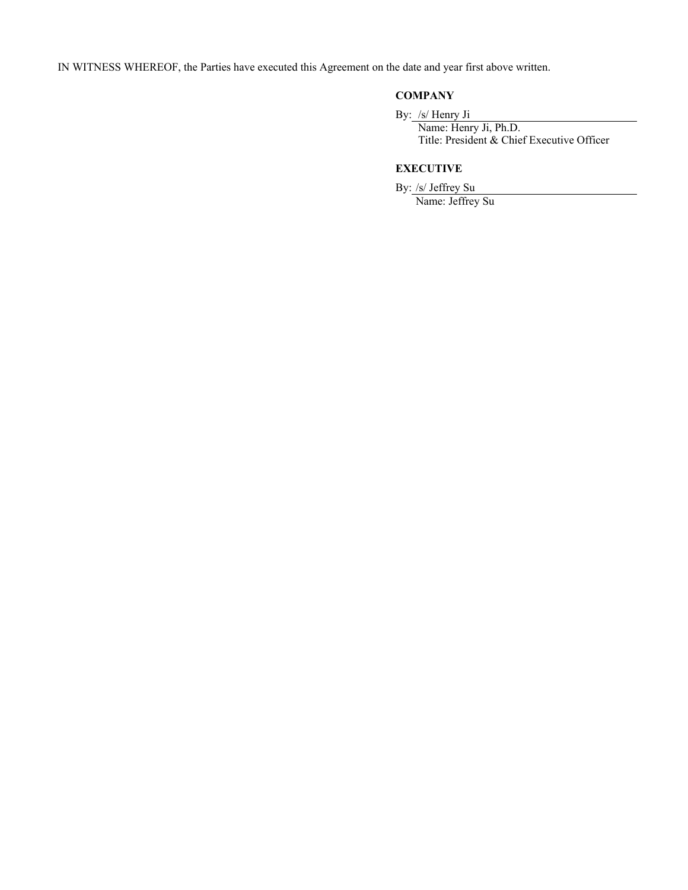IN WITNESS WHEREOF, the Parties have executed this Agreement on the date and year first above written.

**COMPANY**

By: /s/ Henry Ji
Name: Henry Ji, Ph.D.
Title: President & Chief Executive Officer

**EXECUTIVE**

By: /s/ Jeffrey Su
Name: Jeffrey Su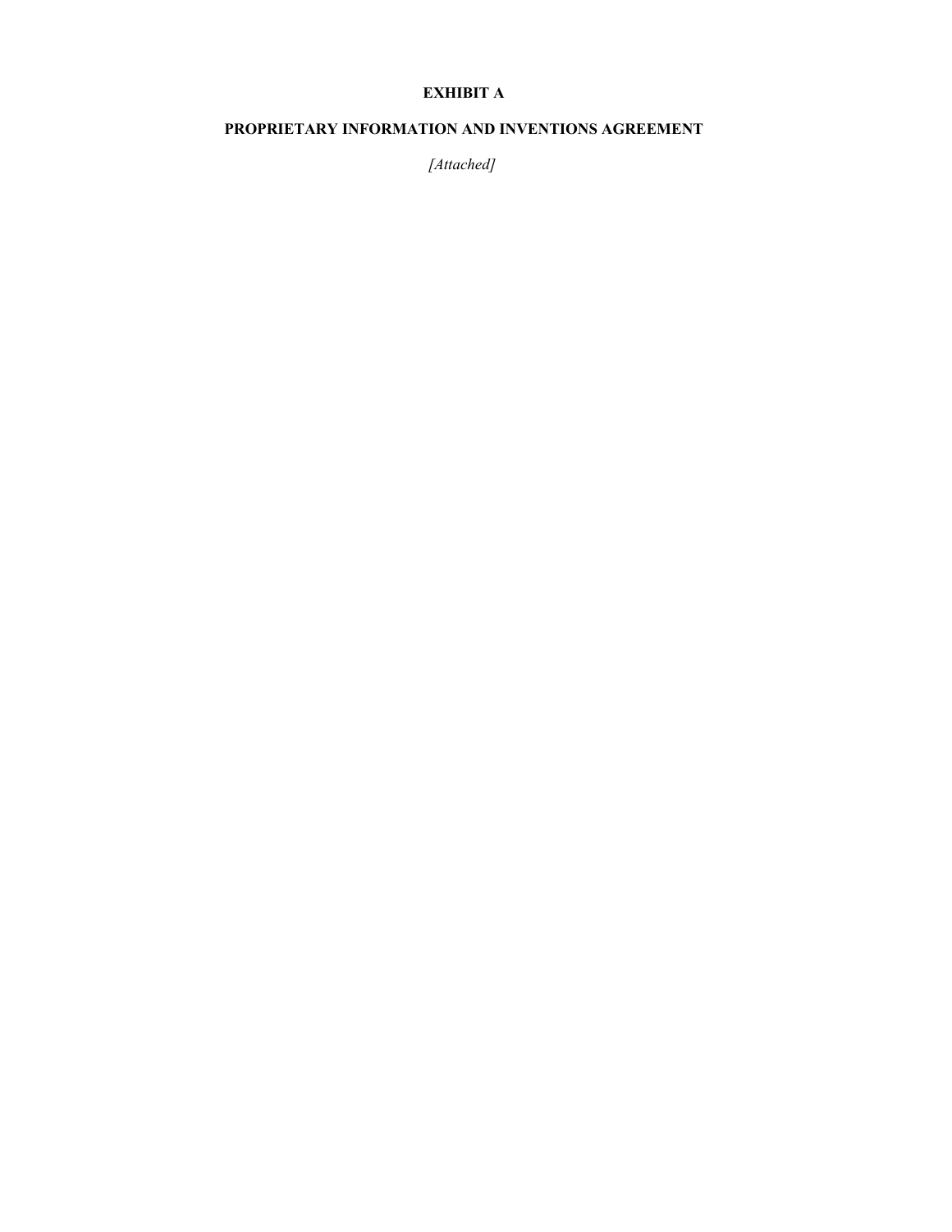# EXHIBIT A

## PROPRIETARY INFORMATION AND INVENTIONS AGREEMENT

*[Attached]*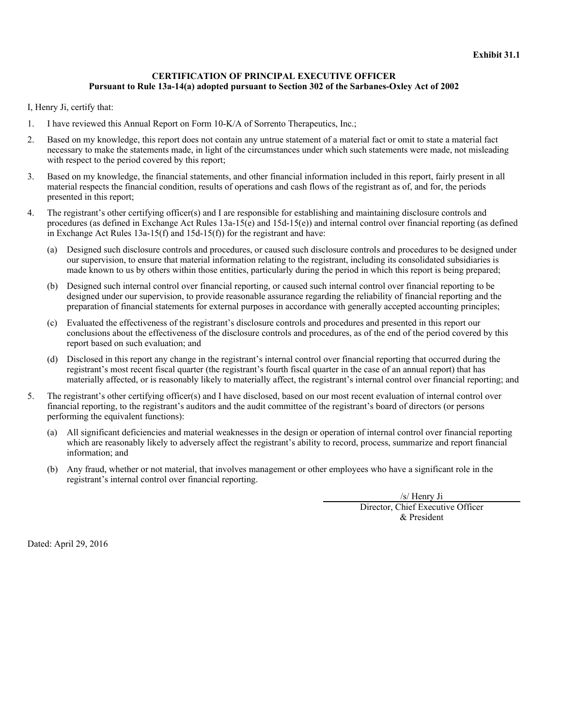**Exhibit 31.1**

**CERTIFICATION OF PRINCIPAL EXECUTIVE OFFICER**
**Pursuant to Rule 13a-14(a) adopted pursuant to Section 302 of the Sarbanes-Oxley Act of 2002**

I, Henry Ji, certify that:

1. I have reviewed this Annual Report on Form 10-K/A of Sorrento Therapeutics, Inc.;

2. Based on my knowledge, this report does not contain any untrue statement of a material fact or omit to state a material fact necessary to make the statements made, in light of the circumstances under which such statements were made, not misleading with respect to the period covered by this report;

3. Based on my knowledge, the financial statements, and other financial information included in this report, fairly present in all material respects the financial condition, results of operations and cash flows of the registrant as of, and for, the periods presented in this report;

4. The registrant's other certifying officer(s) and I are responsible for establishing and maintaining disclosure controls and procedures (as defined in Exchange Act Rules 13a-15(e) and 15d-15(e)) and internal control over financial reporting (as defined in Exchange Act Rules 13a-15(f) and 15d-15(f)) for the registrant and have:

   (a) Designed such disclosure controls and procedures, or caused such disclosure controls and procedures to be designed under our supervision, to ensure that material information relating to the registrant, including its consolidated subsidiaries is made known to us by others within those entities, particularly during the period in which this report is being prepared;

   (b) Designed such internal control over financial reporting, or caused such internal control over financial reporting to be designed under our supervision, to provide reasonable assurance regarding the reliability of financial reporting and the preparation of financial statements for external purposes in accordance with generally accepted accounting principles;

   (c) Evaluated the effectiveness of the registrant's disclosure controls and procedures and presented in this report our conclusions about the effectiveness of the disclosure controls and procedures, as of the end of the period covered by this report based on such evaluation; and

   (d) Disclosed in this report any change in the registrant's internal control over financial reporting that occurred during the registrant's most recent fiscal quarter (the registrant's fourth fiscal quarter in the case of an annual report) that has materially affected, or is reasonably likely to materially affect, the registrant's internal control over financial reporting; and

5. The registrant's other certifying officer(s) and I have disclosed, based on our most recent evaluation of internal control over financial reporting, to the registrant's auditors and the audit committee of the registrant's board of directors (or persons performing the equivalent functions):

   (a) All significant deficiencies and material weaknesses in the design or operation of internal control over financial reporting which are reasonably likely to adversely affect the registrant's ability to record, process, summarize and report financial information; and

   (b) Any fraud, whether or not material, that involves management or other employees who have a significant role in the registrant's internal control over financial reporting.

/s/ Henry Ji
Director, Chief Executive Officer
& President

Dated: April 29, 2016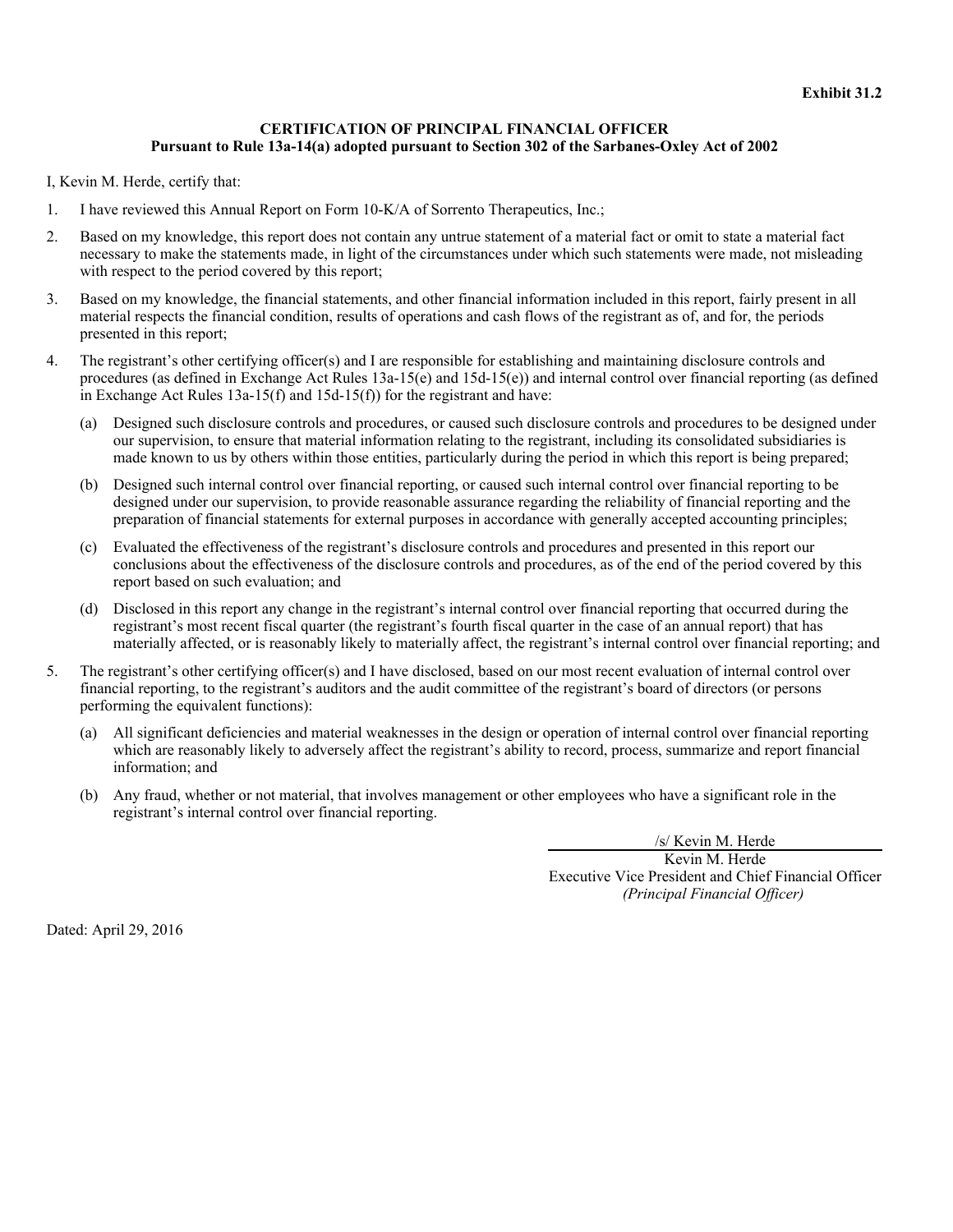**Exhibit 31.2**

**CERTIFICATION OF PRINCIPAL FINANCIAL OFFICER**
**Pursuant to Rule 13a-14(a) adopted pursuant to Section 302 of the Sarbanes-Oxley Act of 2002**

I, Kevin M. Herde, certify that:

1. I have reviewed this Annual Report on Form 10-K/A of Sorrento Therapeutics, Inc.;

2. Based on my knowledge, this report does not contain any untrue statement of a material fact or omit to state a material fact necessary to make the statements made, in light of the circumstances under which such statements were made, not misleading with respect to the period covered by this report;

3. Based on my knowledge, the financial statements, and other financial information included in this report, fairly present in all material respects the financial condition, results of operations and cash flows of the registrant as of, and for, the periods presented in this report;

4. The registrant's other certifying officer(s) and I are responsible for establishing and maintaining disclosure controls and procedures (as defined in Exchange Act Rules 13a-15(e) and 15d-15(e)) and internal control over financial reporting (as defined in Exchange Act Rules 13a-15(f) and 15d-15(f)) for the registrant and have:

   (a) Designed such disclosure controls and procedures, or caused such disclosure controls and procedures to be designed under our supervision, to ensure that material information relating to the registrant, including its consolidated subsidiaries is made known to us by others within those entities, particularly during the period in which this report is being prepared;

   (b) Designed such internal control over financial reporting, or caused such internal control over financial reporting to be designed under our supervision, to provide reasonable assurance regarding the reliability of financial reporting and the preparation of financial statements for external purposes in accordance with generally accepted accounting principles;

   (c) Evaluated the effectiveness of the registrant's disclosure controls and procedures and presented in this report our conclusions about the effectiveness of the disclosure controls and procedures, as of the end of the period covered by this report based on such evaluation; and

   (d) Disclosed in this report any change in the registrant's internal control over financial reporting that occurred during the registrant's most recent fiscal quarter (the registrant's fourth fiscal quarter in the case of an annual report) that has materially affected, or is reasonably likely to materially affect, the registrant's internal control over financial reporting; and

5. The registrant's other certifying officer(s) and I have disclosed, based on our most recent evaluation of internal control over financial reporting, to the registrant's auditors and the audit committee of the registrant's board of directors (or persons performing the equivalent functions):

   (a) All significant deficiencies and material weaknesses in the design or operation of internal control over financial reporting which are reasonably likely to adversely affect the registrant's ability to record, process, summarize and report financial information; and

   (b) Any fraud, whether or not material, that involves management or other employees who have a significant role in the registrant's internal control over financial reporting.

/s/ Kevin M. Herde
Kevin M. Herde
Executive Vice President and Chief Financial Officer
*(Principal Financial Officer)*

Dated: April 29, 2016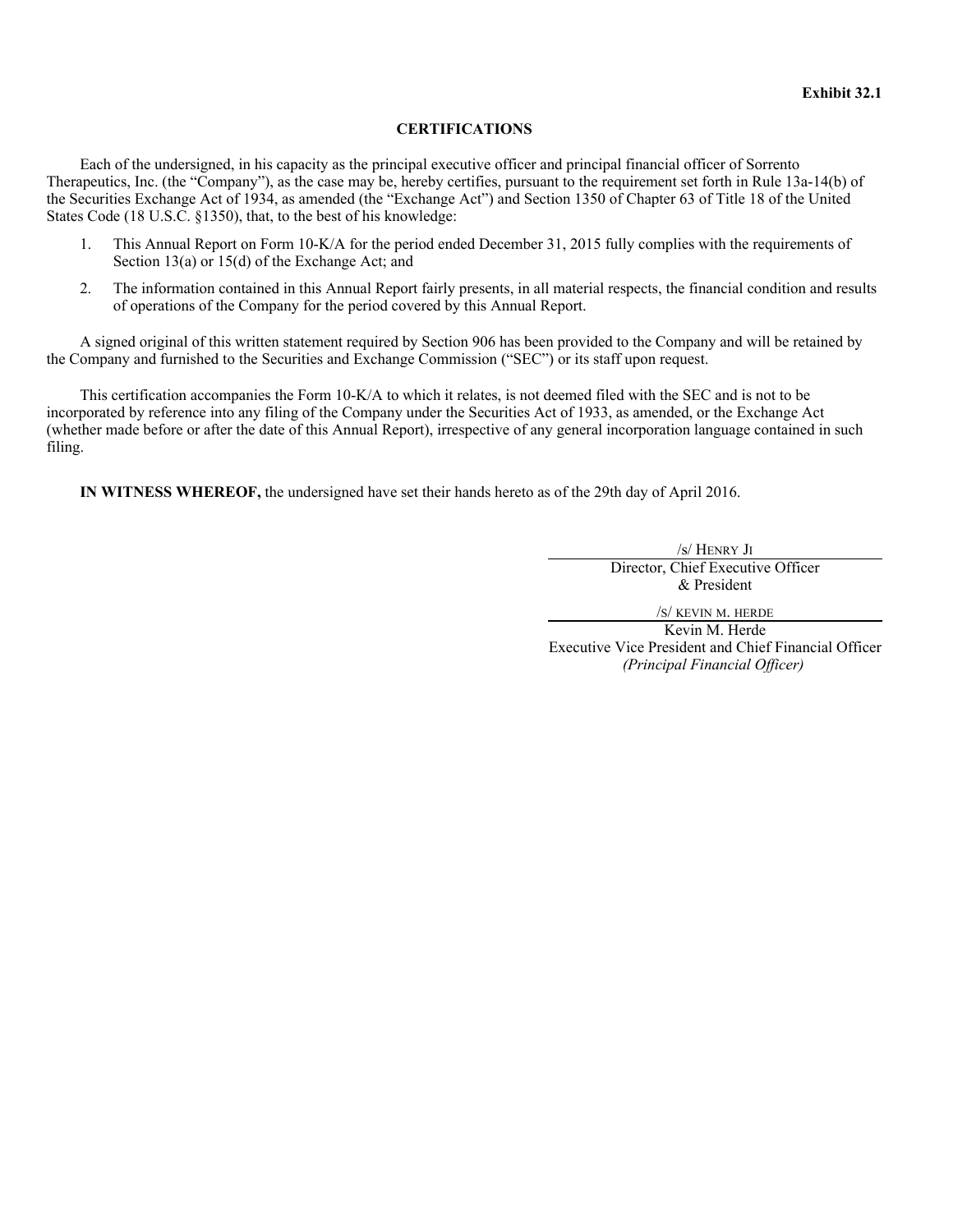**Exhibit 32.1**

**CERTIFICATIONS**

Each of the undersigned, in his capacity as the principal executive officer and principal financial officer of Sorrento Therapeutics, Inc. (the "Company"), as the case may be, hereby certifies, pursuant to the requirement set forth in Rule 13a-14(b) of the Securities Exchange Act of 1934, as amended (the "Exchange Act") and Section 1350 of Chapter 63 of Title 18 of the United States Code (18 U.S.C. §1350), that, to the best of his knowledge:

1. This Annual Report on Form 10-K/A for the period ended December 31, 2015 fully complies with the requirements of Section 13(a) or 15(d) of the Exchange Act; and
2. The information contained in this Annual Report fairly presents, in all material respects, the financial condition and results of operations of the Company for the period covered by this Annual Report.

A signed original of this written statement required by Section 906 has been provided to the Company and will be retained by the Company and furnished to the Securities and Exchange Commission ("SEC") or its staff upon request.

This certification accompanies the Form 10-K/A to which it relates, is not deemed filed with the SEC and is not to be incorporated by reference into any filing of the Company under the Securities Act of 1933, as amended, or the Exchange Act (whether made before or after the date of this Annual Report), irrespective of any general incorporation language contained in such filing.

**IN WITNESS WHEREOF,** the undersigned have set their hands hereto as of the 29th day of April 2016.

/s/ Henry Ji
Director, Chief Executive Officer
& President

/s/ kevin m. herde
Kevin M. Herde
Executive Vice President and Chief Financial Officer
*(Principal Financial Officer)*